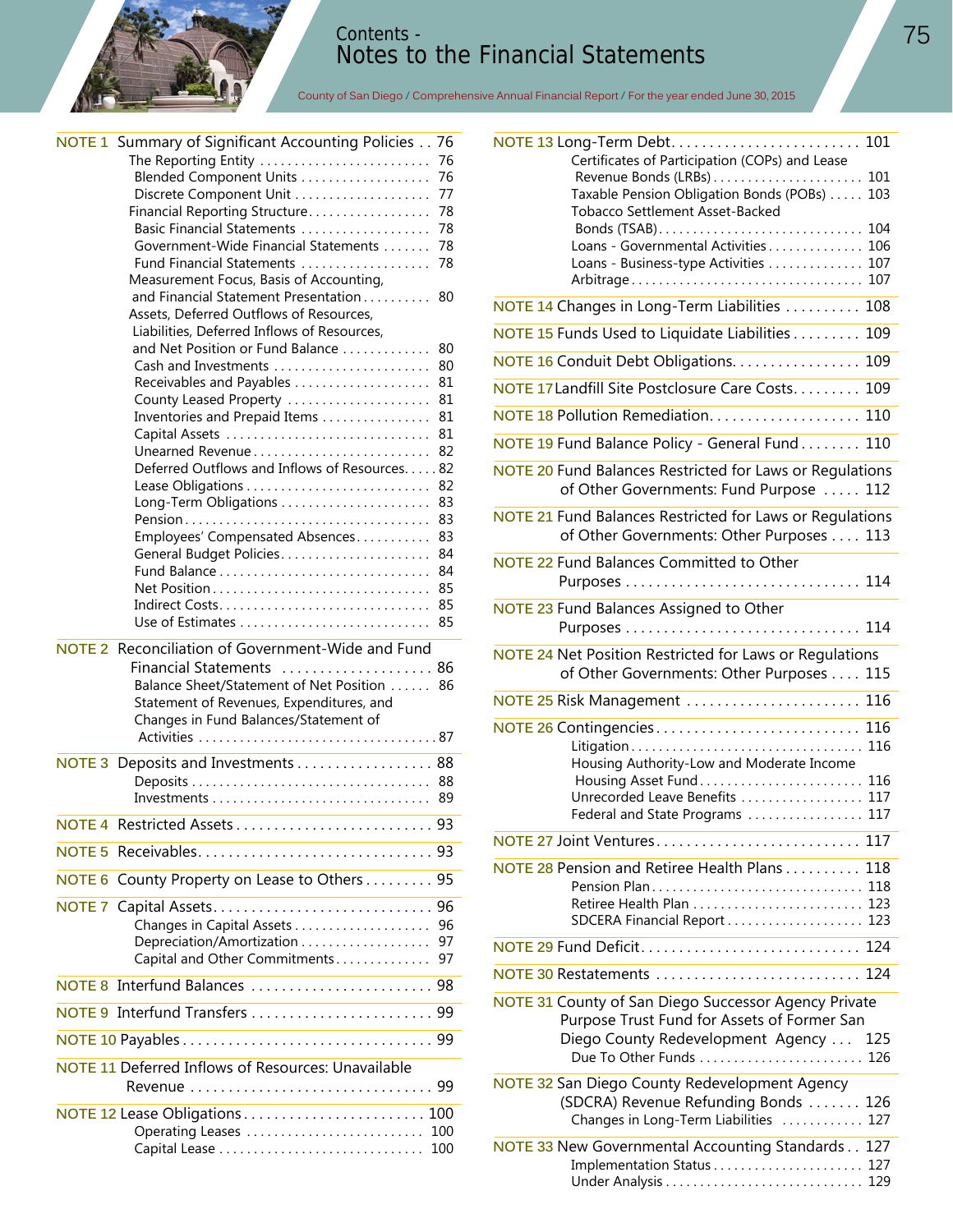# Contents - Notes to the Financial Statements

County of San Diego / Comprehensive Annual Financial Report / For the year ended June 30, 2015

**NOTE 1** Summary of Significant Accounting Policies . . 76
- The Reporting Entity . . . . . 76
  - Blended Component Units . . . . . 76
  - Discrete Component Unit . . . . . 77
- Financial Reporting Structure . . . . . 78
  - Basic Financial Statements . . . . . 78
  - Government-Wide Financial Statements . . . . . 78
  - Fund Financial Statements . . . . . 78
- Measurement Focus, Basis of Accounting, and Financial Statement Presentation . . . . . 80
- Assets, Deferred Outflows of Resources, Liabilities, Deferred Inflows of Resources, and Net Position or Fund Balance . . . . . 80
  - Cash and Investments . . . . . 80
  - Receivables and Payables . . . . . 81
  - County Leased Property . . . . . 81
  - Inventories and Prepaid Items . . . . . 81
  - Capital Assets . . . . . 81
  - Unearned Revenue . . . . . 82
  - Deferred Outflows and Inflows of Resources . . . . . 82
  - Lease Obligations . . . . . 82
  - Long-Term Obligations . . . . . 83
  - Pension . . . . . 83
  - Employees' Compensated Absences . . . . . 83
  - General Budget Policies . . . . . 84
  - Fund Balance . . . . . 84
  - Net Position . . . . . 85
  - Indirect Costs . . . . . 85
  - Use of Estimates . . . . . 85

**NOTE 2** Reconciliation of Government-Wide and Fund Financial Statements . . . . . 86
- Balance Sheet/Statement of Net Position . . . . . 86
- Statement of Revenues, Expenditures, and Changes in Fund Balances/Statement of Activities . . . . . 87

**NOTE 3** Deposits and Investments . . . . . 88
- Deposits . . . . . 88
- Investments . . . . . 89

**NOTE 4** Restricted Assets . . . . . 93

**NOTE 5** Receivables . . . . . 93

**NOTE 6** County Property on Lease to Others . . . . . 95

**NOTE 7** Capital Assets . . . . . 96
- Changes in Capital Assets . . . . . 96
- Depreciation/Amortization . . . . . 97
- Capital and Other Commitments . . . . . 97

**NOTE 8** Interfund Balances . . . . . 98

**NOTE 9** Interfund Transfers . . . . . 99

**NOTE 10** Payables . . . . . 99

**NOTE 11** Deferred Inflows of Resources: Unavailable Revenue . . . . . 99

**NOTE 12** Lease Obligations . . . . . 100
- Operating Leases . . . . . 100
- Capital Lease . . . . . 100

**NOTE 13** Long-Term Debt . . . . . 101
- Certificates of Participation (COPs) and Lease Revenue Bonds (LRBs) . . . . . 101
- Taxable Pension Obligation Bonds (POBs) . . . . . 103
- Tobacco Settlement Asset-Backed Bonds (TSAB) . . . . . 104
- Loans - Governmental Activities . . . . . 106
- Loans - Business-type Activities . . . . . 107
- Arbitrage . . . . . 107

**NOTE 14** Changes in Long-Term Liabilities . . . . . 108

**NOTE 15** Funds Used to Liquidate Liabilities . . . . . 109

**NOTE 16** Conduit Debt Obligations . . . . . 109

**NOTE 17** Landfill Site Postclosure Care Costs . . . . . 109

**NOTE 18** Pollution Remediation . . . . . 110

**NOTE 19** Fund Balance Policy - General Fund . . . . . 110

**NOTE 20** Fund Balances Restricted for Laws or Regulations of Other Governments: Fund Purpose . . . . . 112

**NOTE 21** Fund Balances Restricted for Laws or Regulations of Other Governments: Other Purposes . . . . . 113

**NOTE 22** Fund Balances Committed to Other Purposes . . . . . 114

**NOTE 23** Fund Balances Assigned to Other Purposes . . . . . 114

**NOTE 24** Net Position Restricted for Laws or Regulations of Other Governments: Other Purposes . . . . . 115

**NOTE 25** Risk Management . . . . . 116

**NOTE 26** Contingencies . . . . . 116
- Litigation . . . . . 116
- Housing Authority-Low and Moderate Income Housing Asset Fund . . . . . 116
- Unrecorded Leave Benefits . . . . . 117
- Federal and State Programs . . . . . 117

**NOTE 27** Joint Ventures . . . . . 117

**NOTE 28** Pension and Retiree Health Plans . . . . . 118
- Pension Plan . . . . . 118
- Retiree Health Plan . . . . . 123
- SDCERA Financial Report . . . . . 123

**NOTE 29** Fund Deficit . . . . . 124

**NOTE 30** Restatements . . . . . 124

**NOTE 31** County of San Diego Successor Agency Private Purpose Trust Fund for Assets of Former San Diego County Redevelopment Agency . . . 125
- Due To Other Funds . . . . . 126

**NOTE 32** San Diego County Redevelopment Agency (SDCRA) Revenue Refunding Bonds . . . . . 126
- Changes in Long-Term Liabilities . . . . . 127

**NOTE 33** New Governmental Accounting Standards . . 127
- Implementation Status . . . . . 127
- Under Analysis . . . . . 129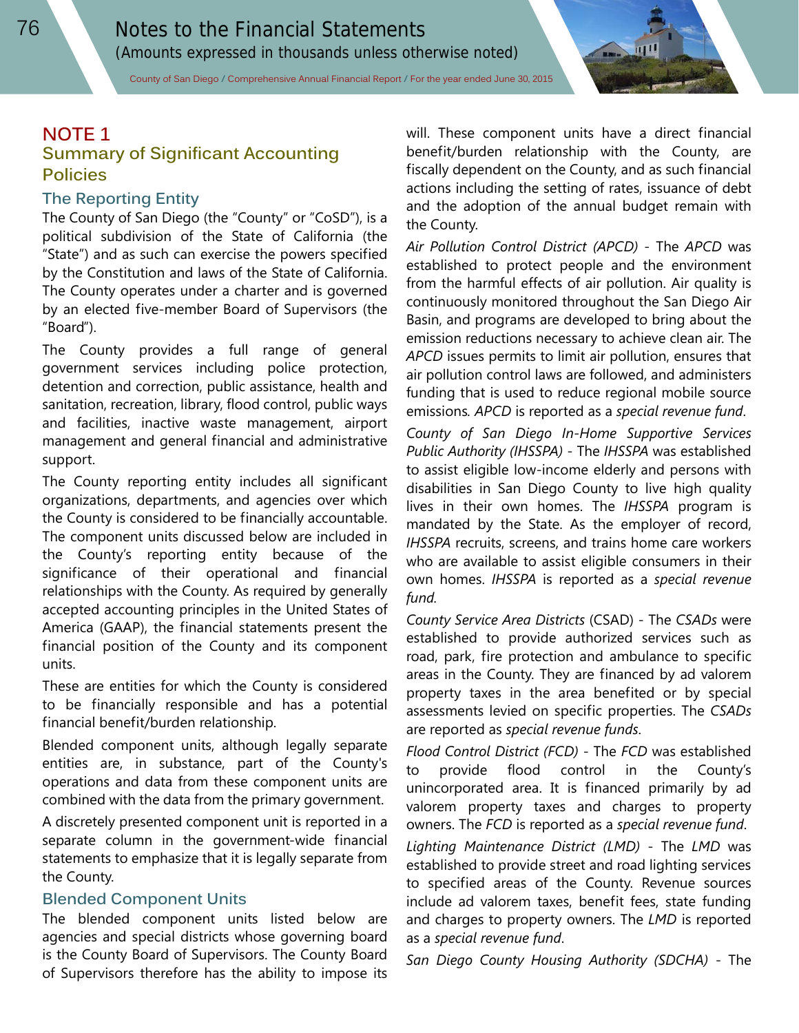# NOTE 1

## Summary of Significant Accounting Policies

### The Reporting Entity

The County of San Diego (the "County" or "CoSD"), is a political subdivision of the State of California (the "State") and as such can exercise the powers specified by the Constitution and laws of the State of California. The County operates under a charter and is governed by an elected five-member Board of Supervisors (the "Board").

The County provides a full range of general government services including police protection, detention and correction, public assistance, health and sanitation, recreation, library, flood control, public ways and facilities, inactive waste management, airport management and general financial and administrative support.

The County reporting entity includes all significant organizations, departments, and agencies over which the County is considered to be financially accountable. The component units discussed below are included in the County's reporting entity because of the significance of their operational and financial relationships with the County. As required by generally accepted accounting principles in the United States of America (GAAP), the financial statements present the financial position of the County and its component units.

These are entities for which the County is considered to be financially responsible and has a potential financial benefit/burden relationship.

Blended component units, although legally separate entities are, in substance, part of the County's operations and data from these component units are combined with the data from the primary government.

A discretely presented component unit is reported in a separate column in the government-wide financial statements to emphasize that it is legally separate from the County.

### Blended Component Units

The blended component units listed below are agencies and special districts whose governing board is the County Board of Supervisors. The County Board of Supervisors therefore has the ability to impose its will. These component units have a direct financial benefit/burden relationship with the County, are fiscally dependent on the County, and as such financial actions including the setting of rates, issuance of debt and the adoption of the annual budget remain with the County.

*Air Pollution Control District (APCD)* - The *APCD* was established to protect people and the environment from the harmful effects of air pollution. Air quality is continuously monitored throughout the San Diego Air Basin, and programs are developed to bring about the emission reductions necessary to achieve clean air. The *APCD* issues permits to limit air pollution, ensures that air pollution control laws are followed, and administers funding that is used to reduce regional mobile source emissions. *APCD* is reported as a *special revenue fund*.

*County of San Diego In-Home Supportive Services Public Authority (IHSSPA)* - The *IHSSPA* was established to assist eligible low-income elderly and persons with disabilities in San Diego County to live high quality lives in their own homes. The *IHSSPA* program is mandated by the State. As the employer of record, *IHSSPA* recruits, screens, and trains home care workers who are available to assist eligible consumers in their own homes. *IHSSPA* is reported as a *special revenue fund*.

*County Service Area Districts* (CSAD) - The *CSADs* were established to provide authorized services such as road, park, fire protection and ambulance to specific areas in the County. They are financed by ad valorem property taxes in the area benefited or by special assessments levied on specific properties. The *CSADs* are reported as *special revenue funds*.

*Flood Control District (FCD)* - The *FCD* was established to provide flood control in the County's unincorporated area. It is financed primarily by ad valorem property taxes and charges to property owners. The *FCD* is reported as a *special revenue fund*.

*Lighting Maintenance District (LMD)* - The *LMD* was established to provide street and road lighting services to specified areas of the County. Revenue sources include ad valorem taxes, benefit fees, state funding and charges to property owners. The *LMD* is reported as a *special revenue fund*.

*San Diego County Housing Authority (SDCHA)* - The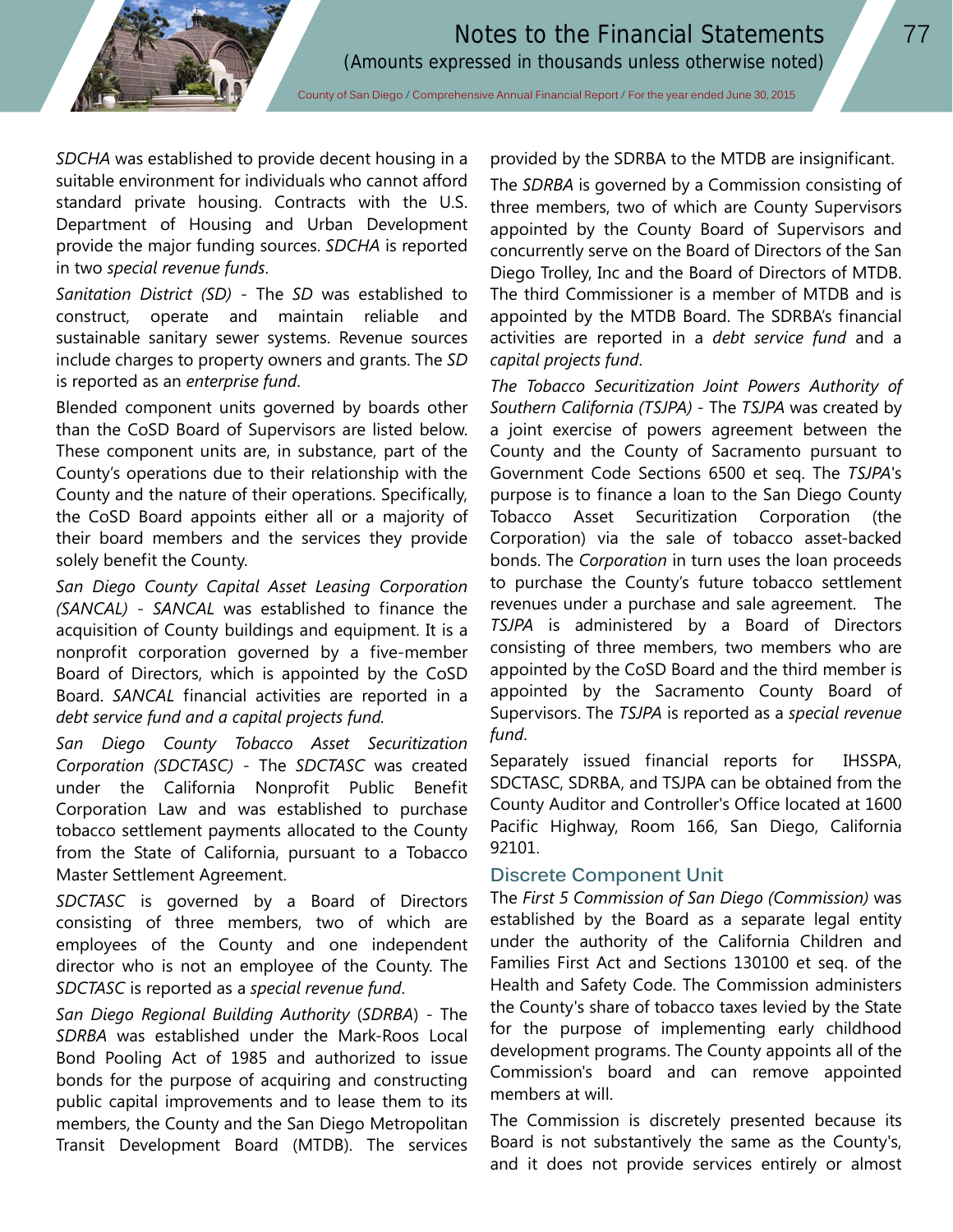*SDCHA* was established to provide decent housing in a suitable environment for individuals who cannot afford standard private housing. Contracts with the U.S. Department of Housing and Urban Development provide the major funding sources. *SDCHA* is reported in two *special revenue funds*.

*Sanitation District (SD)* - The *SD* was established to construct, operate and maintain reliable and sustainable sanitary sewer systems. Revenue sources include charges to property owners and grants. The *SD* is reported as an *enterprise fund*.

Blended component units governed by boards other than the CoSD Board of Supervisors are listed below. These component units are, in substance, part of the County's operations due to their relationship with the County and the nature of their operations. Specifically, the CoSD Board appoints either all or a majority of their board members and the services they provide solely benefit the County.

*San Diego County Capital Asset Leasing Corporation (SANCAL)* - *SANCAL* was established to finance the acquisition of County buildings and equipment. It is a nonprofit corporation governed by a five-member Board of Directors, which is appointed by the CoSD Board. *SANCAL* financial activities are reported in a *debt service fund and a capital projects fund.*

*San Diego County Tobacco Asset Securitization Corporation (SDCTASC)* - The *SDCTASC* was created under the California Nonprofit Public Benefit Corporation Law and was established to purchase tobacco settlement payments allocated to the County from the State of California, pursuant to a Tobacco Master Settlement Agreement.

*SDCTASC* is governed by a Board of Directors consisting of three members, two of which are employees of the County and one independent director who is not an employee of the County. The *SDCTASC* is reported as a *special revenue fund*.

*San Diego Regional Building Authority* (*SDRBA*) - The *SDRBA* was established under the Mark-Roos Local Bond Pooling Act of 1985 and authorized to issue bonds for the purpose of acquiring and constructing public capital improvements and to lease them to its members, the County and the San Diego Metropolitan Transit Development Board (MTDB). The services provided by the SDRBA to the MTDB are insignificant.

The *SDRBA* is governed by a Commission consisting of three members, two of which are County Supervisors appointed by the County Board of Supervisors and concurrently serve on the Board of Directors of the San Diego Trolley, Inc and the Board of Directors of MTDB. The third Commissioner is a member of MTDB and is appointed by the MTDB Board. The SDRBA's financial activities are reported in a *debt service fund* and a *capital projects fund*.

*The Tobacco Securitization Joint Powers Authority of Southern California (TSJPA)* - The *TSJPA* was created by a joint exercise of powers agreement between the County and the County of Sacramento pursuant to Government Code Sections 6500 et seq. The *TSJPA*'s purpose is to finance a loan to the San Diego County Tobacco Asset Securitization Corporation (the Corporation) via the sale of tobacco asset-backed bonds. The *Corporation* in turn uses the loan proceeds to purchase the County's future tobacco settlement revenues under a purchase and sale agreement. The *TSJPA* is administered by a Board of Directors consisting of three members, two members who are appointed by the CoSD Board and the third member is appointed by the Sacramento County Board of Supervisors. The *TSJPA* is reported as a *special revenue fund*.

Separately issued financial reports for IHSSPA, SDCTASC, SDRBA, and TSJPA can be obtained from the County Auditor and Controller's Office located at 1600 Pacific Highway, Room 166, San Diego, California 92101.

### Discrete Component Unit

The *First 5 Commission of San Diego (Commission)* was established by the Board as a separate legal entity under the authority of the California Children and Families First Act and Sections 130100 et seq. of the Health and Safety Code. The Commission administers the County's share of tobacco taxes levied by the State for the purpose of implementing early childhood development programs. The County appoints all of the Commission's board and can remove appointed members at will.

The Commission is discretely presented because its Board is not substantively the same as the County's, and it does not provide services entirely or almost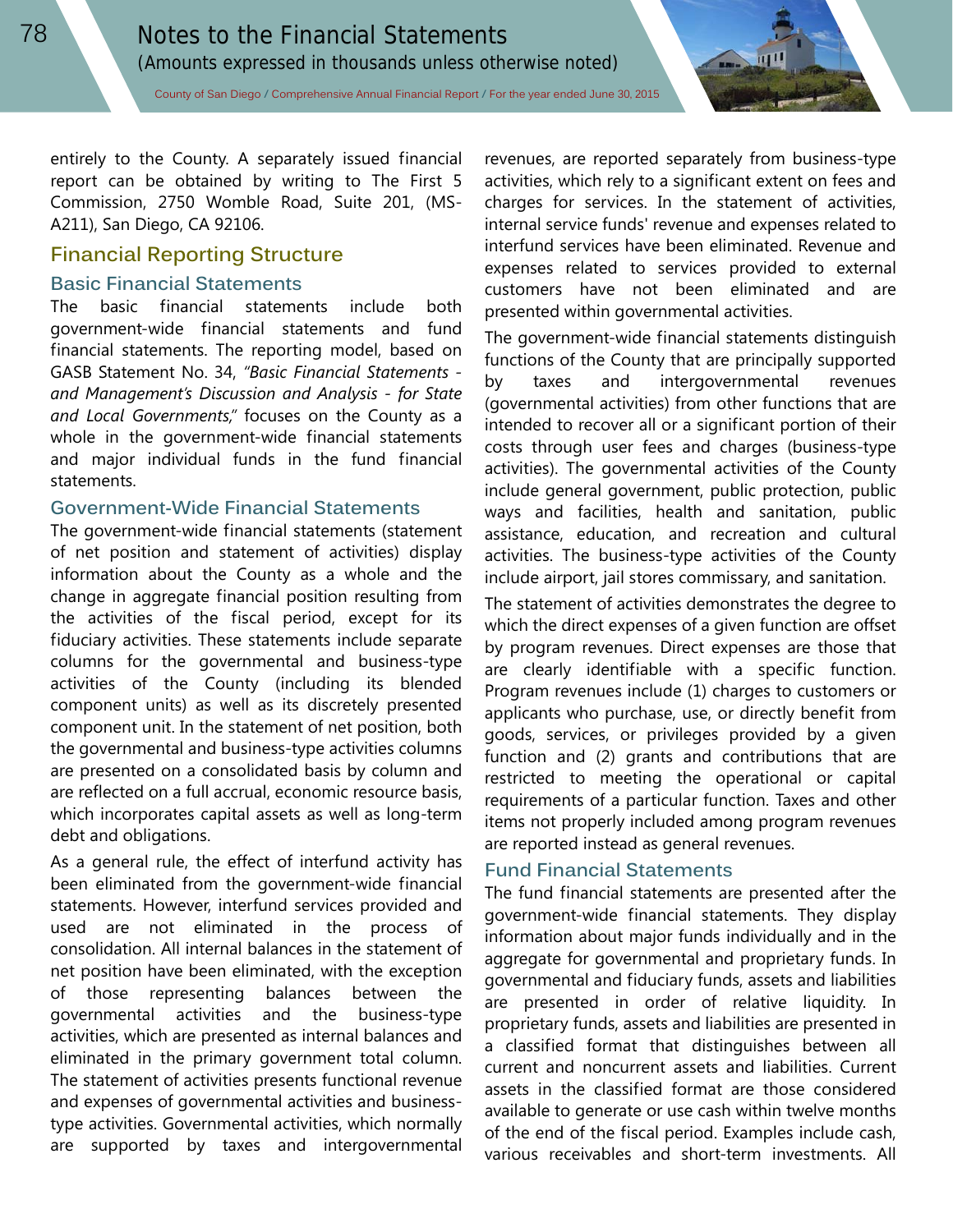entirely to the County. A separately issued financial report can be obtained by writing to The First 5 Commission, 2750 Womble Road, Suite 201, (MS-A211), San Diego, CA 92106.

## Financial Reporting Structure

### Basic Financial Statements

The basic financial statements include both government-wide financial statements and fund financial statements. The reporting model, based on GASB Statement No. 34, *"Basic Financial Statements - and Management's Discussion and Analysis - for State and Local Governments,"* focuses on the County as a whole in the government-wide financial statements and major individual funds in the fund financial statements.

### Government-Wide Financial Statements

The government-wide financial statements (statement of net position and statement of activities) display information about the County as a whole and the change in aggregate financial position resulting from the activities of the fiscal period, except for its fiduciary activities. These statements include separate columns for the governmental and business-type activities of the County (including its blended component units) as well as its discretely presented component unit. In the statement of net position, both the governmental and business-type activities columns are presented on a consolidated basis by column and are reflected on a full accrual, economic resource basis, which incorporates capital assets as well as long-term debt and obligations.

As a general rule, the effect of interfund activity has been eliminated from the government-wide financial statements. However, interfund services provided and used are not eliminated in the process of consolidation. All internal balances in the statement of net position have been eliminated, with the exception of those representing balances between the governmental activities and the business-type activities, which are presented as internal balances and eliminated in the primary government total column. The statement of activities presents functional revenue and expenses of governmental activities and business-type activities. Governmental activities, which normally are supported by taxes and intergovernmental revenues, are reported separately from business-type activities, which rely to a significant extent on fees and charges for services. In the statement of activities, internal service funds' revenue and expenses related to interfund services have been eliminated. Revenue and expenses related to services provided to external customers have not been eliminated and are presented within governmental activities.

The government-wide financial statements distinguish functions of the County that are principally supported by taxes and intergovernmental revenues (governmental activities) from other functions that are intended to recover all or a significant portion of their costs through user fees and charges (business-type activities). The governmental activities of the County include general government, public protection, public ways and facilities, health and sanitation, public assistance, education, and recreation and cultural activities. The business-type activities of the County include airport, jail stores commissary, and sanitation.

The statement of activities demonstrates the degree to which the direct expenses of a given function are offset by program revenues. Direct expenses are those that are clearly identifiable with a specific function. Program revenues include (1) charges to customers or applicants who purchase, use, or directly benefit from goods, services, or privileges provided by a given function and (2) grants and contributions that are restricted to meeting the operational or capital requirements of a particular function. Taxes and other items not properly included among program revenues are reported instead as general revenues.

### Fund Financial Statements

The fund financial statements are presented after the government-wide financial statements. They display information about major funds individually and in the aggregate for governmental and proprietary funds. In governmental and fiduciary funds, assets and liabilities are presented in order of relative liquidity. In proprietary funds, assets and liabilities are presented in a classified format that distinguishes between all current and noncurrent assets and liabilities. Current assets in the classified format are those considered available to generate or use cash within twelve months of the end of the fiscal period. Examples include cash, various receivables and short-term investments. All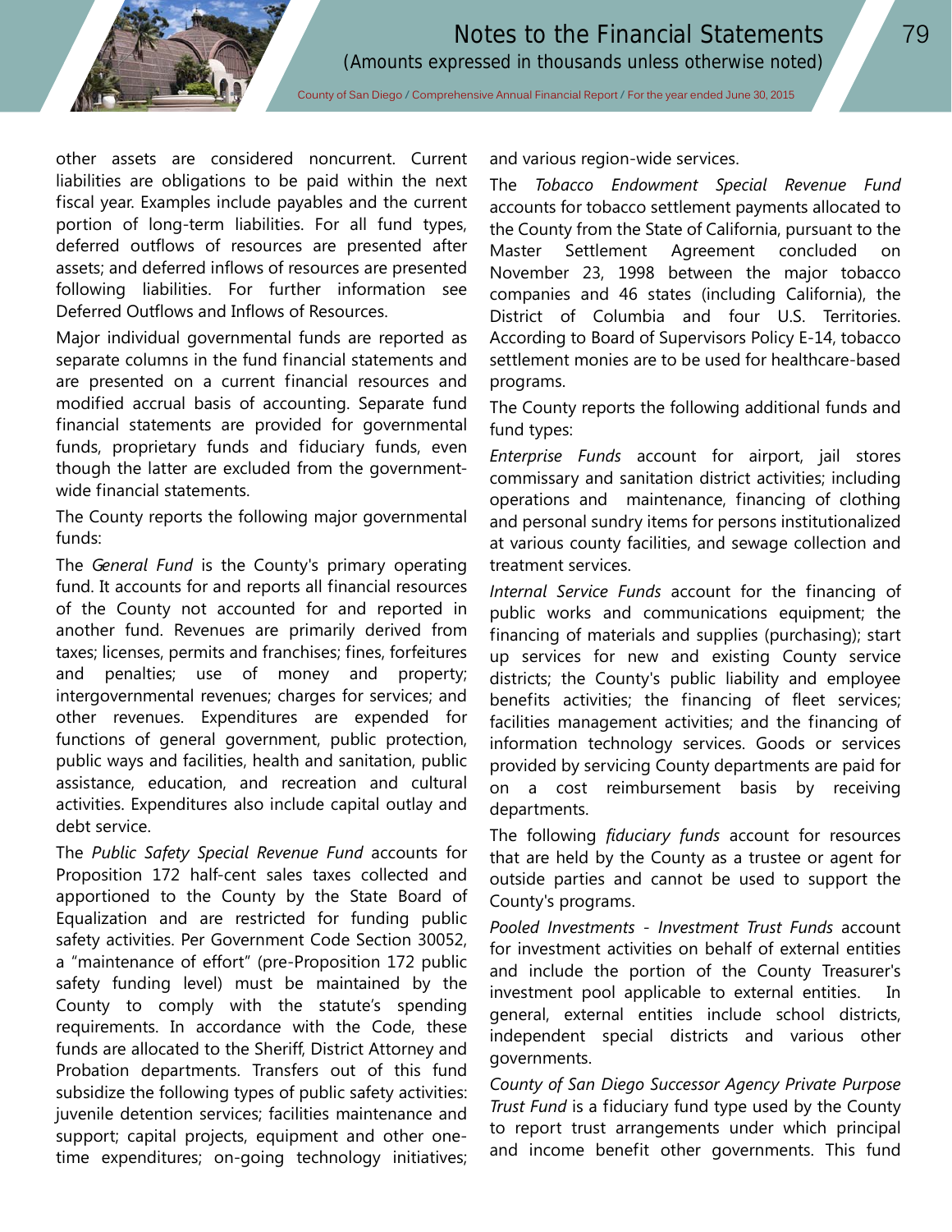other assets are considered noncurrent. Current liabilities are obligations to be paid within the next fiscal year. Examples include payables and the current portion of long-term liabilities. For all fund types, deferred outflows of resources are presented after assets; and deferred inflows of resources are presented following liabilities. For further information see Deferred Outflows and Inflows of Resources.

Major individual governmental funds are reported as separate columns in the fund financial statements and are presented on a current financial resources and modified accrual basis of accounting. Separate fund financial statements are provided for governmental funds, proprietary funds and fiduciary funds, even though the latter are excluded from the government-wide financial statements.

The County reports the following major governmental funds:

The *General Fund* is the County's primary operating fund. It accounts for and reports all financial resources of the County not accounted for and reported in another fund. Revenues are primarily derived from taxes; licenses, permits and franchises; fines, forfeitures and penalties; use of money and property; intergovernmental revenues; charges for services; and other revenues. Expenditures are expended for functions of general government, public protection, public ways and facilities, health and sanitation, public assistance, education, and recreation and cultural activities. Expenditures also include capital outlay and debt service.

The *Public Safety Special Revenue Fund* accounts for Proposition 172 half-cent sales taxes collected and apportioned to the County by the State Board of Equalization and are restricted for funding public safety activities. Per Government Code Section 30052, a "maintenance of effort" (pre-Proposition 172 public safety funding level) must be maintained by the County to comply with the statute's spending requirements. In accordance with the Code, these funds are allocated to the Sheriff, District Attorney and Probation departments. Transfers out of this fund subsidize the following types of public safety activities: juvenile detention services; facilities maintenance and support; capital projects, equipment and other one-time expenditures; on-going technology initiatives; and various region-wide services.

The *Tobacco Endowment Special Revenue Fund* accounts for tobacco settlement payments allocated to the County from the State of California, pursuant to the Master Settlement Agreement concluded on November 23, 1998 between the major tobacco companies and 46 states (including California), the District of Columbia and four U.S. Territories. According to Board of Supervisors Policy E-14, tobacco settlement monies are to be used for healthcare-based programs.

The County reports the following additional funds and fund types:

*Enterprise Funds* account for airport, jail stores commissary and sanitation district activities; including operations and maintenance, financing of clothing and personal sundry items for persons institutionalized at various county facilities, and sewage collection and treatment services.

*Internal Service Funds* account for the financing of public works and communications equipment; the financing of materials and supplies (purchasing); start up services for new and existing County service districts; the County's public liability and employee benefits activities; the financing of fleet services; facilities management activities; and the financing of information technology services. Goods or services provided by servicing County departments are paid for on a cost reimbursement basis by receiving departments.

The following *fiduciary funds* account for resources that are held by the County as a trustee or agent for outside parties and cannot be used to support the County's programs.

*Pooled Investments - Investment Trust Funds* account for investment activities on behalf of external entities and include the portion of the County Treasurer's investment pool applicable to external entities. In general, external entities include school districts, independent special districts and various other governments.

*County of San Diego Successor Agency Private Purpose Trust Fund* is a fiduciary fund type used by the County to report trust arrangements under which principal and income benefit other governments. This fund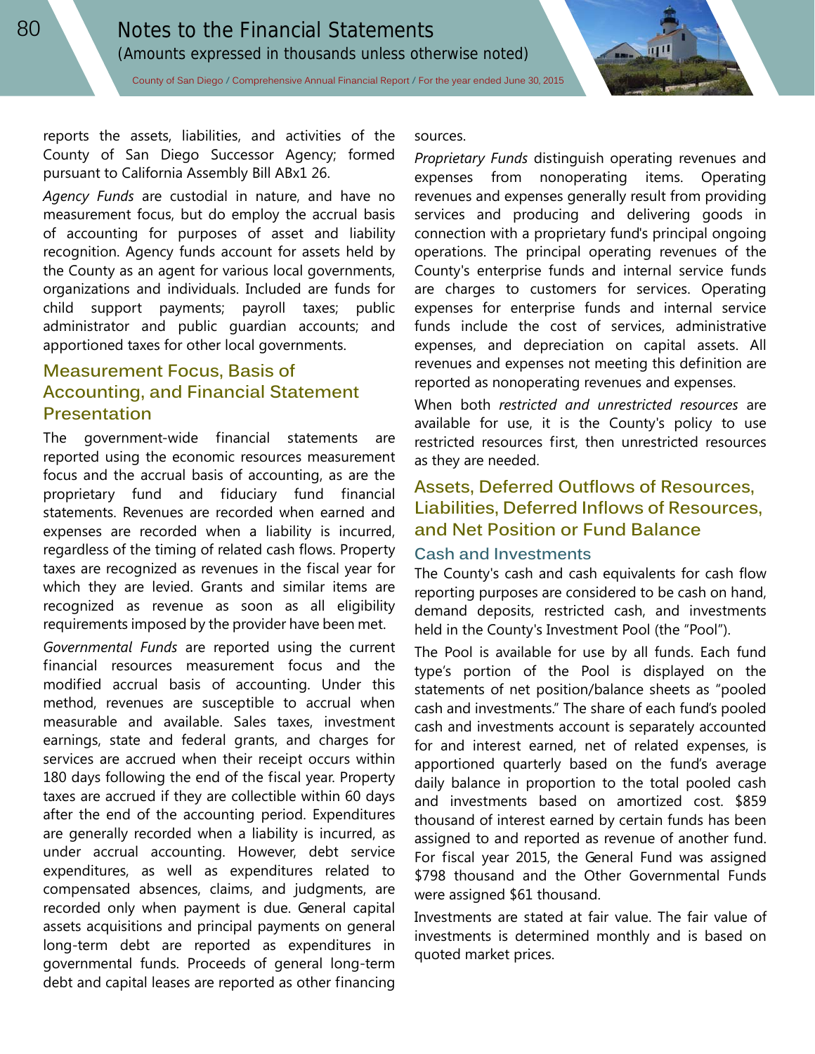reports the assets, liabilities, and activities of the County of San Diego Successor Agency; formed pursuant to California Assembly Bill ABx1 26.

*Agency Funds* are custodial in nature, and have no measurement focus, but do employ the accrual basis of accounting for purposes of asset and liability recognition. Agency funds account for assets held by the County as an agent for various local governments, organizations and individuals. Included are funds for child support payments; payroll taxes; public administrator and public guardian accounts; and apportioned taxes for other local governments.

## Measurement Focus, Basis of Accounting, and Financial Statement Presentation

The government-wide financial statements are reported using the economic resources measurement focus and the accrual basis of accounting, as are the proprietary fund and fiduciary fund financial statements. Revenues are recorded when earned and expenses are recorded when a liability is incurred, regardless of the timing of related cash flows. Property taxes are recognized as revenues in the fiscal year for which they are levied. Grants and similar items are recognized as revenue as soon as all eligibility requirements imposed by the provider have been met.

*Governmental Funds* are reported using the current financial resources measurement focus and the modified accrual basis of accounting. Under this method, revenues are susceptible to accrual when measurable and available. Sales taxes, investment earnings, state and federal grants, and charges for services are accrued when their receipt occurs within 180 days following the end of the fiscal year. Property taxes are accrued if they are collectible within 60 days after the end of the accounting period. Expenditures are generally recorded when a liability is incurred, as under accrual accounting. However, debt service expenditures, as well as expenditures related to compensated absences, claims, and judgments, are recorded only when payment is due. General capital assets acquisitions and principal payments on general long-term debt are reported as expenditures in governmental funds. Proceeds of general long-term debt and capital leases are reported as other financing sources.

*Proprietary Funds* distinguish operating revenues and expenses from nonoperating items. Operating revenues and expenses generally result from providing services and producing and delivering goods in connection with a proprietary fund's principal ongoing operations. The principal operating revenues of the County's enterprise funds and internal service funds are charges to customers for services. Operating expenses for enterprise funds and internal service funds include the cost of services, administrative expenses, and depreciation on capital assets. All revenues and expenses not meeting this definition are reported as nonoperating revenues and expenses.

When both *restricted and unrestricted resources* are available for use, it is the County's policy to use restricted resources first, then unrestricted resources as they are needed.

## Assets, Deferred Outflows of Resources, Liabilities, Deferred Inflows of Resources, and Net Position or Fund Balance

### Cash and Investments

The County's cash and cash equivalents for cash flow reporting purposes are considered to be cash on hand, demand deposits, restricted cash, and investments held in the County's Investment Pool (the "Pool").

The Pool is available for use by all funds. Each fund type's portion of the Pool is displayed on the statements of net position/balance sheets as "pooled cash and investments." The share of each fund's pooled cash and investments account is separately accounted for and interest earned, net of related expenses, is apportioned quarterly based on the fund's average daily balance in proportion to the total pooled cash and investments based on amortized cost. $859 thousand of interest earned by certain funds has been assigned to and reported as revenue of another fund. For fiscal year 2015, the General Fund was assigned $798 thousand and the Other Governmental Funds were assigned $61 thousand.

Investments are stated at fair value. The fair value of investments is determined monthly and is based on quoted market prices.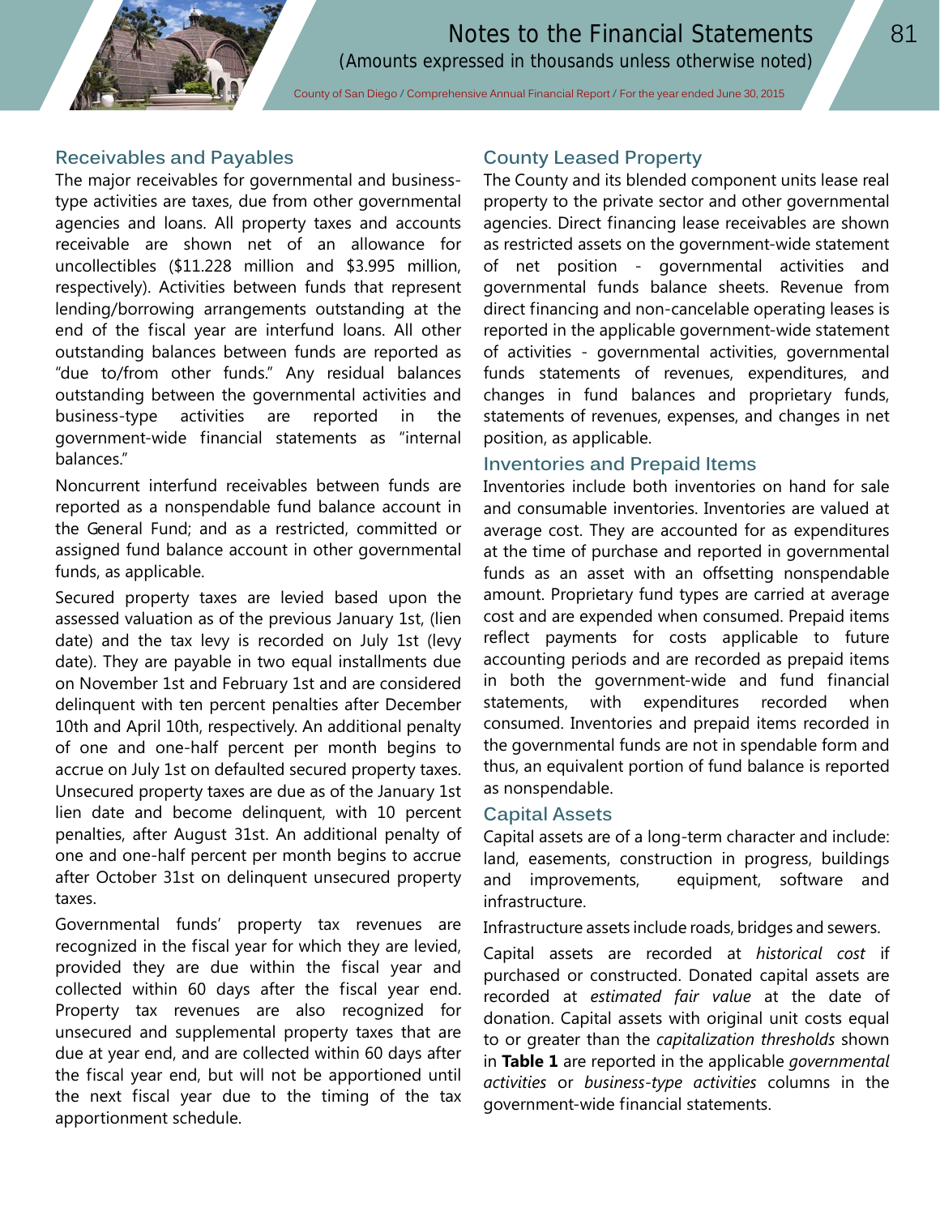## Receivables and Payables

The major receivables for governmental and business-type activities are taxes, due from other governmental agencies and loans. All property taxes and accounts receivable are shown net of an allowance for uncollectibles ($11.228 million and $3.995 million, respectively). Activities between funds that represent lending/borrowing arrangements outstanding at the end of the fiscal year are interfund loans. All other outstanding balances between funds are reported as "due to/from other funds." Any residual balances outstanding between the governmental activities and business-type activities are reported in the government-wide financial statements as "internal balances."

Noncurrent interfund receivables between funds are reported as a nonspendable fund balance account in the General Fund; and as a restricted, committed or assigned fund balance account in other governmental funds, as applicable.

Secured property taxes are levied based upon the assessed valuation as of the previous January 1st, (lien date) and the tax levy is recorded on July 1st (levy date). They are payable in two equal installments due on November 1st and February 1st and are considered delinquent with ten percent penalties after December 10th and April 10th, respectively. An additional penalty of one and one-half percent per month begins to accrue on July 1st on defaulted secured property taxes. Unsecured property taxes are due as of the January 1st lien date and become delinquent, with 10 percent penalties, after August 31st. An additional penalty of one and one-half percent per month begins to accrue after October 31st on delinquent unsecured property taxes.

Governmental funds' property tax revenues are recognized in the fiscal year for which they are levied, provided they are due within the fiscal year and collected within 60 days after the fiscal year end. Property tax revenues are also recognized for unsecured and supplemental property taxes that are due at year end, and are collected within 60 days after the fiscal year end, but will not be apportioned until the next fiscal year due to the timing of the tax apportionment schedule.

## County Leased Property

The County and its blended component units lease real property to the private sector and other governmental agencies. Direct financing lease receivables are shown as restricted assets on the government-wide statement of net position - governmental activities and governmental funds balance sheets. Revenue from direct financing and non-cancelable operating leases is reported in the applicable government-wide statement of activities - governmental activities, governmental funds statements of revenues, expenditures, and changes in fund balances and proprietary funds, statements of revenues, expenses, and changes in net position, as applicable.

## Inventories and Prepaid Items

Inventories include both inventories on hand for sale and consumable inventories. Inventories are valued at average cost. They are accounted for as expenditures at the time of purchase and reported in governmental funds as an asset with an offsetting nonspendable amount. Proprietary fund types are carried at average cost and are expended when consumed. Prepaid items reflect payments for costs applicable to future accounting periods and are recorded as prepaid items in both the government-wide and fund financial statements, with expenditures recorded when consumed. Inventories and prepaid items recorded in the governmental funds are not in spendable form and thus, an equivalent portion of fund balance is reported as nonspendable.

## Capital Assets

Capital assets are of a long-term character and include: land, easements, construction in progress, buildings and improvements, equipment, software and infrastructure.

Infrastructure assets include roads, bridges and sewers.

Capital assets are recorded at *historical cost* if purchased or constructed. Donated capital assets are recorded at *estimated fair value* at the date of donation. Capital assets with original unit costs equal to or greater than the *capitalization thresholds* shown in **Table 1** are reported in the applicable *governmental activities* or *business-type activities* columns in the government-wide financial statements.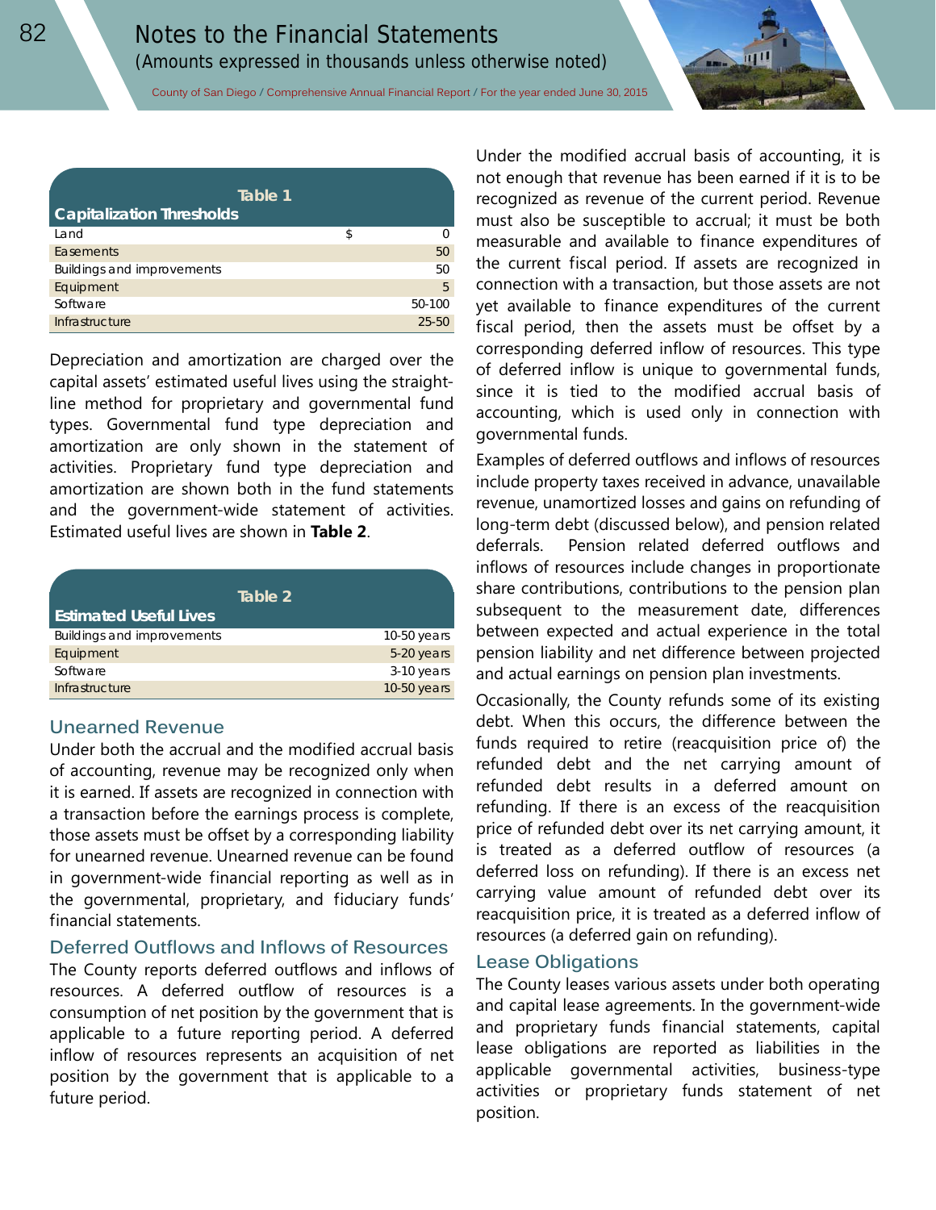**Table 1**
**Capitalization Thresholds**

| | |
|---|---|
| Land | $ 0 |
| Easements | 50 |
| Buildings and improvements | 50 |
| Equipment | 5 |
| Software | 50-100 |
| Infrastructure | 25-50 |

Depreciation and amortization are charged over the capital assets' estimated useful lives using the straight-line method for proprietary and governmental fund types. Governmental fund type depreciation and amortization are only shown in the statement of activities. Proprietary fund type depreciation and amortization are shown both in the fund statements and the government-wide statement of activities. Estimated useful lives are shown in **Table 2**.

**Table 2**
**Estimated Useful Lives**

| | |
|---|---|
| Buildings and improvements | 10-50 years |
| Equipment | 5-20 years |
| Software | 3-10 years |
| Infrastructure | 10-50 years |

## Unearned Revenue

Under both the accrual and the modified accrual basis of accounting, revenue may be recognized only when it is earned. If assets are recognized in connection with a transaction before the earnings process is complete, those assets must be offset by a corresponding liability for unearned revenue. Unearned revenue can be found in government-wide financial reporting as well as in the governmental, proprietary, and fiduciary funds' financial statements.

## Deferred Outflows and Inflows of Resources

The County reports deferred outflows and inflows of resources. A deferred outflow of resources is a consumption of net position by the government that is applicable to a future reporting period. A deferred inflow of resources represents an acquisition of net position by the government that is applicable to a future period.

Under the modified accrual basis of accounting, it is not enough that revenue has been earned if it is to be recognized as revenue of the current period. Revenue must also be susceptible to accrual; it must be both measurable and available to finance expenditures of the current fiscal period. If assets are recognized in connection with a transaction, but those assets are not yet available to finance expenditures of the current fiscal period, then the assets must be offset by a corresponding deferred inflow of resources. This type of deferred inflow is unique to governmental funds, since it is tied to the modified accrual basis of accounting, which is used only in connection with governmental funds.

Examples of deferred outflows and inflows of resources include property taxes received in advance, unavailable revenue, unamortized losses and gains on refunding of long-term debt (discussed below), and pension related deferrals. Pension related deferred outflows and inflows of resources include changes in proportionate share contributions, contributions to the pension plan subsequent to the measurement date, differences between expected and actual experience in the total pension liability and net difference between projected and actual earnings on pension plan investments.

Occasionally, the County refunds some of its existing debt. When this occurs, the difference between the funds required to retire (reacquisition price of) the refunded debt and the net carrying amount of refunded debt results in a deferred amount on refunding. If there is an excess of the reacquisition price of refunded debt over its net carrying amount, it is treated as a deferred outflow of resources (a deferred loss on refunding). If there is an excess net carrying value amount of refunded debt over its reacquisition price, it is treated as a deferred inflow of resources (a deferred gain on refunding).

## Lease Obligations

The County leases various assets under both operating and capital lease agreements. In the government-wide and proprietary funds financial statements, capital lease obligations are reported as liabilities in the applicable governmental activities, business-type activities or proprietary funds statement of net position.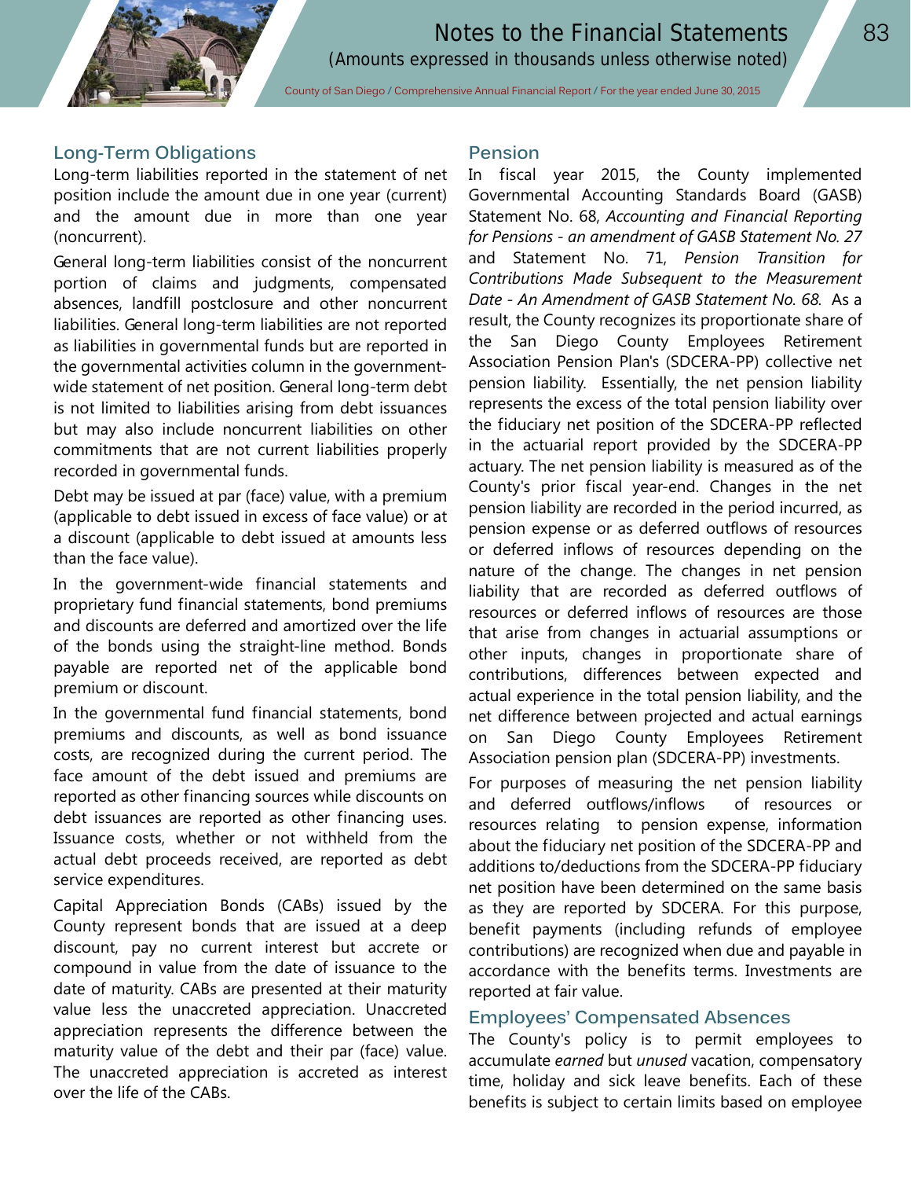## Long-Term Obligations

Long-term liabilities reported in the statement of net position include the amount due in one year (current) and the amount due in more than one year (noncurrent).

General long-term liabilities consist of the noncurrent portion of claims and judgments, compensated absences, landfill postclosure and other noncurrent liabilities. General long-term liabilities are not reported as liabilities in governmental funds but are reported in the governmental activities column in the government-wide statement of net position. General long-term debt is not limited to liabilities arising from debt issuances but may also include noncurrent liabilities on other commitments that are not current liabilities properly recorded in governmental funds.

Debt may be issued at par (face) value, with a premium (applicable to debt issued in excess of face value) or at a discount (applicable to debt issued at amounts less than the face value).

In the government-wide financial statements and proprietary fund financial statements, bond premiums and discounts are deferred and amortized over the life of the bonds using the straight-line method. Bonds payable are reported net of the applicable bond premium or discount.

In the governmental fund financial statements, bond premiums and discounts, as well as bond issuance costs, are recognized during the current period. The face amount of the debt issued and premiums are reported as other financing sources while discounts on debt issuances are reported as other financing uses. Issuance costs, whether or not withheld from the actual debt proceeds received, are reported as debt service expenditures.

Capital Appreciation Bonds (CABs) issued by the County represent bonds that are issued at a deep discount, pay no current interest but accrete or compound in value from the date of issuance to the date of maturity. CABs are presented at their maturity value less the unaccreted appreciation. Unaccreted appreciation represents the difference between the maturity value of the debt and their par (face) value. The unaccreted appreciation is accreted as interest over the life of the CABs.

## Pension

In fiscal year 2015, the County implemented Governmental Accounting Standards Board (GASB) Statement No. 68, *Accounting and Financial Reporting for Pensions - an amendment of GASB Statement No. 27* and Statement No. 71, *Pension Transition for Contributions Made Subsequent to the Measurement Date - An Amendment of GASB Statement No. 68.* As a result, the County recognizes its proportionate share of the San Diego County Employees Retirement Association Pension Plan's (SDCERA-PP) collective net pension liability. Essentially, the net pension liability represents the excess of the total pension liability over the fiduciary net position of the SDCERA-PP reflected in the actuarial report provided by the SDCERA-PP actuary. The net pension liability is measured as of the County's prior fiscal year-end. Changes in the net pension liability are recorded in the period incurred, as pension expense or as deferred outflows of resources or deferred inflows of resources depending on the nature of the change. The changes in net pension liability that are recorded as deferred outflows of resources or deferred inflows of resources are those that arise from changes in actuarial assumptions or other inputs, changes in proportionate share of contributions, differences between expected and actual experience in the total pension liability, and the net difference between projected and actual earnings on San Diego County Employees Retirement Association pension plan (SDCERA-PP) investments.

For purposes of measuring the net pension liability and deferred outflows/inflows of resources or resources relating to pension expense, information about the fiduciary net position of the SDCERA-PP and additions to/deductions from the SDCERA-PP fiduciary net position have been determined on the same basis as they are reported by SDCERA. For this purpose, benefit payments (including refunds of employee contributions) are recognized when due and payable in accordance with the benefits terms. Investments are reported at fair value.

## Employees' Compensated Absences

The County's policy is to permit employees to accumulate *earned* but *unused* vacation, compensatory time, holiday and sick leave benefits. Each of these benefits is subject to certain limits based on employee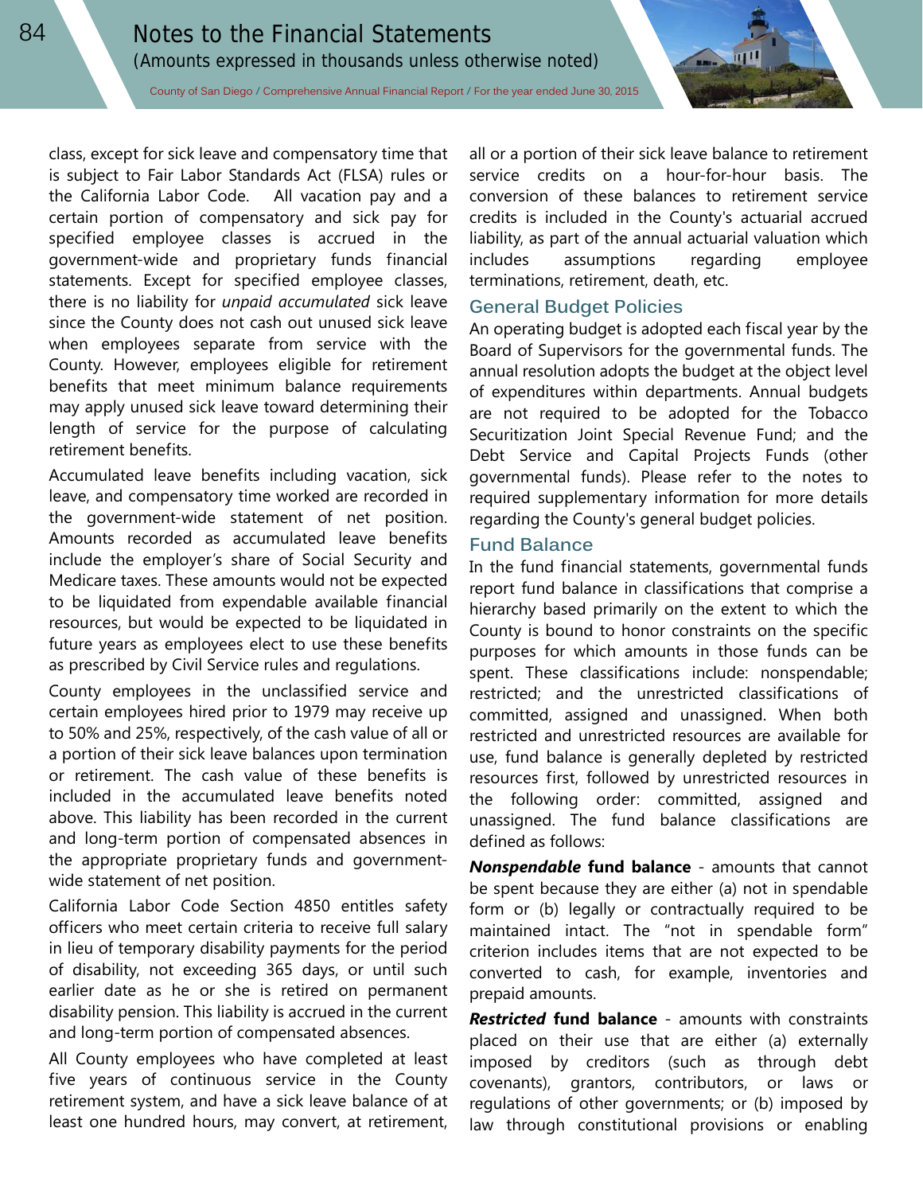class, except for sick leave and compensatory time that is subject to Fair Labor Standards Act (FLSA) rules or the California Labor Code. All vacation pay and a certain portion of compensatory and sick pay for specified employee classes is accrued in the government-wide and proprietary funds financial statements. Except for specified employee classes, there is no liability for *unpaid accumulated* sick leave since the County does not cash out unused sick leave when employees separate from service with the County. However, employees eligible for retirement benefits that meet minimum balance requirements may apply unused sick leave toward determining their length of service for the purpose of calculating retirement benefits.

Accumulated leave benefits including vacation, sick leave, and compensatory time worked are recorded in the government-wide statement of net position. Amounts recorded as accumulated leave benefits include the employer's share of Social Security and Medicare taxes. These amounts would not be expected to be liquidated from expendable available financial resources, but would be expected to be liquidated in future years as employees elect to use these benefits as prescribed by Civil Service rules and regulations.

County employees in the unclassified service and certain employees hired prior to 1979 may receive up to 50% and 25%, respectively, of the cash value of all or a portion of their sick leave balances upon termination or retirement. The cash value of these benefits is included in the accumulated leave benefits noted above. This liability has been recorded in the current and long-term portion of compensated absences in the appropriate proprietary funds and government-wide statement of net position.

California Labor Code Section 4850 entitles safety officers who meet certain criteria to receive full salary in lieu of temporary disability payments for the period of disability, not exceeding 365 days, or until such earlier date as he or she is retired on permanent disability pension. This liability is accrued in the current and long-term portion of compensated absences.

All County employees who have completed at least five years of continuous service in the County retirement system, and have a sick leave balance of at least one hundred hours, may convert, at retirement, all or a portion of their sick leave balance to retirement service credits on a hour-for-hour basis. The conversion of these balances to retirement service credits is included in the County's actuarial accrued liability, as part of the annual actuarial valuation which includes assumptions regarding employee terminations, retirement, death, etc.

### General Budget Policies

An operating budget is adopted each fiscal year by the Board of Supervisors for the governmental funds. The annual resolution adopts the budget at the object level of expenditures within departments. Annual budgets are not required to be adopted for the Tobacco Securitization Joint Special Revenue Fund; and the Debt Service and Capital Projects Funds (other governmental funds). Please refer to the notes to required supplementary information for more details regarding the County's general budget policies.

### Fund Balance

In the fund financial statements, governmental funds report fund balance in classifications that comprise a hierarchy based primarily on the extent to which the County is bound to honor constraints on the specific purposes for which amounts in those funds can be spent. These classifications include: nonspendable; restricted; and the unrestricted classifications of committed, assigned and unassigned. When both restricted and unrestricted resources are available for use, fund balance is generally depleted by restricted resources first, followed by unrestricted resources in the following order: committed, assigned and unassigned. The fund balance classifications are defined as follows:

***Nonspendable* fund balance** - amounts that cannot be spent because they are either (a) not in spendable form or (b) legally or contractually required to be maintained intact. The "not in spendable form" criterion includes items that are not expected to be converted to cash, for example, inventories and prepaid amounts.

***Restricted* fund balance** - amounts with constraints placed on their use that are either (a) externally imposed by creditors (such as through debt covenants), grantors, contributors, or laws or regulations of other governments; or (b) imposed by law through constitutional provisions or enabling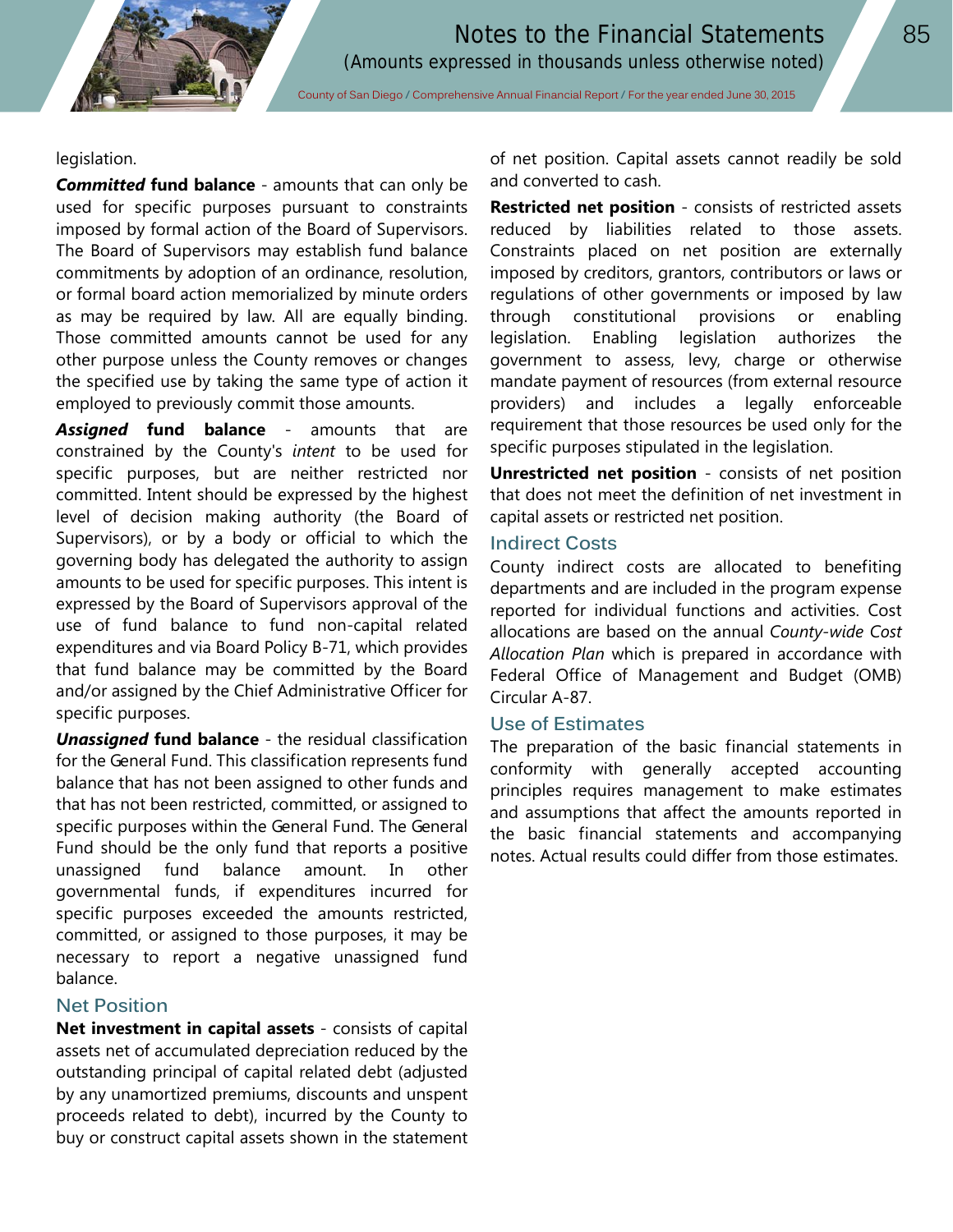legislation.

***Committed* fund balance** - amounts that can only be used for specific purposes pursuant to constraints imposed by formal action of the Board of Supervisors. The Board of Supervisors may establish fund balance commitments by adoption of an ordinance, resolution, or formal board action memorialized by minute orders as may be required by law. All are equally binding. Those committed amounts cannot be used for any other purpose unless the County removes or changes the specified use by taking the same type of action it employed to previously commit those amounts.

***Assigned* fund balance** - amounts that are constrained by the County's *intent* to be used for specific purposes, but are neither restricted nor committed. Intent should be expressed by the highest level of decision making authority (the Board of Supervisors), or by a body or official to which the governing body has delegated the authority to assign amounts to be used for specific purposes. This intent is expressed by the Board of Supervisors approval of the use of fund balance to fund non-capital related expenditures and via Board Policy B-71, which provides that fund balance may be committed by the Board and/or assigned by the Chief Administrative Officer for specific purposes.

***Unassigned* fund balance** - the residual classification for the General Fund. This classification represents fund balance that has not been assigned to other funds and that has not been restricted, committed, or assigned to specific purposes within the General Fund. The General Fund should be the only fund that reports a positive unassigned fund balance amount. In other governmental funds, if expenditures incurred for specific purposes exceeded the amounts restricted, committed, or assigned to those purposes, it may be necessary to report a negative unassigned fund balance.

## Net Position

**Net investment in capital assets** - consists of capital assets net of accumulated depreciation reduced by the outstanding principal of capital related debt (adjusted by any unamortized premiums, discounts and unspent proceeds related to debt), incurred by the County to buy or construct capital assets shown in the statement of net position. Capital assets cannot readily be sold and converted to cash.

**Restricted net position** - consists of restricted assets reduced by liabilities related to those assets. Constraints placed on net position are externally imposed by creditors, grantors, contributors or laws or regulations of other governments or imposed by law through constitutional provisions or enabling legislation. Enabling legislation authorizes the government to assess, levy, charge or otherwise mandate payment of resources (from external resource providers) and includes a legally enforceable requirement that those resources be used only for the specific purposes stipulated in the legislation.

**Unrestricted net position** - consists of net position that does not meet the definition of net investment in capital assets or restricted net position.

## Indirect Costs

County indirect costs are allocated to benefiting departments and are included in the program expense reported for individual functions and activities. Cost allocations are based on the annual *County-wide Cost Allocation Plan* which is prepared in accordance with Federal Office of Management and Budget (OMB) Circular A-87.

## Use of Estimates

The preparation of the basic financial statements in conformity with generally accepted accounting principles requires management to make estimates and assumptions that affect the amounts reported in the basic financial statements and accompanying notes. Actual results could differ from those estimates.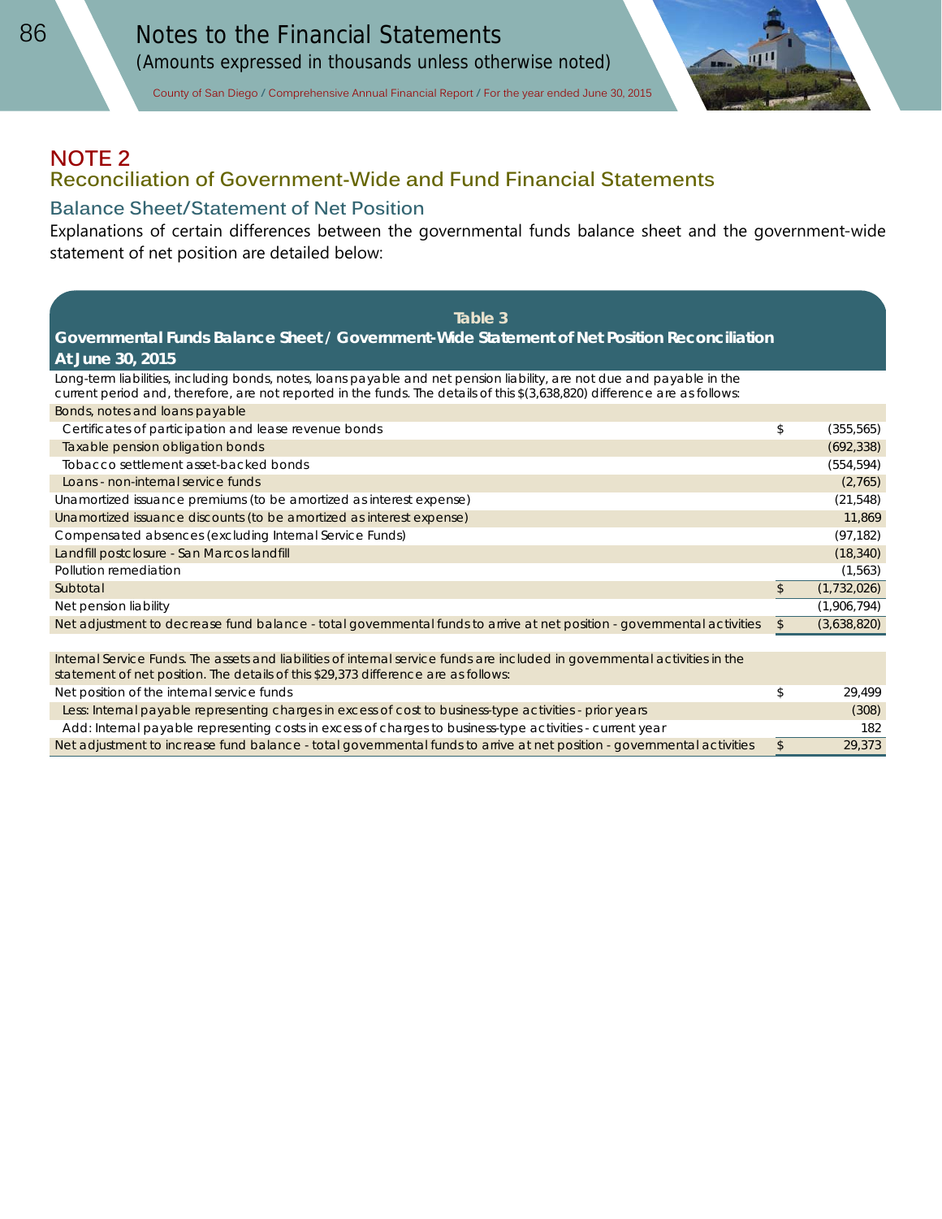# NOTE 2

## Reconciliation of Government-Wide and Fund Financial Statements

### Balance Sheet/Statement of Net Position

Explanations of certain differences between the governmental funds balance sheet and the government-wide statement of net position are detailed below:

**Table 3**

**Governmental Funds Balance Sheet / Government-Wide Statement of Net Position Reconciliation At June 30, 2015**

| | | |
|---|---|---|
| Long-term liabilities, including bonds, notes, loans payable and net pension liability, are not due and payable in the current period and, therefore, are not reported in the funds. The details of this $(3,638,820) difference are as follows: | | |
| Bonds, notes and loans payable | | |
| Certificates of participation and lease revenue bonds | $ | (355,565) |
| Taxable pension obligation bonds | | (692,338) |
| Tobacco settlement asset-backed bonds | | (554,594) |
| Loans - non-internal service funds | | (2,765) |
| Unamortized issuance premiums (to be amortized as interest expense) | | (21,548) |
| Unamortized issuance discounts (to be amortized as interest expense) | | 11,869 |
| Compensated absences (excluding Internal Service Funds) | | (97,182) |
| Landfill postclosure - San Marcos landfill | | (18,340) |
| Pollution remediation | | (1,563) |
| Subtotal | $ | (1,732,026) |
| Net pension liability | | (1,906,794) |
| Net adjustment to decrease fund balance - total governmental funds to arrive at net position - governmental activities | $ | (3,638,820) |
| | | |
| Internal Service Funds. The assets and liabilities of internal service funds are included in governmental activities in the statement of net position. The details of this $29,373 difference are as follows: | | |
| Net position of the internal service funds | $ | 29,499 |
| Less: Internal payable representing charges in excess of cost to business-type activities - prior years | | (308) |
| Add: Internal payable representing costs in excess of charges to business-type activities - current year | | 182 |
| Net adjustment to increase fund balance - total governmental funds to arrive at net position - governmental activities | $ | 29,373 |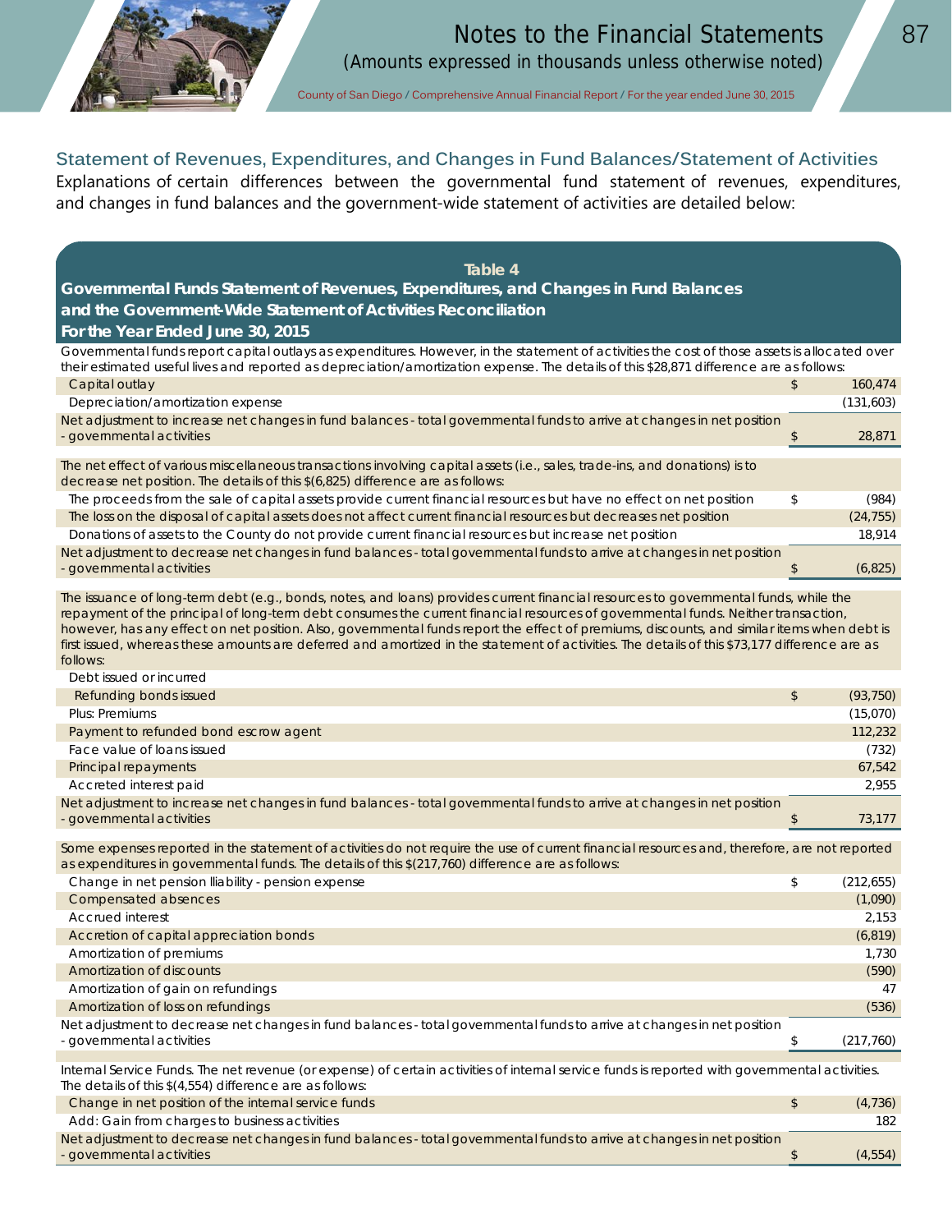## Statement of Revenues, Expenditures, and Changes in Fund Balances/Statement of Activities

Explanations of certain differences between the governmental fund statement of revenues, expenditures, and changes in fund balances and the government-wide statement of activities are detailed below:

**Table 4**
**Governmental Funds Statement of Revenues, Expenditures, and Changes in Fund Balances and the Government-Wide Statement of Activities Reconciliation**
**For the Year Ended June 30, 2015**

| | | |
|---|---|---|
| Governmental funds report capital outlays as expenditures. However, in the statement of activities the cost of those assets is allocated over their estimated useful lives and reported as depreciation/amortization expense. The details of this $28,871 difference are as follows: | | |
| Capital outlay | $ | 160,474 |
| Depreciation/amortization expense | | (131,603) |
| Net adjustment to increase net changes in fund balances - total governmental funds to arrive at changes in net position - governmental activities | $ | 28,871 |
| The net effect of various miscellaneous transactions involving capital assets (i.e., sales, trade-ins, and donations) is to decrease net position. The details of this $(6,825) difference are as follows: | | |
| The proceeds from the sale of capital assets provide current financial resources but have no effect on net position | $ | (984) |
| The loss on the disposal of capital assets does not affect current financial resources but decreases net position | | (24,755) |
| Donations of assets to the County do not provide current financial resources but increase net position | | 18,914 |
| Net adjustment to decrease net changes in fund balances - total governmental funds to arrive at changes in net position - governmental activities | $ | (6,825) |
| The issuance of long-term debt (e.g., bonds, notes, and loans) provides current financial resources to governmental funds, while the repayment of the principal of long-term debt consumes the current financial resources of governmental funds. Neither transaction, however, has any effect on net position. Also, governmental funds report the effect of premiums, discounts, and similar items when debt is first issued, whereas these amounts are deferred and amortized in the statement of activities. The details of this $73,177 difference are as follows: | | |
| Debt issued or incurred | | |
| Refunding bonds issued | $ | (93,750) |
| Plus: Premiums | | (15,070) |
| Payment to refunded bond escrow agent | | 112,232 |
| Face value of loans issued | | (732) |
| Principal repayments | | 67,542 |
| Accreted interest paid | | 2,955 |
| Net adjustment to increase net changes in fund balances - total governmental funds to arrive at changes in net position - governmental activities | $ | 73,177 |
| Some expenses reported in the statement of activities do not require the use of current financial resources and, therefore, are not reported as expenditures in governmental funds. The details of this $(217,760) difference are as follows: | | |
| Change in net pension liability - pension expense | $ | (212,655) |
| Compensated absences | | (1,090) |
| Accrued interest | | 2,153 |
| Accretion of capital appreciation bonds | | (6,819) |
| Amortization of premiums | | 1,730 |
| Amortization of discounts | | (590) |
| Amortization of gain on refundings | | 47 |
| Amortization of loss on refundings | | (536) |
| Net adjustment to decrease net changes in fund balances - total governmental funds to arrive at changes in net position - governmental activities | $ | (217,760) |
| Internal Service Funds. The net revenue (or expense) of certain activities of internal service funds is reported with governmental activities. The details of this $(4,554) difference are as follows: | | |
| Change in net position of the internal service funds | $ | (4,736) |
| Add: Gain from charges to business activities | | 182 |
| Net adjustment to decrease net changes in fund balances - total governmental funds to arrive at changes in net position - governmental activities | $ | (4,554) |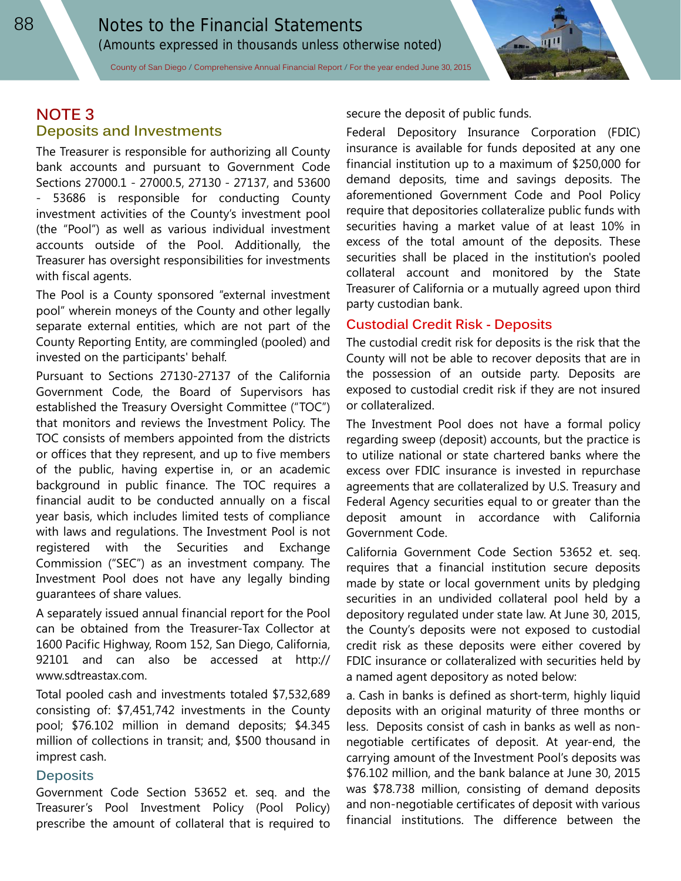## NOTE 3

### Deposits and Investments

The Treasurer is responsible for authorizing all County bank accounts and pursuant to Government Code Sections 27000.1 - 27000.5, 27130 - 27137, and 53600 - 53686 is responsible for conducting County investment activities of the County's investment pool (the "Pool") as well as various individual investment accounts outside of the Pool. Additionally, the Treasurer has oversight responsibilities for investments with fiscal agents.

The Pool is a County sponsored "external investment pool" wherein moneys of the County and other legally separate external entities, which are not part of the County Reporting Entity, are commingled (pooled) and invested on the participants' behalf.

Pursuant to Sections 27130-27137 of the California Government Code, the Board of Supervisors has established the Treasury Oversight Committee ("TOC") that monitors and reviews the Investment Policy. The TOC consists of members appointed from the districts or offices that they represent, and up to five members of the public, having expertise in, or an academic background in public finance. The TOC requires a financial audit to be conducted annually on a fiscal year basis, which includes limited tests of compliance with laws and regulations. The Investment Pool is not registered with the Securities and Exchange Commission ("SEC") as an investment company. The Investment Pool does not have any legally binding guarantees of share values.

A separately issued annual financial report for the Pool can be obtained from the Treasurer-Tax Collector at 1600 Pacific Highway, Room 152, San Diego, California, 92101 and can also be accessed at http://www.sdtreastax.com.

Total pooled cash and investments totaled $7,532,689 consisting of: $7,451,742 investments in the County pool; $76.102 million in demand deposits; $4.345 million of collections in transit; and, $500 thousand in impest cash.

### Deposits

Government Code Section 53652 et. seq. and the Treasurer's Pool Investment Policy (Pool Policy) prescribe the amount of collateral that is required to secure the deposit of public funds.

Federal Depository Insurance Corporation (FDIC) insurance is available for funds deposited at any one financial institution up to a maximum of $250,000 for demand deposits, time and savings deposits. The aforementioned Government Code and Pool Policy require that depositories collateralize public funds with securities having a market value of at least 10% in excess of the total amount of the deposits. These securities shall be placed in the institution's pooled collateral account and monitored by the State Treasurer of California or a mutually agreed upon third party custodian bank.

### Custodial Credit Risk - Deposits

The custodial credit risk for deposits is the risk that the County will not be able to recover deposits that are in the possession of an outside party. Deposits are exposed to custodial credit risk if they are not insured or collateralized.

The Investment Pool does not have a formal policy regarding sweep (deposit) accounts, but the practice is to utilize national or state chartered banks where the excess over FDIC insurance is invested in repurchase agreements that are collateralized by U.S. Treasury and Federal Agency securities equal to or greater than the deposit amount in accordance with California Government Code.

California Government Code Section 53652 et. seq. requires that a financial institution secure deposits made by state or local government units by pledging securities in an undivided collateral pool held by a depository regulated under state law. At June 30, 2015, the County's deposits were not exposed to custodial credit risk as these deposits were either covered by FDIC insurance or collateralized with securities held by a named agent depository as noted below:

a. Cash in banks is defined as short-term, highly liquid deposits with an original maturity of three months or less. Deposits consist of cash in banks as well as non-negotiable certificates of deposit. At year-end, the carrying amount of the Investment Pool's deposits was $76.102 million, and the bank balance at June 30, 2015 was $78.738 million, consisting of demand deposits and non-negotiable certificates of deposit with various financial institutions. The difference between the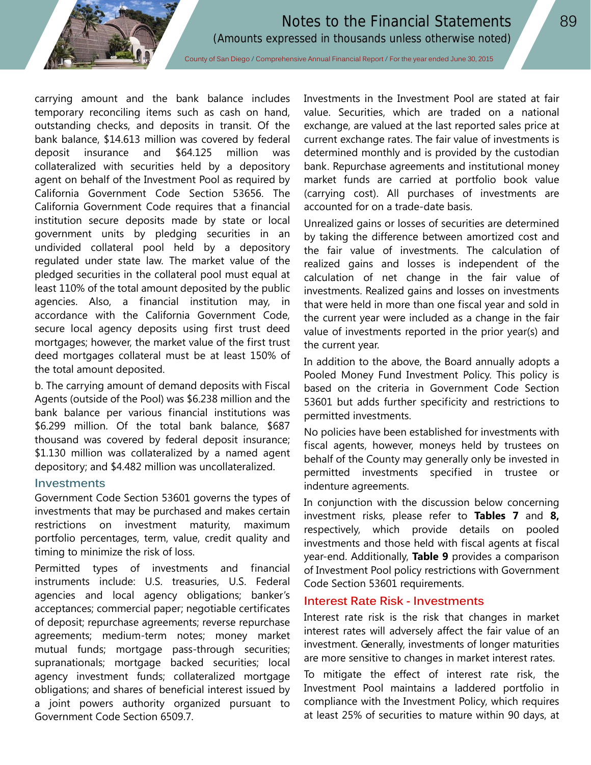carrying amount and the bank balance includes temporary reconciling items such as cash on hand, outstanding checks, and deposits in transit. Of the bank balance, $14.613 million was covered by federal deposit insurance and $64.125 million was collateralized with securities held by a depository agent on behalf of the Investment Pool as required by California Government Code Section 53656. The California Government Code requires that a financial institution secure deposits made by state or local government units by pledging securities in an undivided collateral pool held by a depository regulated under state law. The market value of the pledged securities in the collateral pool must equal at least 110% of the total amount deposited by the public agencies. Also, a financial institution may, in accordance with the California Government Code, secure local agency deposits using first trust deed mortgages; however, the market value of the first trust deed mortgages collateral must be at least 150% of the total amount deposited.

b. The carrying amount of demand deposits with Fiscal Agents (outside of the Pool) was $6.238 million and the bank balance per various financial institutions was $6.299 million. Of the total bank balance, $687 thousand was covered by federal deposit insurance; $1.130 million was collateralized by a named agent depository; and $4.482 million was uncollateralized.

### Investments

Government Code Section 53601 governs the types of investments that may be purchased and makes certain restrictions on investment maturity, maximum portfolio percentages, term, value, credit quality and timing to minimize the risk of loss.

Permitted types of investments and financial instruments include: U.S. treasuries, U.S. Federal agencies and local agency obligations; banker's acceptances; commercial paper; negotiable certificates of deposit; repurchase agreements; reverse repurchase agreements; medium-term notes; money market mutual funds; mortgage pass-through securities; supranationals; mortgage backed securities; local agency investment funds; collateralized mortgage obligations; and shares of beneficial interest issued by a joint powers authority organized pursuant to Government Code Section 6509.7.

Investments in the Investment Pool are stated at fair value. Securities, which are traded on a national exchange, are valued at the last reported sales price at current exchange rates. The fair value of investments is determined monthly and is provided by the custodian bank. Repurchase agreements and institutional money market funds are carried at portfolio book value (carrying cost). All purchases of investments are accounted for on a trade-date basis.

Unrealized gains or losses of securities are determined by taking the difference between amortized cost and the fair value of investments. The calculation of realized gains and losses is independent of the calculation of net change in the fair value of investments. Realized gains and losses on investments that were held in more than one fiscal year and sold in the current year were included as a change in the fair value of investments reported in the prior year(s) and the current year.

In addition to the above, the Board annually adopts a Pooled Money Fund Investment Policy. This policy is based on the criteria in Government Code Section 53601 but adds further specificity and restrictions to permitted investments.

No policies have been established for investments with fiscal agents, however, moneys held by trustees on behalf of the County may generally only be invested in permitted investments specified in trustee or indenture agreements.

In conjunction with the discussion below concerning investment risks, please refer to **Tables 7** and **8,** respectively, which provide details on pooled investments and those held with fiscal agents at fiscal year-end. Additionally, **Table 9** provides a comparison of Investment Pool policy restrictions with Government Code Section 53601 requirements.

### Interest Rate Risk - Investments

Interest rate risk is the risk that changes in market interest rates will adversely affect the fair value of an investment. Generally, investments of longer maturities are more sensitive to changes in market interest rates.

To mitigate the effect of interest rate risk, the Investment Pool maintains a laddered portfolio in compliance with the Investment Policy, which requires at least 25% of securities to mature within 90 days, at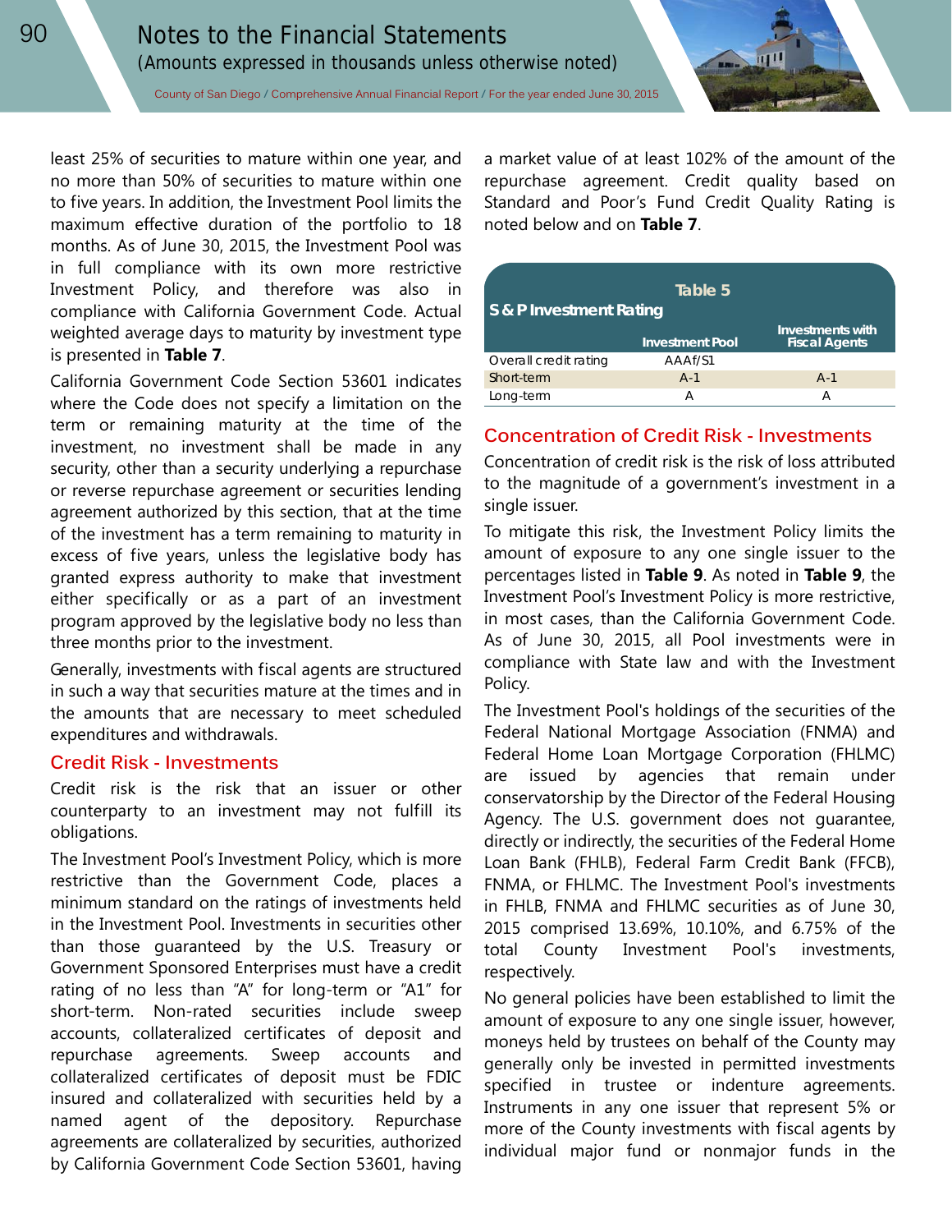least 25% of securities to mature within one year, and no more than 50% of securities to mature within one to five years. In addition, the Investment Pool limits the maximum effective duration of the portfolio to 18 months. As of June 30, 2015, the Investment Pool was in full compliance with its own more restrictive Investment Policy, and therefore was also in compliance with California Government Code. Actual weighted average days to maturity by investment type is presented in **Table 7**.

California Government Code Section 53601 indicates where the Code does not specify a limitation on the term or remaining maturity at the time of the investment, no investment shall be made in any security, other than a security underlying a repurchase or reverse repurchase agreement or securities lending agreement authorized by this section, that at the time of the investment has a term remaining to maturity in excess of five years, unless the legislative body has granted express authority to make that investment either specifically or as a part of an investment program approved by the legislative body no less than three months prior to the investment.

Generally, investments with fiscal agents are structured in such a way that securities mature at the times and in the amounts that are necessary to meet scheduled expenditures and withdrawals.

## Credit Risk - Investments

Credit risk is the risk that an issuer or other counterparty to an investment may not fulfill its obligations.

The Investment Pool's Investment Policy, which is more restrictive than the Government Code, places a minimum standard on the ratings of investments held in the Investment Pool. Investments in securities other than those guaranteed by the U.S. Treasury or Government Sponsored Enterprises must have a credit rating of no less than "A" for long-term or "A1" for short-term. Non-rated securities include sweep accounts, collateralized certificates of deposit and repurchase agreements. Sweep accounts and collateralized certificates of deposit must be FDIC insured and collateralized with securities held by a named agent of the depository. Repurchase agreements are collateralized by securities, authorized by California Government Code Section 53601, having a market value of at least 102% of the amount of the repurchase agreement. Credit quality based on Standard and Poor's Fund Credit Quality Rating is noted below and on **Table 7**.

**Table 5**

**S & P Investment Rating**

| | Investment Pool | Investments with Fiscal Agents |
|---|---|---|
| Overall credit rating | AAAf/S1 | |
| Short-term | A-1 | A-1 |
| Long-term | A | A |

## Concentration of Credit Risk - Investments

Concentration of credit risk is the risk of loss attributed to the magnitude of a government's investment in a single issuer.

To mitigate this risk, the Investment Policy limits the amount of exposure to any one single issuer to the percentages listed in **Table 9**. As noted in **Table 9**, the Investment Pool's Investment Policy is more restrictive, in most cases, than the California Government Code. As of June 30, 2015, all Pool investments were in compliance with State law and with the Investment Policy.

The Investment Pool's holdings of the securities of the Federal National Mortgage Association (FNMA) and Federal Home Loan Mortgage Corporation (FHLMC) are issued by agencies that remain under conservatorship by the Director of the Federal Housing Agency. The U.S. government does not guarantee, directly or indirectly, the securities of the Federal Home Loan Bank (FHLB), Federal Farm Credit Bank (FFCB), FNMA, or FHLMC. The Investment Pool's investments in FHLB, FNMA and FHLMC securities as of June 30, 2015 comprised 13.69%, 10.10%, and 6.75% of the total County Investment Pool's investments, respectively.

No general policies have been established to limit the amount of exposure to any one single issuer, however, moneys held by trustees on behalf of the County may generally only be invested in permitted investments specified in trustee or indenture agreements. Instruments in any one issuer that represent 5% or more of the County investments with fiscal agents by individual major fund or nonmajor funds in the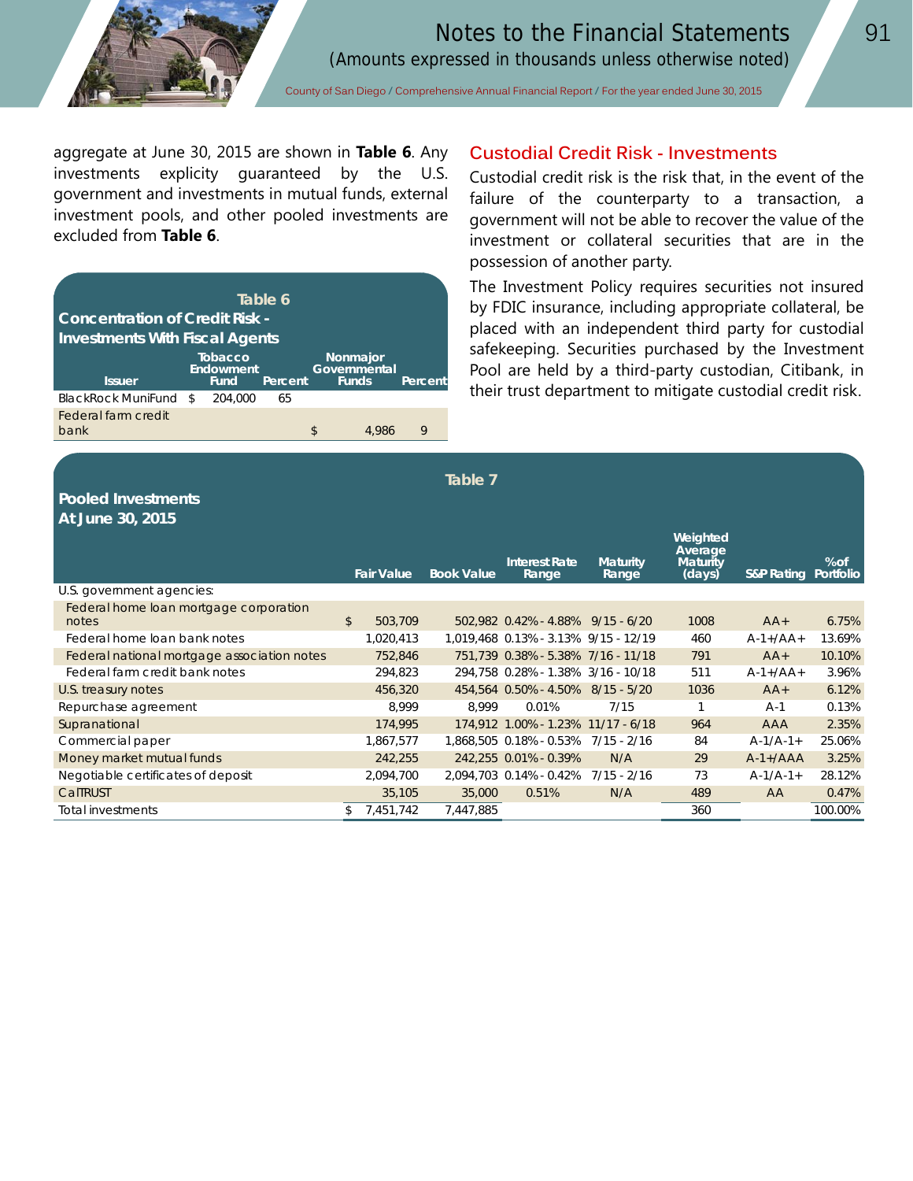aggregate at June 30, 2015 are shown in **Table 6**. Any investments explicity guaranteed by the U.S. government and investments in mutual funds, external investment pools, and other pooled investments are excluded from **Table 6**.

**Table 6**
**Concentration of Credit Risk - Investments With Fiscal Agents**

| Issuer | Tobacco Endowment Fund | Percent | Nonmajor Governmental Funds | Percent |
|---|---|---|---|---|
| BlackRock MuniFund | $ 204,000 | 65 | | |
| Federal farm credit bank | | | $ 4,986 | 9 |

## Custodial Credit Risk - Investments

Custodial credit risk is the risk that, in the event of the failure of the counterparty to a transaction, a government will not be able to recover the value of the investment or collateral securities that are in the possession of another party.

The Investment Policy requires securities not insured by FDIC insurance, including appropriate collateral, be placed with an independent third party for custodial safekeeping. Securities purchased by the Investment Pool are held by a third-party custodian, Citibank, in their trust department to mitigate custodial credit risk.

**Table 7**
**Pooled Investments At June 30, 2015**

| | Fair Value | Book Value | Interest Rate Range | Maturity Range | Weighted Average Maturity (days) | S&P Rating | % of Portfolio |
|---|---|---|---|---|---|---|---|
| U.S. government agencies: | | | | | | | |
| Federal home loan mortgage corporation notes | $ 503,709 | 502,982 | 0.42% - 4.88% | 9/15 - 6/20 | 1008 | AA+ | 6.75% |
| Federal home loan bank notes | 1,020,413 | 1,019,468 | 0.13% - 3.13% | 9/15 - 12/19 | 460 | A-1+/AA+ | 13.69% |
| Federal national mortgage association notes | 752,846 | 751,739 | 0.38% - 5.38% | 7/16 - 11/18 | 791 | AA+ | 10.10% |
| Federal farm credit bank notes | 294,823 | 294,758 | 0.28% - 1.38% | 3/16 - 10/18 | 511 | A-1+/AA+ | 3.96% |
| U.S. treasury notes | 456,320 | 454,564 | 0.50% - 4.50% | 8/15 - 5/20 | 1036 | AA+ | 6.12% |
| Repurchase agreement | 8,999 | 8,999 | 0.01% | 7/15 | 1 | A-1 | 0.13% |
| Supranational | 174,995 | 174,912 | 1.00% - 1.23% | 11/17 - 6/18 | 964 | AAA | 2.35% |
| Commercial paper | 1,867,577 | 1,868,505 | 0.18% - 0.53% | 7/15 - 2/16 | 84 | A-1/A-1+ | 25.06% |
| Money market mutual funds | 242,255 | 242,255 | 0.01% - 0.39% | N/A | 29 | A-1+/AAA | 3.25% |
| Negotiable certificates of deposit | 2,094,700 | 2,094,703 | 0.14% - 0.42% | 7/15 - 2/16 | 73 | A-1/A-1+ | 28.12% |
| CalTRUST | 35,105 | 35,000 | 0.51% | N/A | 489 | AA | 0.47% |
| Total investments | $ 7,451,742 | 7,447,885 | | | 360 | | 100.00% |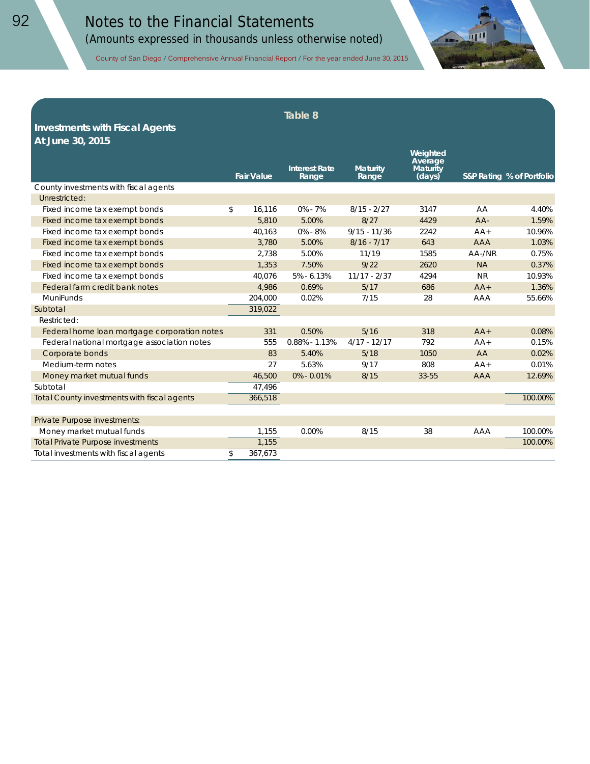# Notes to the Financial Statements

(Amounts expressed in thousands unless otherwise noted)

## Table 8

### Investments with Fiscal Agents
### At June 30, 2015

| | Fair Value | Interest Rate Range | Maturity Range | Weighted Average Maturity (days) | S&P Rating | % of Portfolio |
|---|---|---|---|---|---|---|
| County investments with fiscal agents | | | | | | |
| Unrestricted: | | | | | | |
| Fixed income tax exempt bonds | $ 16,116 | 0% - 7% | 8/15 - 2/27 | 3147 | AA | 4.40% |
| Fixed income tax exempt bonds | 5,810 | 5.00% | 8/27 | 4429 | AA- | 1.59% |
| Fixed income tax exempt bonds | 40,163 | 0% - 8% | 9/15 - 11/36 | 2242 | AA+ | 10.96% |
| Fixed income tax exempt bonds | 3,780 | 5.00% | 8/16 - 7/17 | 643 | AAA | 1.03% |
| Fixed income tax exempt bonds | 2,738 | 5.00% | 11/19 | 1585 | AA-/NR | 0.75% |
| Fixed income tax exempt bonds | 1,353 | 7.50% | 9/22 | 2620 | NA | 0.37% |
| Fixed income tax exempt bonds | 40,076 | 5% - 6.13% | 11/17 - 2/37 | 4294 | NR | 10.93% |
| Federal farm credit bank notes | 4,986 | 0.69% | 5/17 | 686 | AA+ | 1.36% |
| MuniFunds | 204,000 | 0.02% | 7/15 | 28 | AAA | 55.66% |
| Subtotal | 319,022 | | | | | |
| Restricted: | | | | | | |
| Federal home loan mortgage corporation notes | 331 | 0.50% | 5/16 | 318 | AA+ | 0.08% |
| Federal national mortgage association notes | 555 | 0.88% - 1.13% | 4/17 - 12/17 | 792 | AA+ | 0.15% |
| Corporate bonds | 83 | 5.40% | 5/18 | 1050 | AA | 0.02% |
| Medium-term notes | 27 | 5.63% | 9/17 | 808 | AA+ | 0.01% |
| Money market mutual funds | 46,500 | 0% - 0.01% | 8/15 | 33-55 | AAA | 12.69% |
| Subtotal | 47,496 | | | | | |
| Total County investments with fiscal agents | 366,518 | | | | | 100.00% |
| | | | | | | |
| Private Purpose investments: | | | | | | |
| Money market mutual funds | 1,155 | 0.00% | 8/15 | 38 | AAA | 100.00% |
| Total Private Purpose investments | 1,155 | | | | | 100.00% |
| Total investments with fiscal agents | $ 367,673 | | | | | |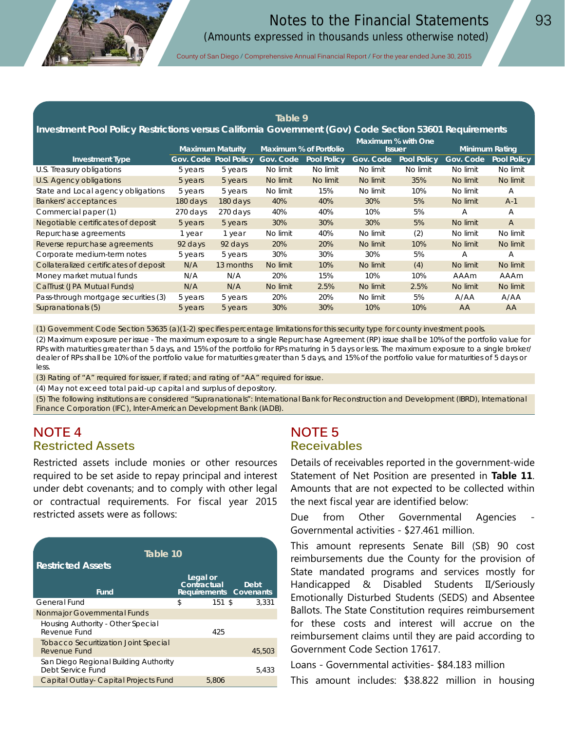**Table 9**

**Investment Pool Policy Restrictions versus California Government (Gov) Code Section 53601 Requirements**

| Investment Type | Maximum Maturity | | Maximum % of Portfolio | | Maximum % with One Issuer | | Minimum Rating | |
|---|---|---|---|---|---|---|---|---|
| | Gov. Code | Pool Policy | Gov. Code | Pool Policy | Gov. Code | Pool Policy | Gov. Code | Pool Policy |
| U.S. Treasury obligations | 5 years | 5 years | No limit | No limit | No limit | No limit | No limit | No limit |
| U.S. Agency obligations | 5 years | 5 years | No limit | No limit | No limit | 35% | No limit | No limit |
| State and Local agency obligations | 5 years | 5 years | No limit | 15% | No limit | 10% | No limit | A |
| Bankers' acceptances | 180 days | 180 days | 40% | 40% | 30% | 5% | No limit | A-1 |
| Commercial paper (1) | 270 days | 270 days | 40% | 40% | 10% | 5% | A | A |
| Negotiable certificates of deposit | 5 years | 5 years | 30% | 30% | 30% | 5% | No limit | A |
| Repurchase agreements | 1 year | 1 year | No limit | 40% | No limit | (2) | No limit | No limit |
| Reverse repurchase agreements | 92 days | 92 days | 20% | 20% | No limit | 10% | No limit | No limit |
| Corporate medium-term notes | 5 years | 5 years | 30% | 30% | 30% | 5% | A | A |
| Collateralized certificates of deposit | N/A | 13 months | No limit | 10% | No limit | (4) | No limit | No limit |
| Money market mutual funds | N/A | N/A | 20% | 15% | 10% | 10% | AAAm | AAAm |
| CalTrust (JPA Mutual Funds) | N/A | N/A | No limit | 2.5% | No limit | 2.5% | No limit | No limit |
| Pass-through mortgage securities (3) | 5 years | 5 years | 20% | 20% | No limit | 5% | A/AA | A/AA |
| Supranationals (5) | 5 years | 5 years | 30% | 30% | 10% | 10% | AA | AA |

(1) Government Code Section 53635 (a)(1-2) specifies percentage limitations for this security type for county investment pools.

(2) Maximum exposure per issue - The maximum exposure to a single Repurchase Agreement (RP) issue shall be 10% of the portfolio value for RPs with maturities greater than 5 days, and 15% of the portfolio for RPs maturing in 5 days or less. The maximum exposure to a single broker/dealer of RPs shall be 10% of the portfolio value for maturities greater than 5 days, and 15% of the portfolio value for maturities of 5 days or less.

(3) Rating of "A" required for issuer, if rated; and rating of "AA" required for issue.

(4) May not exceed total paid-up capital and surplus of depository.

(5) The following institutions are considered "Supranationals": International Bank for Reconstruction and Development (IBRD), International Finance Corporation (IFC), Inter-American Development Bank (IADB).

# NOTE 4
## Restricted Assets

Restricted assets include monies or other resources required to be set aside to repay principal and interest under debt covenants; and to comply with other legal or contractual requirements. For fiscal year 2015 restricted assets were as follows:

**Table 10**

**Restricted Assets**

| Fund | Legal or Contractual Requirements | Debt Covenants |
|---|---|---|
| General Fund | $ 151 | $ 3,331 |
| Nonmajor Governmental Funds | | |
| Housing Authority - Other Special Revenue Fund | 425 | |
| Tobacco Securitization Joint Special Revenue Fund | | 45,503 |
| San Diego Regional Building Authority Debt Service Fund | | 5,433 |
| Capital Outlay- Capital Projects Fund | 5,806 | |

# NOTE 5
## Receivables

Details of receivables reported in the government-wide Statement of Net Position are presented in **Table 11**. Amounts that are not expected to be collected within the next fiscal year are identified below:

Due from Other Governmental Agencies - Governmental activities - $27.461 million.

This amount represents Senate Bill (SB) 90 cost reimbursements due the County for the provision of State mandated programs and services mostly for Handicapped & Disabled Students II/Seriously Emotionally Disturbed Students (SEDS) and Absentee Ballots. The State Constitution requires reimbursement for these costs and interest will accrue on the reimbursement claims until they are paid according to Government Code Section 17617.

Loans - Governmental activities- $84.183 million

This amount includes: $38.822 million in housing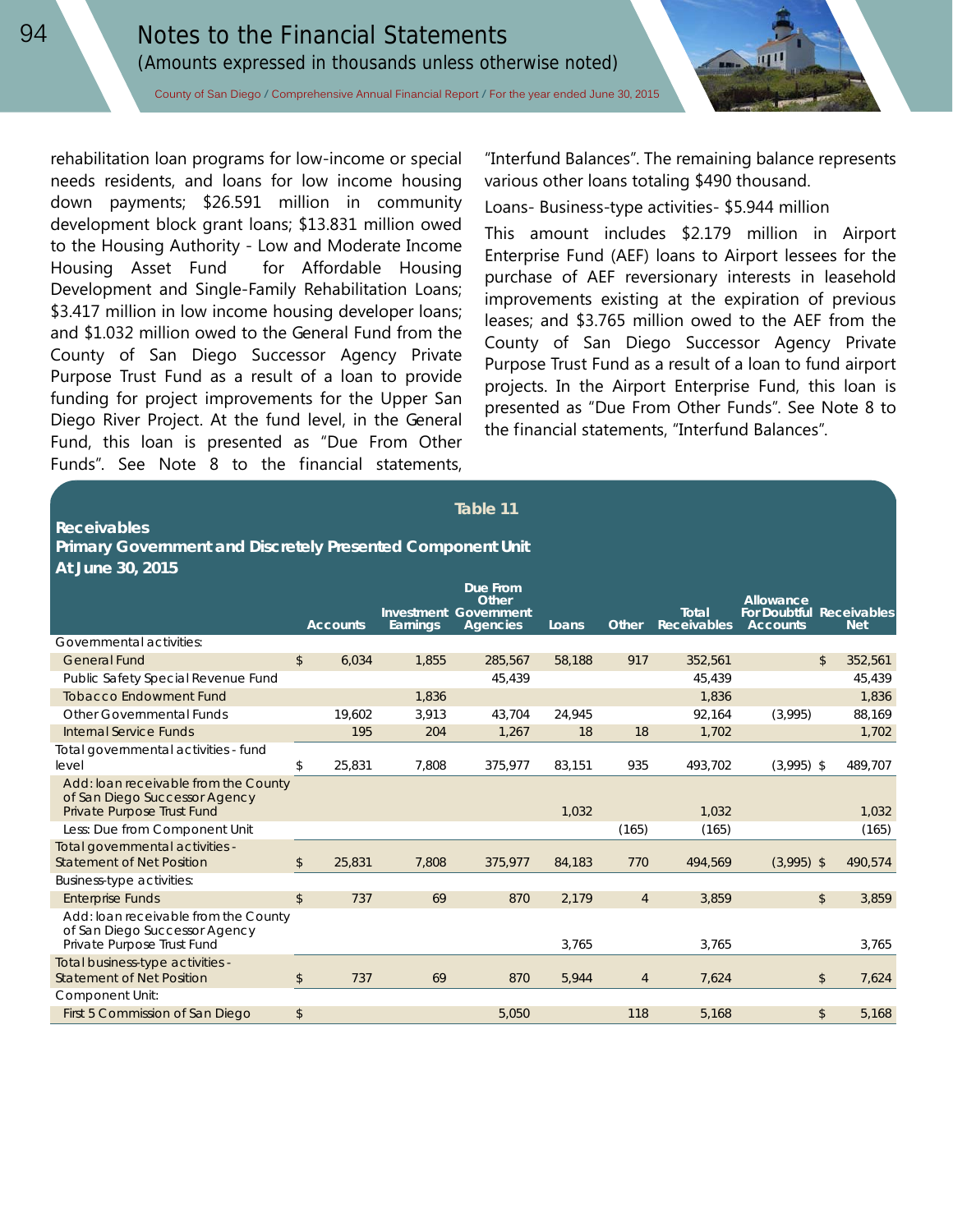rehabilitation loan programs for low-income or special needs residents, and loans for low income housing down payments; $26.591 million in community development block grant loans; $13.831 million owed to the Housing Authority - Low and Moderate Income Housing Asset Fund for Affordable Housing Development and Single-Family Rehabilitation Loans; $3.417 million in low income housing developer loans; and $1.032 million owed to the General Fund from the County of San Diego Successor Agency Private Purpose Trust Fund as a result of a loan to provide funding for project improvements for the Upper San Diego River Project. At the fund level, in the General Fund, this loan is presented as "Due From Other Funds". See Note 8 to the financial statements, "Interfund Balances". The remaining balance represents various other loans totaling $490 thousand.

Loans- Business-type activities- $5.944 million

This amount includes $2.179 million in Airport Enterprise Fund (AEF) loans to Airport lessees for the purchase of AEF reversionary interests in leasehold improvements existing at the expiration of previous leases; and $3.765 million owed to the AEF from the County of San Diego Successor Agency Private Purpose Trust Fund as a result of a loan to fund airport projects. In the Airport Enterprise Fund, this loan is presented as "Due From Other Funds". See Note 8 to the financial statements, "Interfund Balances".

**Table 11**

**Receivables**
**Primary Government and Discretely Presented Component Unit**
**At June 30, 2015**

| | | Accounts | Investment Earnings | Due From Other Government Agencies | Loans | Other | Total Receivables | Allowance For Doubtful Accounts | | Receivables Net |
|---|---|---|---|---|---|---|---|---|---|---|
| Governmental activities: | | | | | | | | | | |
| General Fund | $ | 6,034 | 1,855 | 285,567 | 58,188 | 917 | 352,561 | | $ | 352,561 |
| Public Safety Special Revenue Fund | | | | 45,439 | | | 45,439 | | | 45,439 |
| Tobacco Endowment Fund | | | 1,836 | | | | 1,836 | | | 1,836 |
| Other Governmental Funds | | 19,602 | 3,913 | 43,704 | 24,945 | | 92,164 | (3,995) | | 88,169 |
| Internal Service Funds | | 195 | 204 | 1,267 | 18 | 18 | 1,702 | | | 1,702 |
| Total governmental activities - fund level | $ | 25,831 | 7,808 | 375,977 | 83,151 | 935 | 493,702 | (3,995) | $ | 489,707 |
| Add: loan receivable from the County of San Diego Successor Agency Private Purpose Trust Fund | | | | | 1,032 | | 1,032 | | | 1,032 |
| Less: Due from Component Unit | | | | | | (165) | (165) | | | (165) |
| Total governmental activities - Statement of Net Position | $ | 25,831 | 7,808 | 375,977 | 84,183 | 770 | 494,569 | (3,995) | $ | 490,574 |
| Business-type activities: | | | | | | | | | | |
| Enterprise Funds | $ | 737 | 69 | 870 | 2,179 | 4 | 3,859 | | $ | 3,859 |
| Add: loan receivable from the County of San Diego Successor Agency Private Purpose Trust Fund | | | | | 3,765 | | 3,765 | | | 3,765 |
| Total business-type activities - Statement of Net Position | $ | 737 | 69 | 870 | 5,944 | 4 | 7,624 | | $ | 7,624 |
| Component Unit: | | | | | | | | | | |
| First 5 Commission of San Diego | $ | | | 5,050 | | 118 | 5,168 | | $ | 5,168 |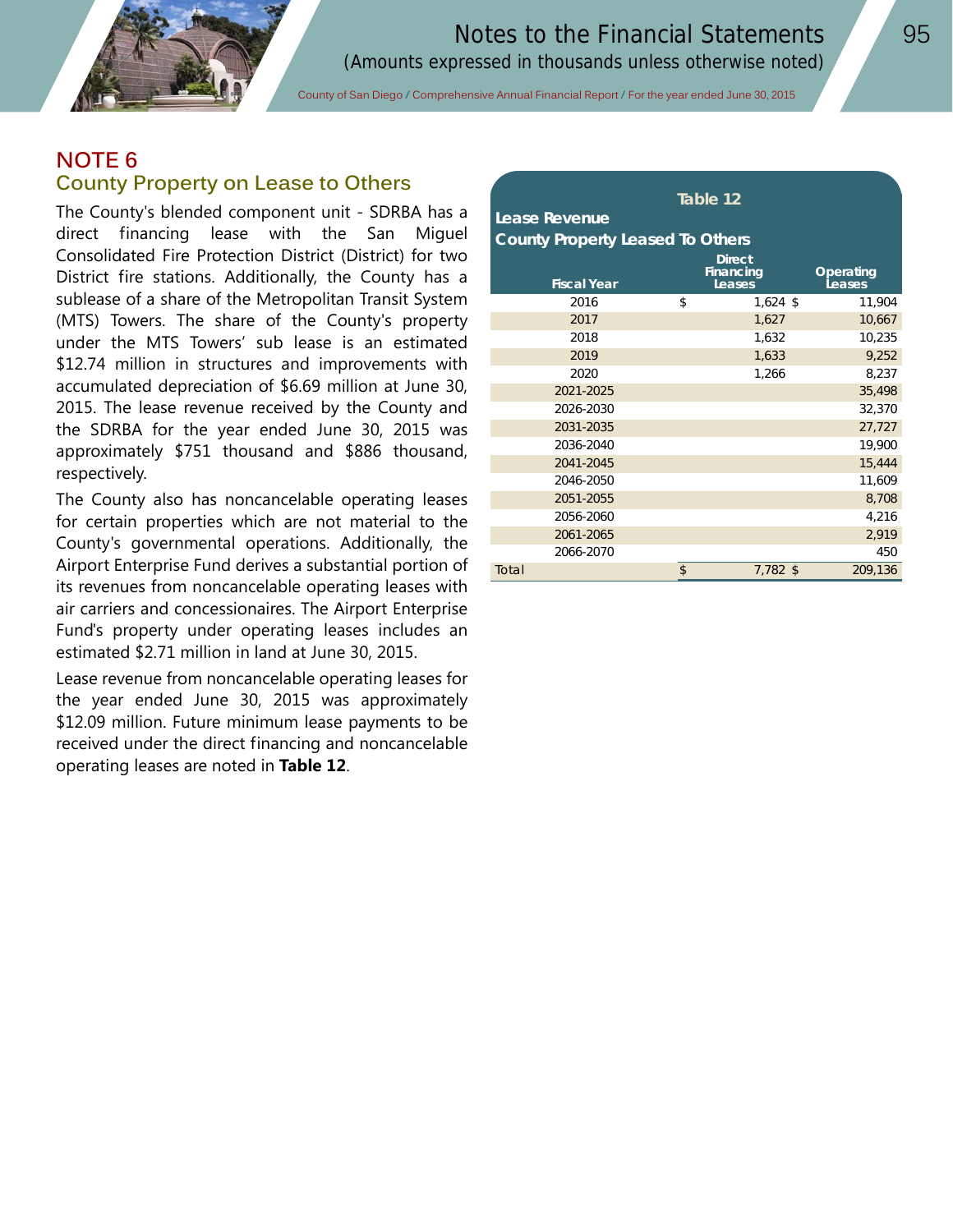# NOTE 6

## County Property on Lease to Others

The County's blended component unit - SDRBA has a direct financing lease with the San Miguel Consolidated Fire Protection District (District) for two District fire stations. Additionally, the County has a sublease of a share of the Metropolitan Transit System (MTS) Towers. The share of the County's property under the MTS Towers' sub lease is an estimated $12.74 million in structures and improvements with accumulated depreciation of $6.69 million at June 30, 2015. The lease revenue received by the County and the SDRBA for the year ended June 30, 2015 was approximately $751 thousand and $886 thousand, respectively.

The County also has noncancelable operating leases for certain properties which are not material to the County's governmental operations. Additionally, the Airport Enterprise Fund derives a substantial portion of its revenues from noncancelable operating leases with air carriers and concessionaires. The Airport Enterprise Fund's property under operating leases includes an estimated $2.71 million in land at June 30, 2015.

Lease revenue from noncancelable operating leases for the year ended June 30, 2015 was approximately $12.09 million. Future minimum lease payments to be received under the direct financing and noncancelable operating leases are noted in **Table 12**.

**Table 12**
**Lease Revenue**
**County Property Leased To Others**

| Fiscal Year | Direct Financing Leases | Operating Leases |
|---|---|---|
| 2016 | $ 1,624 | $ 11,904 |
| 2017 | 1,627 | 10,667 |
| 2018 | 1,632 | 10,235 |
| 2019 | 1,633 | 9,252 |
| 2020 | 1,266 | 8,237 |
| 2021-2025 | | 35,498 |
| 2026-2030 | | 32,370 |
| 2031-2035 | | 27,727 |
| 2036-2040 | | 19,900 |
| 2041-2045 | | 15,444 |
| 2046-2050 | | 11,609 |
| 2051-2055 | | 8,708 |
| 2056-2060 | | 4,216 |
| 2061-2065 | | 2,919 |
| 2066-2070 | | 450 |
| Total | $ 7,782 | $ 209,136 |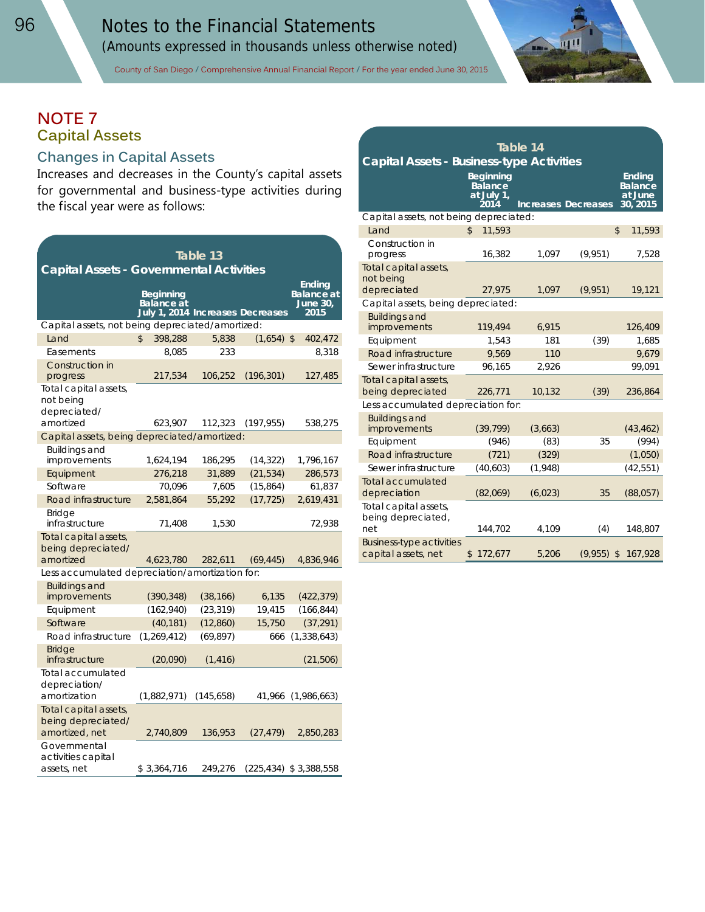## NOTE 7

## Capital Assets

### Changes in Capital Assets

Increases and decreases in the County's capital assets for governmental and business-type activities during the fiscal year were as follows:

**Table 13**
**Capital Assets - Governmental Activities**

| | Beginning Balance at July 1, 2014 | Increases | Decreases | Ending Balance at June 30, 2015 |
|---|---|---|---|---|
| Capital assets, not being depreciated/amortized: | | | | |
| Land | $ 398,288 | 5,838 | (1,654) | $ 402,472 |
| Easements | 8,085 | 233 | | 8,318 |
| Construction in progress | 217,534 | 106,252 | (196,301) | 127,485 |
| Total capital assets, not being depreciated/amortized | 623,907 | 112,323 | (197,955) | 538,275 |
| Capital assets, being depreciated/amortized: | | | | |
| Buildings and improvements | 1,624,194 | 186,295 | (14,322) | 1,796,167 |
| Equipment | 276,218 | 31,889 | (21,534) | 286,573 |
| Software | 70,096 | 7,605 | (15,864) | 61,837 |
| Road infrastructure | 2,581,864 | 55,292 | (17,725) | 2,619,431 |
| Bridge infrastructure | 71,408 | 1,530 | | 72,938 |
| Total capital assets, being depreciated/amortized | 4,623,780 | 282,611 | (69,445) | 4,836,946 |
| Less accumulated depreciation/amortization for: | | | | |
| Buildings and improvements | (390,348) | (38,166) | 6,135 | (422,379) |
| Equipment | (162,940) | (23,319) | 19,415 | (166,844) |
| Software | (40,181) | (12,860) | 15,750 | (37,291) |
| Road infrastructure | (1,269,412) | (69,897) | 666 | (1,338,643) |
| Bridge infrastructure | (20,090) | (1,416) | | (21,506) |
| Total accumulated depreciation/amortization | (1,882,971) | (145,658) | 41,966 | (1,986,663) |
| Total capital assets, being depreciated/amortized, net | 2,740,809 | 136,953 | (27,479) | 2,850,283 |
| Governmental activities capital assets, net | $ 3,364,716 | 249,276 | (225,434) | $ 3,388,558 |

**Table 14**
**Capital Assets - Business-type Activities**

| | Beginning Balance at July 1, 2014 | Increases | Decreases | Ending Balance at June 30, 2015 |
|---|---|---|---|---|
| Capital assets, not being depreciated: | | | | |
| Land | $ 11,593 | | | $ 11,593 |
| Construction in progress | 16,382 | 1,097 | (9,951) | 7,528 |
| Total capital assets, not being depreciated | 27,975 | 1,097 | (9,951) | 19,121 |
| Capital assets, being depreciated: | | | | |
| Buildings and improvements | 119,494 | 6,915 | | 126,409 |
| Equipment | 1,543 | 181 | (39) | 1,685 |
| Road infrastructure | 9,569 | 110 | | 9,679 |
| Sewer infrastructure | 96,165 | 2,926 | | 99,091 |
| Total capital assets, being depreciated | 226,771 | 10,132 | (39) | 236,864 |
| Less accumulated depreciation for: | | | | |
| Buildings and improvements | (39,799) | (3,663) | | (43,462) |
| Equipment | (946) | (83) | 35 | (994) |
| Road infrastructure | (721) | (329) | | (1,050) |
| Sewer infrastructure | (40,603) | (1,948) | | (42,551) |
| Total accumulated depreciation | (82,069) | (6,023) | 35 | (88,057) |
| Total capital assets, being depreciated, net | 144,702 | 4,109 | (4) | 148,807 |
| Business-type activities capital assets, net | $ 172,677 | 5,206 | (9,955) | $ 167,928 |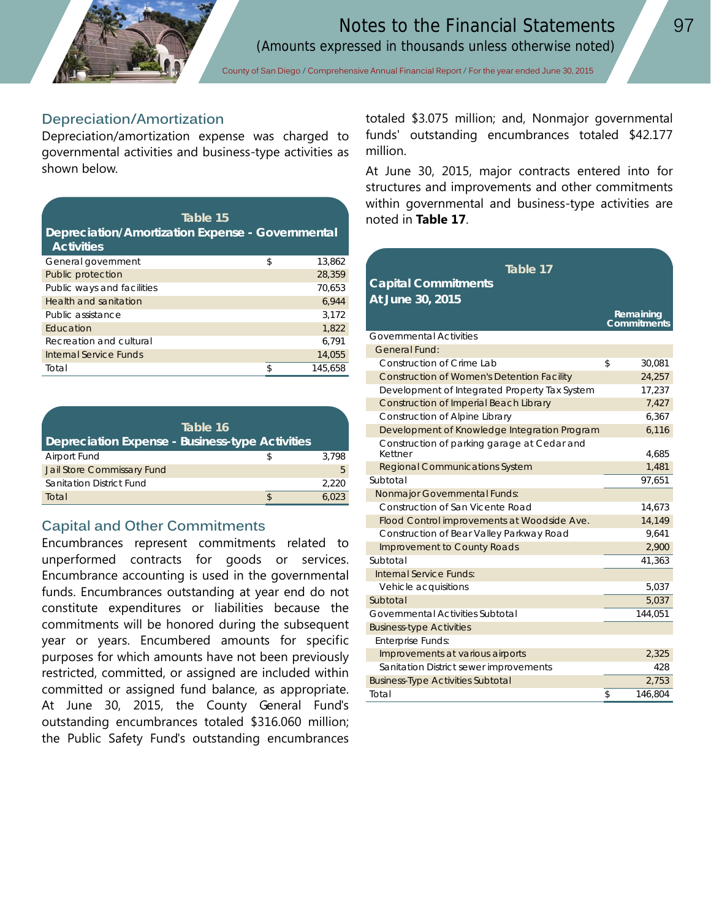### Depreciation/Amortization

Depreciation/amortization expense was charged to governmental activities and business-type activities as shown below.

| Table 15<br>Depreciation/Amortization Expense - Governmental Activities | | |
|---|---|---|
| General government | $ | 13,862 |
| Public protection | | 28,359 |
| Public ways and facilities | | 70,653 |
| Health and sanitation | | 6,944 |
| Public assistance | | 3,172 |
| Education | | 1,822 |
| Recreation and cultural | | 6,791 |
| Internal Service Funds | | 14,055 |
| Total | $ | 145,658 |

| Table 16<br>Depreciation Expense - Business-type Activities | | |
|---|---|---|
| Airport Fund | $ | 3,798 |
| Jail Store Commissary Fund | | 5 |
| Sanitation District Fund | | 2,220 |
| Total | $ | 6,023 |

### Capital and Other Commitments

Encumbrances represent commitments related to unperformed contracts for goods or services. Encumbrance accounting is used in the governmental funds. Encumbrances outstanding at year end do not constitute expenditures or liabilities because the commitments will be honored during the subsequent year or years. Encumbered amounts for specific purposes for which amounts have not been previously restricted, committed, or assigned are included within committed or assigned fund balance, as appropriate. At June 30, 2015, the County General Fund's outstanding encumbrances totaled $316.060 million; the Public Safety Fund's outstanding encumbrances totaled $3.075 million; and, Nonmajor governmental funds' outstanding encumbrances totaled $42.177 million.

At June 30, 2015, major contracts entered into for structures and improvements and other commitments within governmental and business-type activities are noted in **Table 17**.

| Table 17<br>Capital Commitments<br>At June 30, 2015 | | Remaining Commitments |
|---|---|---|
| Governmental Activities | | |
| General Fund: | | |
| Construction of Crime Lab | $ | 30,081 |
| Construction of Women's Detention Facility | | 24,257 |
| Development of Integrated Property Tax System | | 17,237 |
| Construction of Imperial Beach Library | | 7,427 |
| Construction of Alpine Library | | 6,367 |
| Development of Knowledge Integration Program | | 6,116 |
| Construction of parking garage at Cedar and Kettner | | 4,685 |
| Regional Communications System | | 1,481 |
| Subtotal | | 97,651 |
| Nonmajor Governmental Funds: | | |
| Construction of San Vicente Road | | 14,673 |
| Flood Control improvements at Woodside Ave. | | 14,149 |
| Construction of Bear Valley Parkway Road | | 9,641 |
| Improvement to County Roads | | 2,900 |
| Subtotal | | 41,363 |
| Internal Service Funds: | | |
| Vehicle acquisitions | | 5,037 |
| Subtotal | | 5,037 |
| Governmental Activities Subtotal | | 144,051 |
| Business-type Activities | | |
| Enterprise Funds: | | |
| Improvements at various airports | | 2,325 |
| Sanitation District sewer improvements | | 428 |
| Business-Type Activities Subtotal | | 2,753 |
| Total | $ | 146,804 |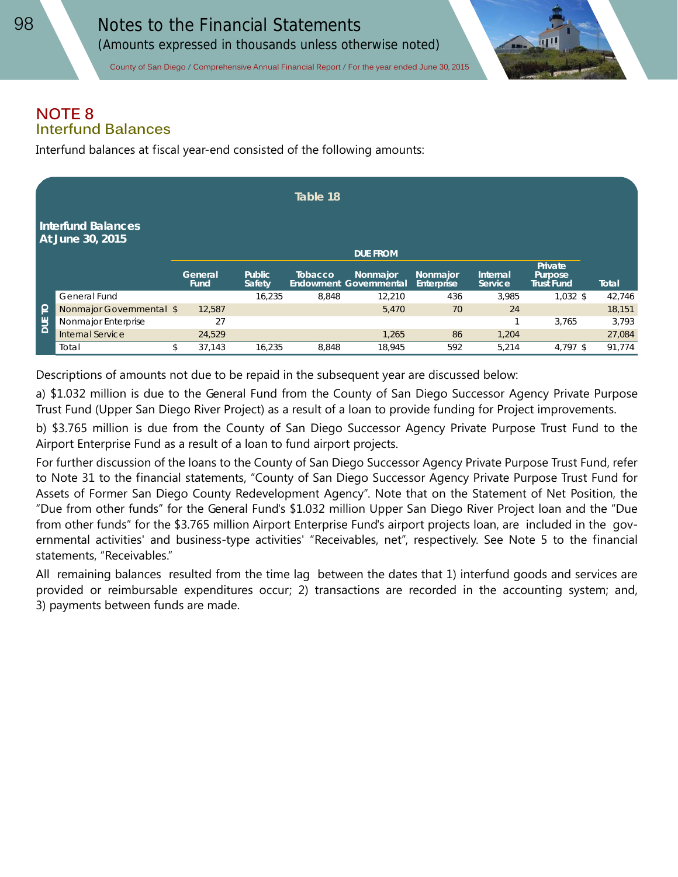# NOTE 8
## Interfund Balances

Interfund balances at fiscal year-end consisted of the following amounts:

**Table 18**

**Interfund Balances At June 30, 2015**

| | | DUE FROM | | | | | | | |
|---|---|---|---|---|---|---|---|---|---|
| | | General Fund | Public Safety | Tobacco Endowment | Nonmajor Governmental | Nonmajor Enterprise | Internal Service | Private Purpose Trust Fund | Total |
| DUE TO | General Fund | | 16,235 | 8,848 | 12,210 | 436 | 3,985 | 1,032 $ | 42,746 |
| | Nonmajor Governmental | $ 12,587 | | | 5,470 | 70 | 24 | | 18,151 |
| | Nonmajor Enterprise | 27 | | | | | 1 | 3,765 | 3,793 |
| | Internal Service | 24,529 | | | 1,265 | 86 | 1,204 | | 27,084 |
| | Total | $ 37,143 | 16,235 | 8,848 | 18,945 | 592 | 5,214 | 4,797 $ | 91,774 |

Descriptions of amounts not due to be repaid in the subsequent year are discussed below:

a) $1.032 million is due to the General Fund from the County of San Diego Successor Agency Private Purpose Trust Fund (Upper San Diego River Project) as a result of a loan to provide funding for Project improvements.

b) $3.765 million is due from the County of San Diego Successor Agency Private Purpose Trust Fund to the Airport Enterprise Fund as a result of a loan to fund airport projects.

For further discussion of the loans to the County of San Diego Successor Agency Private Purpose Trust Fund, refer to Note 31 to the financial statements, "County of San Diego Successor Agency Private Purpose Trust Fund for Assets of Former San Diego County Redevelopment Agency". Note that on the Statement of Net Position, the "Due from other funds" for the General Fund's $1.032 million Upper San Diego River Project loan and the "Due from other funds" for the $3.765 million Airport Enterprise Fund's airport projects loan, are included in the governmental activities' and business-type activities' "Receivables, net", respectively. See Note 5 to the financial statements, "Receivables."

All remaining balances resulted from the time lag between the dates that 1) interfund goods and services are provided or reimbursable expenditures occur; 2) transactions are recorded in the accounting system; and, 3) payments between funds are made.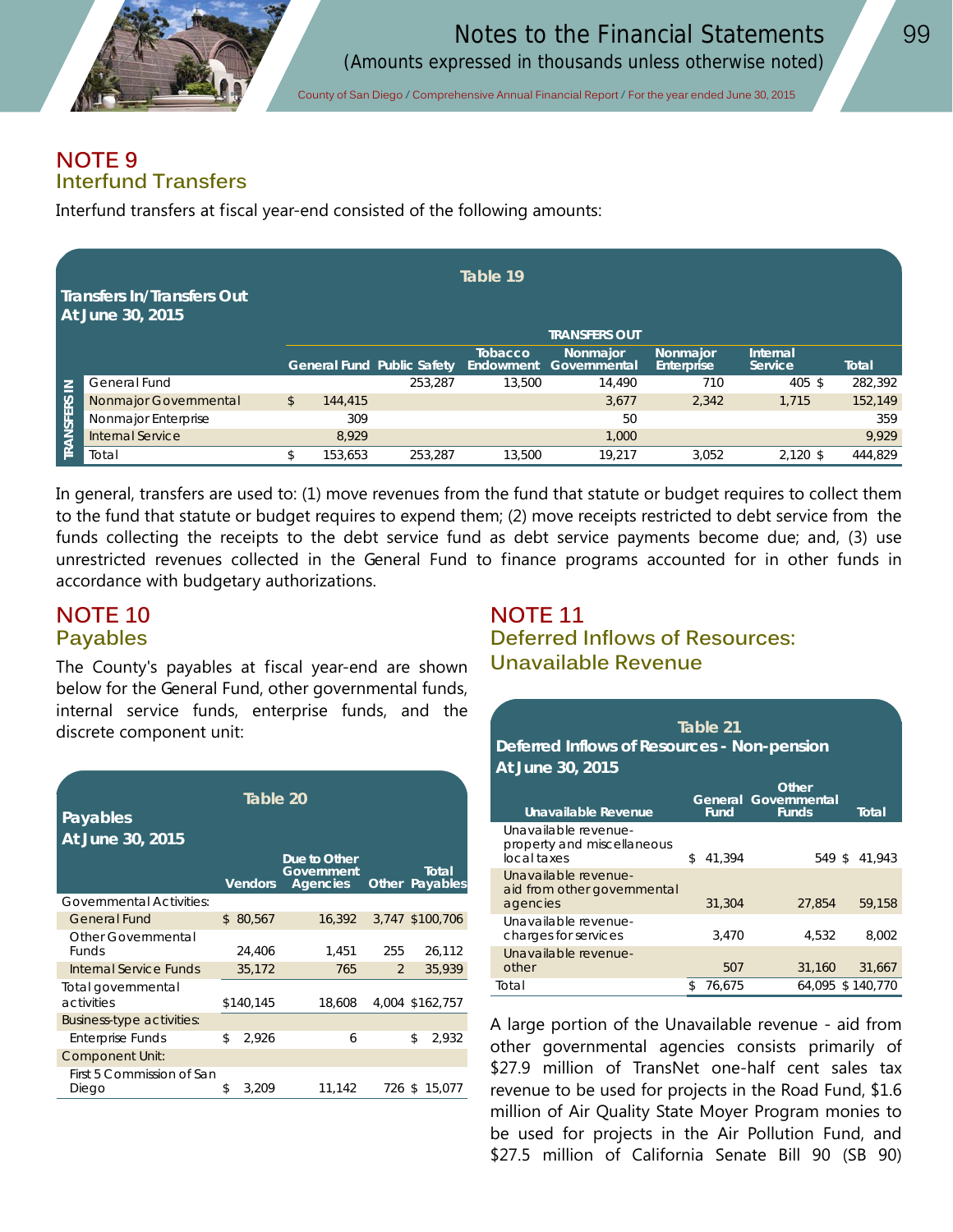## NOTE 9
### Interfund Transfers

Interfund transfers at fiscal year-end consisted of the following amounts:

**Table 19**
**Transfers In/Transfers Out At June 30, 2015**

| | | TRANSFERS OUT | | | | | | |
|---|---|---|---|---|---|---|---|---|
| | | General Fund | Public Safety | Tobacco Endowment | Nonmajor Governmental | Nonmajor Enterprise | Internal Service | Total |
| TRANSFERS IN | General Fund | | 253,287 | 13,500 | 14,490 | 710 | 405 $ | 282,392 |
| | Nonmajor Governmental | $ 144,415 | | | 3,677 | 2,342 | 1,715 | 152,149 |
| | Nonmajor Enterprise | 309 | | | 50 | | | 359 |
| | Internal Service | 8,929 | | | 1,000 | | | 9,929 |
| | Total | $ 153,653 | 253,287 | 13,500 | 19,217 | 3,052 | 2,120 $ | 444,829 |

In general, transfers are used to: (1) move revenues from the fund that statute or budget requires to collect them to the fund that statute or budget requires to expend them; (2) move receipts restricted to debt service from the funds collecting the receipts to the debt service fund as debt service payments become due; and, (3) use unrestricted revenues collected in the General Fund to finance programs accounted for in other funds in accordance with budgetary authorizations.

## NOTE 10
### Payables

The County's payables at fiscal year-end are shown below for the General Fund, other governmental funds, internal service funds, enterprise funds, and the discrete component unit:

**Table 20**
**Payables At June 30, 2015**

| | Vendors | Due to Other Government Agencies | Other | Total Payables |
|---|---|---|---|---|
| Governmental Activities: | | | | |
| General Fund | $ 80,567 | 16,392 | 3,747 | $100,706 |
| Other Governmental Funds | 24,406 | 1,451 | 255 | 26,112 |
| Internal Service Funds | 35,172 | 765 | 2 | 35,939 |
| Total governmental activities | $140,145 | 18,608 | 4,004 | $162,757 |
| Business-type activities: | | | | |
| Enterprise Funds | $ 2,926 | 6 | | $ 2,932 |
| Component Unit: | | | | |
| First 5 Commission of San Diego | $ 3,209 | 11,142 | 726 | $ 15,077 |

## NOTE 11
### Deferred Inflows of Resources: Unavailable Revenue

**Table 21**
**Deferred Inflows of Resources - Non-pension At June 30, 2015**

| Unavailable Revenue | General Fund | Other Governmental Funds | Total |
|---|---|---|---|
| Unavailable revenue-property and miscellaneous local taxes | $ 41,394 | 549 | $ 41,943 |
| Unavailable revenue-aid from other governmental agencies | 31,304 | 27,854 | 59,158 |
| Unavailable revenue-charges for services | 3,470 | 4,532 | 8,002 |
| Unavailable revenue-other | 507 | 31,160 | 31,667 |
| Total | $ 76,675 | 64,095 | $ 140,770 |

A large portion of the Unavailable revenue - aid from other governmental agencies consists primarily of $27.9 million of TransNet one-half cent sales tax revenue to be used for projects in the Road Fund, $1.6 million of Air Quality State Moyer Program monies to be used for projects in the Air Pollution Fund, and $27.5 million of California Senate Bill 90 (SB 90)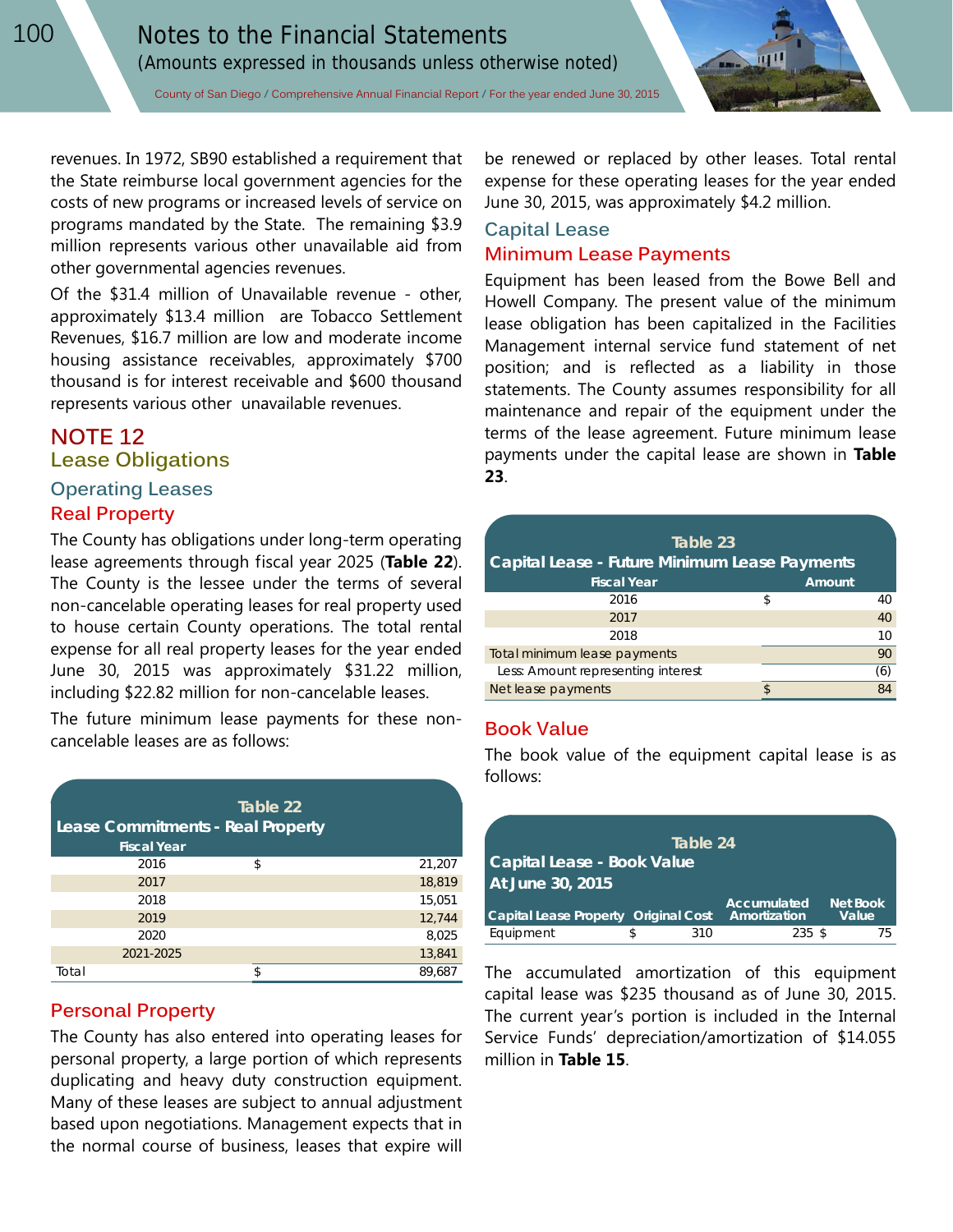revenues. In 1972, SB90 established a requirement that the State reimburse local government agencies for the costs of new programs or increased levels of service on programs mandated by the State. The remaining $3.9 million represents various other unavailable aid from other governmental agencies revenues.

Of the $31.4 million of Unavailable revenue - other, approximately $13.4 million are Tobacco Settlement Revenues, $16.7 million are low and moderate income housing assistance receivables, approximately $700 thousand is for interest receivable and $600 thousand represents various other unavailable revenues.

## NOTE 12

## Lease Obligations

### Operating Leases

#### Real Property

The County has obligations under long-term operating lease agreements through fiscal year 2025 (**Table 22**). The County is the lessee under the terms of several non-cancelable operating leases for real property used to house certain County operations. The total rental expense for all real property leases for the year ended June 30, 2015 was approximately $31.22 million, including $22.82 million for non-cancelable leases.

The future minimum lease payments for these non-cancelable leases are as follows:

**Table 22**
**Lease Commitments - Real Property**

| Fiscal Year | | |
|---|---|---|
| 2016 | $ | 21,207 |
| 2017 | | 18,819 |
| 2018 | | 15,051 |
| 2019 | | 12,744 |
| 2020 | | 8,025 |
| 2021-2025 | | 13,841 |
| Total | $ | 89,687 |

#### Personal Property

The County has also entered into operating leases for personal property, a large portion of which represents duplicating and heavy duty construction equipment. Many of these leases are subject to annual adjustment based upon negotiations. Management expects that in the normal course of business, leases that expire will be renewed or replaced by other leases. Total rental expense for these operating leases for the year ended June 30, 2015, was approximately $4.2 million.

### Capital Lease

#### Minimum Lease Payments

Equipment has been leased from the Bowe Bell and Howell Company. The present value of the minimum lease obligation has been capitalized in the Facilities Management internal service fund statement of net position; and is reflected as a liability in those statements. The County assumes responsibility for all maintenance and repair of the equipment under the terms of the lease agreement. Future minimum lease payments under the capital lease are shown in **Table 23**.

**Table 23**
**Capital Lease - Future Minimum Lease Payments**

| Fiscal Year | | Amount |
|---|---|---|
| 2016 | $ | 40 |
| 2017 | | 40 |
| 2018 | | 10 |
| Total minimum lease payments | | 90 |
| Less: Amount representing interest | | (6) |
| Net lease payments | $ | 84 |

#### Book Value

The book value of the equipment capital lease is as follows:

**Table 24**
**Capital Lease - Book Value**
**At June 30, 2015**

| Capital Lease Property | Original Cost | Accumulated Amortization | Net Book Value |
|---|---|---|---|
| Equipment | $ 310 | 235 | $ 75 |

The accumulated amortization of this equipment capital lease was $235 thousand as of June 30, 2015. The current year's portion is included in the Internal Service Funds' depreciation/amortization of $14.055 million in **Table 15**.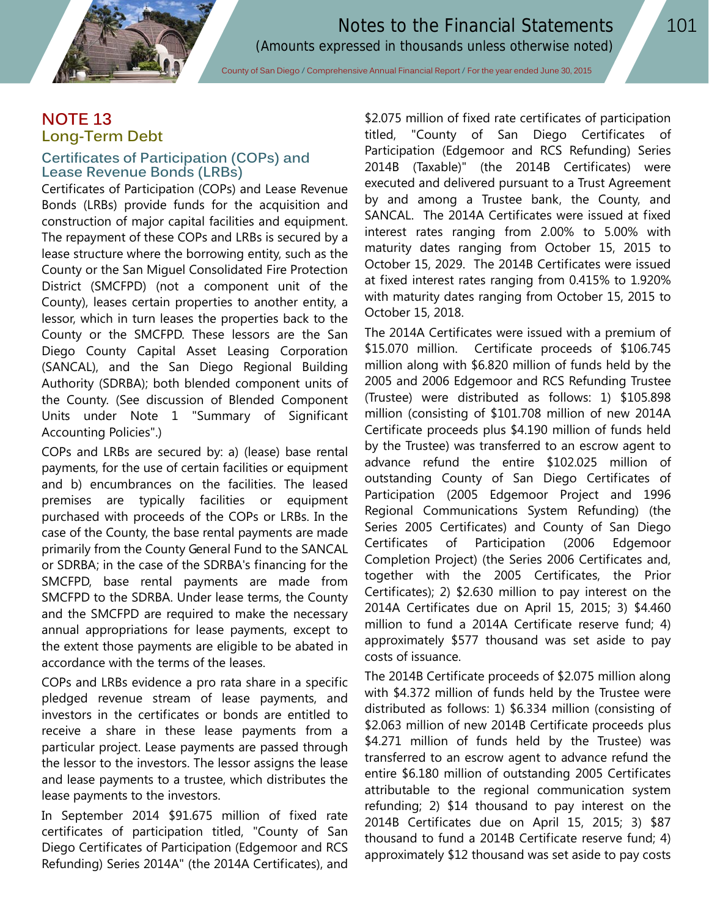## NOTE 13

## Long-Term Debt

### Certificates of Participation (COPs) and Lease Revenue Bonds (LRBs)

Certificates of Participation (COPs) and Lease Revenue Bonds (LRBs) provide funds for the acquisition and construction of major capital facilities and equipment. The repayment of these COPs and LRBs is secured by a lease structure where the borrowing entity, such as the County or the San Miguel Consolidated Fire Protection District (SMCFPD) (not a component unit of the County), leases certain properties to another entity, a lessor, which in turn leases the properties back to the County or the SMCFPD. These lessors are the San Diego County Capital Asset Leasing Corporation (SANCAL), and the San Diego Regional Building Authority (SDRBA); both blended component units of the County. (See discussion of Blended Component Units under Note 1 "Summary of Significant Accounting Policies".)

COPs and LRBs are secured by: a) (lease) base rental payments, for the use of certain facilities or equipment and b) encumbrances on the facilities. The leased premises are typically facilities or equipment purchased with proceeds of the COPs or LRBs. In the case of the County, the base rental payments are made primarily from the County General Fund to the SANCAL or SDRBA; in the case of the SDRBA's financing for the SMCFPD, base rental payments are made from SMCFPD to the SDRBA. Under lease terms, the County and the SMCFPD are required to make the necessary annual appropriations for lease payments, except to the extent those payments are eligible to be abated in accordance with the terms of the leases.

COPs and LRBs evidence a pro rata share in a specific pledged revenue stream of lease payments, and investors in the certificates or bonds are entitled to receive a share in these lease payments from a particular project. Lease payments are passed through the lessor to the investors. The lessor assigns the lease and lease payments to a trustee, which distributes the lease payments to the investors.

In September 2014 $91.675 million of fixed rate certificates of participation titled, "County of San Diego Certificates of Participation (Edgemoor and RCS Refunding) Series 2014A" (the 2014A Certificates), and $2.075 million of fixed rate certificates of participation titled, "County of San Diego Certificates of Participation (Edgemoor and RCS Refunding) Series 2014B (Taxable)" (the 2014B Certificates) were executed and delivered pursuant to a Trust Agreement by and among a Trustee bank, the County, and SANCAL. The 2014A Certificates were issued at fixed interest rates ranging from 2.00% to 5.00% with maturity dates ranging from October 15, 2015 to October 15, 2029. The 2014B Certificates were issued at fixed interest rates ranging from 0.415% to 1.920% with maturity dates ranging from October 15, 2015 to October 15, 2018.

The 2014A Certificates were issued with a premium of $15.070 million. Certificate proceeds of $106.745 million along with $6.820 million of funds held by the 2005 and 2006 Edgemoor and RCS Refunding Trustee (Trustee) were distributed as follows: 1) $105.898 million (consisting of $101.708 million of new 2014A Certificate proceeds plus $4.190 million of funds held by the Trustee) was transferred to an escrow agent to advance refund the entire $102.025 million of outstanding County of San Diego Certificates of Participation (2005 Edgemoor Project and 1996 Regional Communications System Refunding) (the Series 2005 Certificates) and County of San Diego Certificates of Participation (2006 Edgemoor Completion Project) (the Series 2006 Certificates and, together with the 2005 Certificates, the Prior Certificates); 2) $2.630 million to pay interest on the 2014A Certificates due on April 15, 2015; 3) $4.460 million to fund a 2014A Certificate reserve fund; 4) approximately $577 thousand was set aside to pay costs of issuance.

The 2014B Certificate proceeds of $2.075 million along with $4.372 million of funds held by the Trustee were distributed as follows: 1) $6.334 million (consisting of $2.063 million of new 2014B Certificate proceeds plus $4.271 million of funds held by the Trustee) was transferred to an escrow agent to advance refund the entire $6.180 million of outstanding 2005 Certificates attributable to the regional communication system refunding; 2) $14 thousand to pay interest on the 2014B Certificates due on April 15, 2015; 3) $87 thousand to fund a 2014B Certificate reserve fund; 4) approximately $12 thousand was set aside to pay costs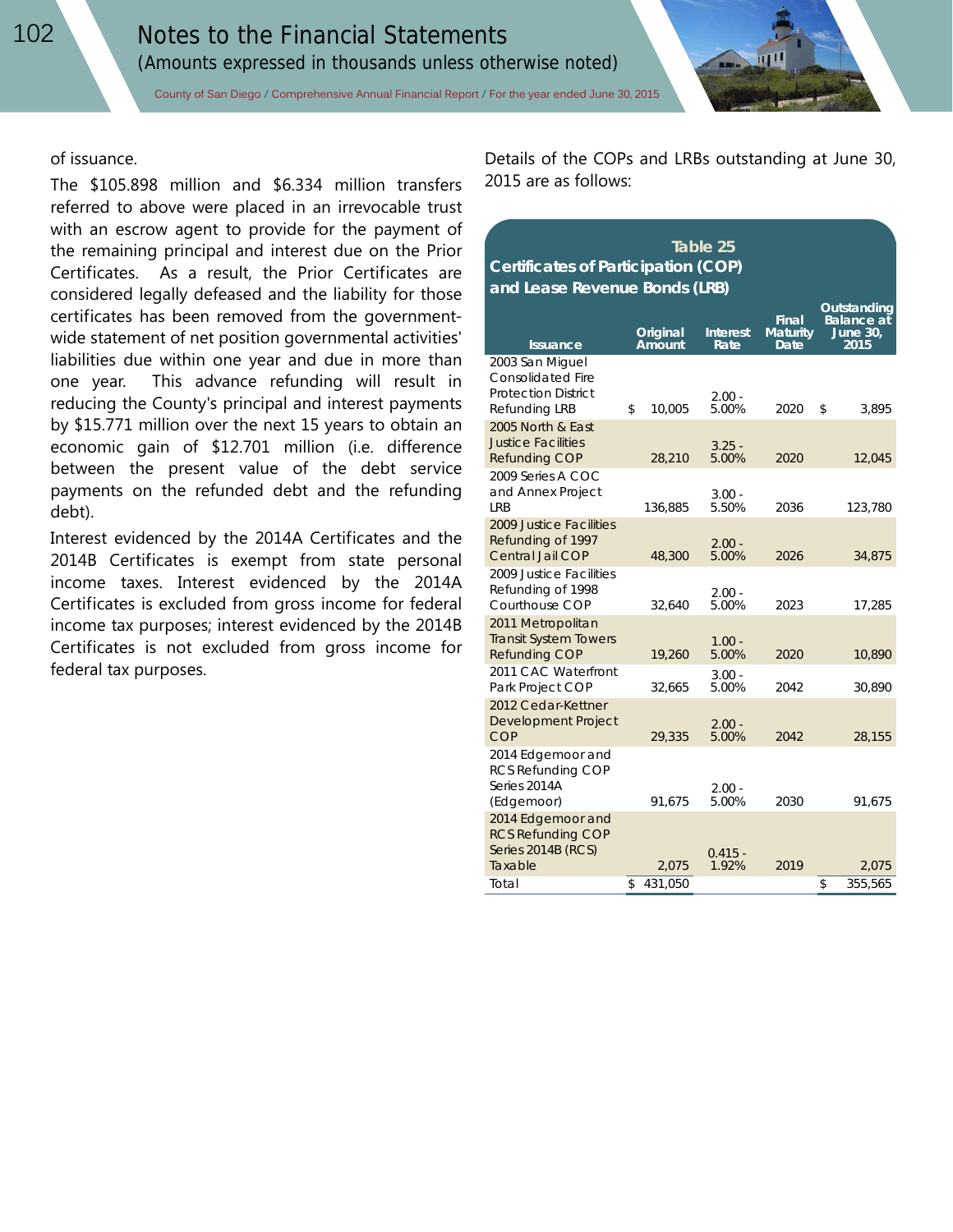of issuance.

The $105.898 million and $6.334 million transfers referred to above were placed in an irrevocable trust with an escrow agent to provide for the payment of the remaining principal and interest due on the Prior Certificates. As a result, the Prior Certificates are considered legally defeased and the liability for those certificates has been removed from the government-wide statement of net position governmental activities' liabilities due within one year and due in more than one year. This advance refunding will result in reducing the County's principal and interest payments by $15.771 million over the next 15 years to obtain an economic gain of $12.701 million (i.e. difference between the present value of the debt service payments on the refunded debt and the refunding debt).

Interest evidenced by the 2014A Certificates and the 2014B Certificates is exempt from state personal income taxes. Interest evidenced by the 2014A Certificates is excluded from gross income for federal income tax purposes; interest evidenced by the 2014B Certificates is not excluded from gross income for federal tax purposes.

Details of the COPs and LRBs outstanding at June 30, 2015 are as follows:

**Table 25**
**Certificates of Participation (COP) and Lease Revenue Bonds (LRB)**

| Issuance | Original Amount | Interest Rate | Final Maturity Date | Outstanding Balance at June 30, 2015 |
|---|---|---|---|---|
| 2003 San Miguel Consolidated Fire Protection District Refunding LRB | $ 10,005 | 2.00 - 5.00% | 2020 | $ 3,895 |
| 2005 North & East Justice Facilities Refunding COP | 28,210 | 3.25 - 5.00% | 2020 | 12,045 |
| 2009 Series A COC and Annex Project LRB | 136,885 | 3.00 - 5.50% | 2036 | 123,780 |
| 2009 Justice Facilities Refunding of 1997 Central Jail COP | 48,300 | 2.00 - 5.00% | 2026 | 34,875 |
| 2009 Justice Facilities Refunding of 1998 Courthouse COP | 32,640 | 2.00 - 5.00% | 2023 | 17,285 |
| 2011 Metropolitan Transit System Towers Refunding COP | 19,260 | 1.00 - 5.00% | 2020 | 10,890 |
| 2011 CAC Waterfront Park Project COP | 32,665 | 3.00 - 5.00% | 2042 | 30,890 |
| 2012 Cedar-Kettner Development Project COP | 29,335 | 2.00 - 5.00% | 2042 | 28,155 |
| 2014 Edgemoor and RCS Refunding COP Series 2014A (Edgemoor) | 91,675 | 2.00 - 5.00% | 2030 | 91,675 |
| 2014 Edgemoor and RCS Refunding COP Series 2014B (RCS) Taxable | 2,075 | 0.415 - 1.92% | 2019 | 2,075 |
| Total | $ 431,050 | | | $ 355,565 |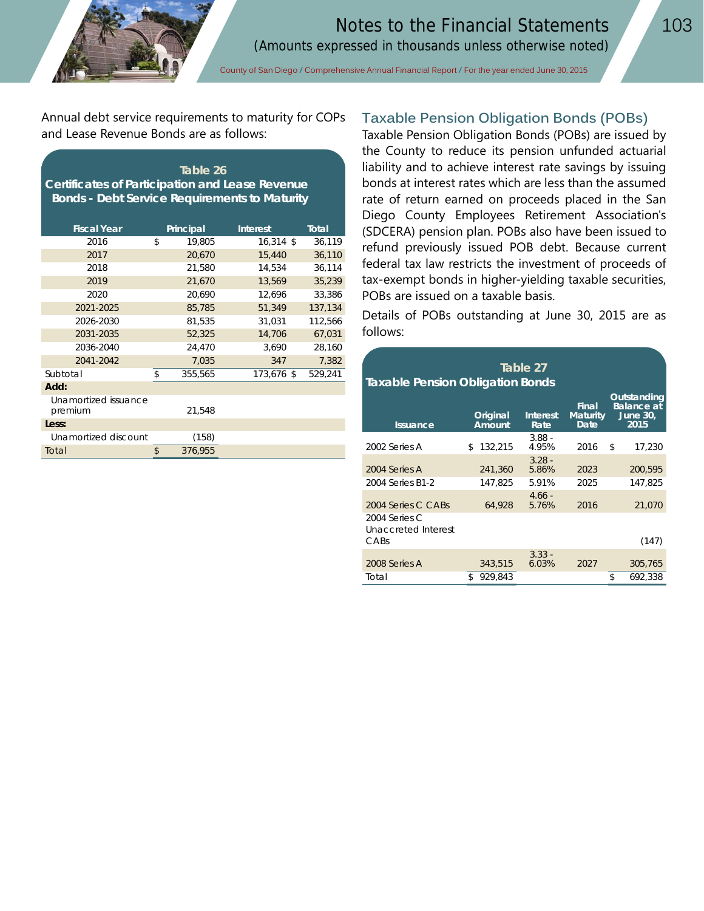Annual debt service requirements to maturity for COPs and Lease Revenue Bonds are as follows:

**Table 26**
**Certificates of Participation and Lease Revenue Bonds - Debt Service Requirements to Maturity**

| Fiscal Year | Principal | Interest | Total |
|---|---|---|---|
| 2016 | $ 19,805 | 16,314 | $ 36,119 |
| 2017 | 20,670 | 15,440 | 36,110 |
| 2018 | 21,580 | 14,534 | 36,114 |
| 2019 | 21,670 | 13,569 | 35,239 |
| 2020 | 20,690 | 12,696 | 33,386 |
| 2021-2025 | 85,785 | 51,349 | 137,134 |
| 2026-2030 | 81,535 | 31,031 | 112,566 |
| 2031-2035 | 52,325 | 14,706 | 67,031 |
| 2036-2040 | 24,470 | 3,690 | 28,160 |
| 2041-2042 | 7,035 | 347 | 7,382 |
| Subtotal | $ 355,565 | 173,676 | $ 529,241 |
| **Add:** | | | |
| Unamortized issuance premium | 21,548 | | |
| **Less:** | | | |
| Unamortized discount | (158) | | |
| Total | $ 376,955 | | |

## Taxable Pension Obligation Bonds (POBs)

Taxable Pension Obligation Bonds (POBs) are issued by the County to reduce its pension unfunded actuarial liability and to achieve interest rate savings by issuing bonds at interest rates which are less than the assumed rate of return earned on proceeds placed in the San Diego County Employees Retirement Association's (SDCERA) pension plan. POBs also have been issued to refund previously issued POB debt. Because current federal tax law restricts the investment of proceeds of tax-exempt bonds in higher-yielding taxable securities, POBs are issued on a taxable basis.

Details of POBs outstanding at June 30, 2015 are as follows:

**Table 27**
**Taxable Pension Obligation Bonds**

| Issuance | Original Amount | Interest Rate | Final Maturity Date | Outstanding Balance at June 30, 2015 |
|---|---|---|---|---|
| 2002 Series A | $ 132,215 | 3.88 - 4.95% | 2016 | $ 17,230 |
| 2004 Series A | 241,360 | 3.28 - 5.86% | 2023 | 200,595 |
| 2004 Series B1-2 | 147,825 | 5.91% | 2025 | 147,825 |
| 2004 Series C CABs | 64,928 | 4.66 - 5.76% | 2016 | 21,070 |
| 2004 Series C Unaccreted Interest CABs | | | | (147) |
| 2008 Series A | 343,515 | 3.33 - 6.03% | 2027 | 305,765 |
| Total | $ 929,843 | | | $ 692,338 |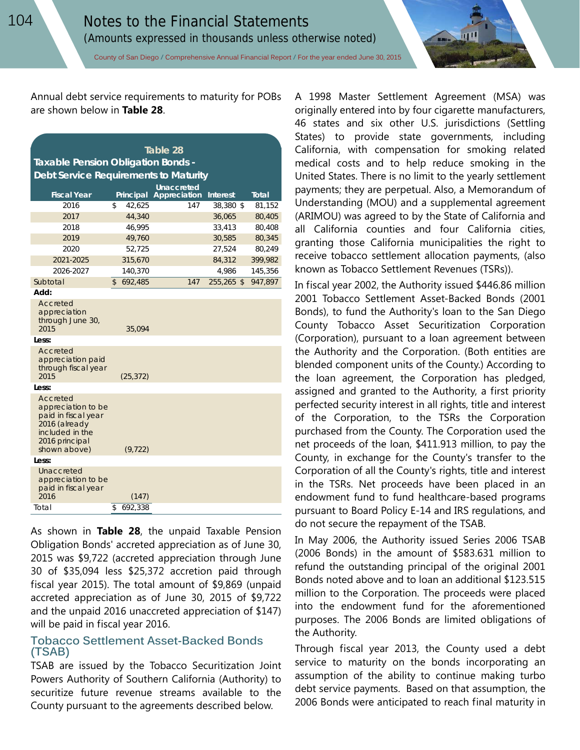Annual debt service requirements to maturity for POBs are shown below in **Table 28**.

**Table 28**
**Taxable Pension Obligation Bonds - Debt Service Requirements to Maturity**

| Fiscal Year | Principal | Unaccreted Appreciation | Interest | Total |
|---|---|---|---|---|
| 2016 | $ 42,625 | 147 | 38,380 | $ 81,152 |
| 2017 | 44,340 | | 36,065 | 80,405 |
| 2018 | 46,995 | | 33,413 | 80,408 |
| 2019 | 49,760 | | 30,585 | 80,345 |
| 2020 | 52,725 | | 27,524 | 80,249 |
| 2021-2025 | 315,670 | | 84,312 | 399,982 |
| 2026-2027 | 140,370 | | 4,986 | 145,356 |
| Subtotal | $ 692,485 | 147 | 255,265 | $ 947,897 |
| **Add:** | | | | |
| Accreted appreciation through June 30, 2015 | 35,094 | | | |
| **Less:** | | | | |
| Accreted appreciation paid through fiscal year 2015 | (25,372) | | | |
| **Less:** | | | | |
| Accreted appreciation to be paid in fiscal year 2016 (already included in the 2016 principal shown above) | (9,722) | | | |
| **Less:** | | | | |
| Unaccreted appreciation to be paid in fiscal year 2016 | (147) | | | |
| Total | $ 692,338 | | | |

As shown in **Table 28**, the unpaid Taxable Pension Obligation Bonds' accreted appreciation as of June 30, 2015 was $9,722 (accreted appreciation through June 30 of $35,094 less $25,372 accretion paid through fiscal year 2015). The total amount of $9,869 (unpaid accreted appreciation as of June 30, 2015 of $9,722 and the unpaid 2016 unaccreted appreciation of $147) will be paid in fiscal year 2016.

## Tobacco Settlement Asset-Backed Bonds (TSAB)

TSAB are issued by the Tobacco Securitization Joint Powers Authority of Southern California (Authority) to securitize future revenue streams available to the County pursuant to the agreements described below.

A 1998 Master Settlement Agreement (MSA) was originally entered into by four cigarette manufacturers, 46 states and six other U.S. jurisdictions (Settling States) to provide state governments, including California, with compensation for smoking related medical costs and to help reduce smoking in the United States. There is no limit to the yearly settlement payments; they are perpetual. Also, a Memorandum of Understanding (MOU) and a supplemental agreement (ARIMOU) was agreed to by the State of California and all California counties and four California cities, granting those California municipalities the right to receive tobacco settlement allocation payments, (also known as Tobacco Settlement Revenues (TSRs)).

In fiscal year 2002, the Authority issued $446.86 million 2001 Tobacco Settlement Asset-Backed Bonds (2001 Bonds), to fund the Authority's loan to the San Diego County Tobacco Asset Securitization Corporation (Corporation), pursuant to a loan agreement between the Authority and the Corporation. (Both entities are blended component units of the County.) According to the loan agreement, the Corporation has pledged, assigned and granted to the Authority, a first priority perfected security interest in all rights, title and interest of the Corporation, to the TSRs the Corporation purchased from the County. The Corporation used the net proceeds of the loan, $411.913 million, to pay the County, in exchange for the County's transfer to the Corporation of all the County's rights, title and interest in the TSRs. Net proceeds have been placed in an endowment fund to fund healthcare-based programs pursuant to Board Policy E-14 and IRS regulations, and do not secure the repayment of the TSAB.

In May 2006, the Authority issued Series 2006 TSAB (2006 Bonds) in the amount of $583.631 million to refund the outstanding principal of the original 2001 Bonds noted above and to loan an additional $123.515 million to the Corporation. The proceeds were placed into the endowment fund for the aforementioned purposes. The 2006 Bonds are limited obligations of the Authority.

Through fiscal year 2013, the County used a debt service to maturity on the bonds incorporating an assumption of the ability to continue making turbo debt service payments. Based on that assumption, the 2006 Bonds were anticipated to reach final maturity in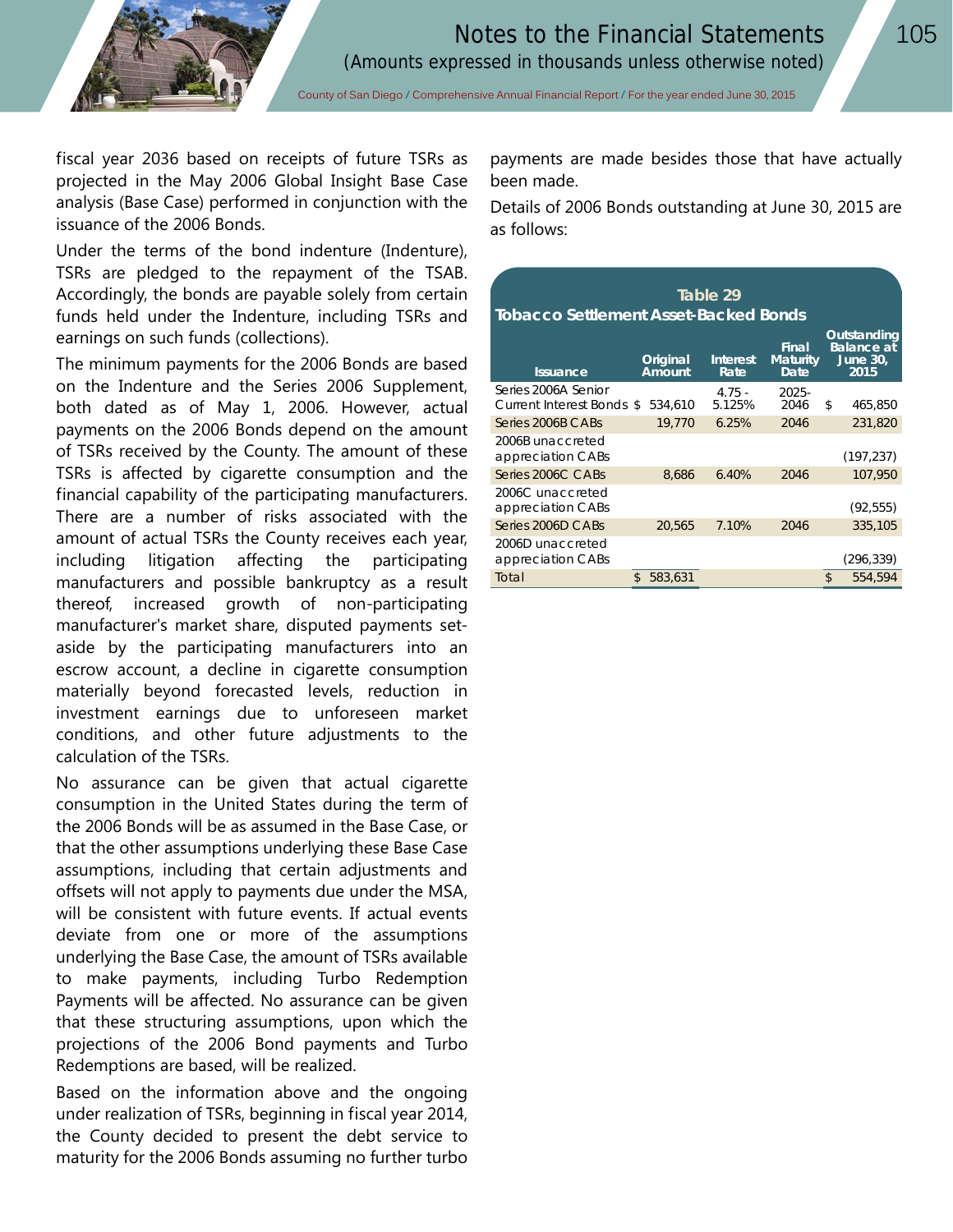fiscal year 2036 based on receipts of future TSRs as projected in the May 2006 Global Insight Base Case analysis (Base Case) performed in conjunction with the issuance of the 2006 Bonds.

Under the terms of the bond indenture (Indenture), TSRs are pledged to the repayment of the TSAB. Accordingly, the bonds are payable solely from certain funds held under the Indenture, including TSRs and earnings on such funds (collections).

The minimum payments for the 2006 Bonds are based on the Indenture and the Series 2006 Supplement, both dated as of May 1, 2006. However, actual payments on the 2006 Bonds depend on the amount of TSRs received by the County. The amount of these TSRs is affected by cigarette consumption and the financial capability of the participating manufacturers. There are a number of risks associated with the amount of actual TSRs the County receives each year, including litigation affecting the participating manufacturers and possible bankruptcy as a result thereof, increased growth of non-participating manufacturer's market share, disputed payments set-aside by the participating manufacturers into an escrow account, a decline in cigarette consumption materially beyond forecasted levels, reduction in investment earnings due to unforeseen market conditions, and other future adjustments to the calculation of the TSRs.

No assurance can be given that actual cigarette consumption in the United States during the term of the 2006 Bonds will be as assumed in the Base Case, or that the other assumptions underlying these Base Case assumptions, including that certain adjustments and offsets will not apply to payments due under the MSA, will be consistent with future events. If actual events deviate from one or more of the assumptions underlying the Base Case, the amount of TSRs available to make payments, including Turbo Redemption Payments will be affected. No assurance can be given that these structuring assumptions, upon which the projections of the 2006 Bond payments and Turbo Redemptions are based, will be realized.

Based on the information above and the ongoing under realization of TSRs, beginning in fiscal year 2014, the County decided to present the debt service to maturity for the 2006 Bonds assuming no further turbo payments are made besides those that have actually been made.

Details of 2006 Bonds outstanding at June 30, 2015 are as follows:

**Table 29**
**Tobacco Settlement Asset-Backed Bonds**

| Issuance | Original Amount | Interest Rate | Final Maturity Date | Outstanding Balance at June 30, 2015 |
|---|---|---|---|---|
| Series 2006A Senior Current Interest Bonds | $ 534,610 | 4.75 - 5.125% | 2025-2046 | $ 465,850 |
| Series 2006B CABs | 19,770 | 6.25% | 2046 | 231,820 |
| 2006B unaccreted appreciation CABs | | | | (197,237) |
| Series 2006C CABs | 8,686 | 6.40% | 2046 | 107,950 |
| 2006C unaccreted appreciation CABs | | | | (92,555) |
| Series 2006D CABs | 20,565 | 7.10% | 2046 | 335,105 |
| 2006D unaccreted appreciation CABs | | | | (296,339) |
| Total | $ 583,631 | | | $ 554,594 |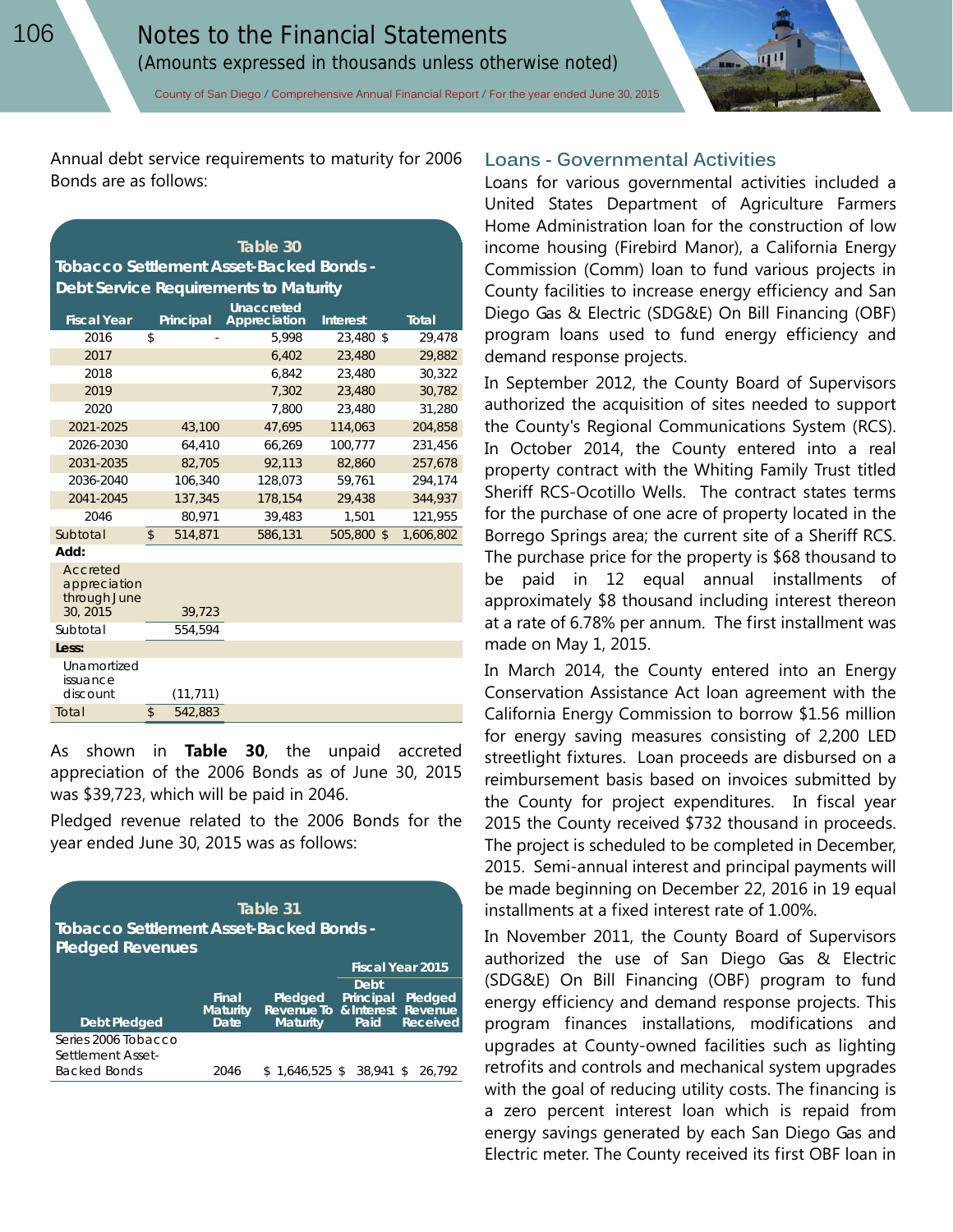Annual debt service requirements to maturity for 2006 Bonds are as follows:

**Table 30**
**Tobacco Settlement Asset-Backed Bonds - Debt Service Requirements to Maturity**

| Fiscal Year | Principal | Unaccreted Appreciation | Interest | Total |
|---|---|---|---|---|
| 2016 | $ - | 5,998 | 23,480 | $ 29,478 |
| 2017 | | 6,402 | 23,480 | 29,882 |
| 2018 | | 6,842 | 23,480 | 30,322 |
| 2019 | | 7,302 | 23,480 | 30,782 |
| 2020 | | 7,800 | 23,480 | 31,280 |
| 2021-2025 | 43,100 | 47,695 | 114,063 | 204,858 |
| 2026-2030 | 64,410 | 66,269 | 100,777 | 231,456 |
| 2031-2035 | 82,705 | 92,113 | 82,860 | 257,678 |
| 2036-2040 | 106,340 | 128,073 | 59,761 | 294,174 |
| 2041-2045 | 137,345 | 178,154 | 29,438 | 344,937 |
| 2046 | 80,971 | 39,483 | 1,501 | 121,955 |
| Subtotal | $ 514,871 | 586,131 | 505,800 | $ 1,606,802 |
| **Add:** | | | | |
| Accreted appreciation through June 30, 2015 | 39,723 | | | |
| Subtotal | 554,594 | | | |
| **Less:** | | | | |
| Unamortized issuance discount | (11,711) | | | |
| Total | $ 542,883 | | | |

As shown in **Table 30**, the unpaid accreted appreciation of the 2006 Bonds as of June 30, 2015 was $39,723, which will be paid in 2046.

Pledged revenue related to the 2006 Bonds for the year ended June 30, 2015 was as follows:

**Table 31**
**Tobacco Settlement Asset-Backed Bonds - Pledged Revenues**

| | | | Fiscal Year 2015 | |
|---|---|---|---|---|
| Debt Pledged | Final Maturity Date | Pledged Revenue To Maturity | Debt Principal & Interest Paid | Pledged Revenue Received |
| Series 2006 Tobacco Settlement Asset-Backed Bonds | 2046 | $ 1,646,525 | $ 38,941 | $ 26,792 |

## Loans - Governmental Activities

Loans for various governmental activities included a United States Department of Agriculture Farmers Home Administration loan for the construction of low income housing (Firebird Manor), a California Energy Commission (Comm) loan to fund various projects in County facilities to increase energy efficiency and San Diego Gas & Electric (SDG&E) On Bill Financing (OBF) program loans used to fund energy efficiency and demand response projects.

In September 2012, the County Board of Supervisors authorized the acquisition of sites needed to support the County's Regional Communications System (RCS). In October 2014, the County entered into a real property contract with the Whiting Family Trust titled Sheriff RCS-Ocotillo Wells. The contract states terms for the purchase of one acre of property located in the Borrego Springs area; the current site of a Sheriff RCS. The purchase price for the property is $68 thousand to be paid in 12 equal installments of approximately $8 thousand including interest thereon at a rate of 6.78% per annum. The first installment was made on May 1, 2015.

In March 2014, the County entered into an Energy Conservation Assistance Act loan agreement with the California Energy Commission to borrow $1.56 million for energy saving measures consisting of 2,200 LED streetlight fixtures. Loan proceeds are disbursed on a reimbursement basis based on invoices submitted by the County for project expenditures. In fiscal year 2015 the County received $732 thousand in proceeds. The project is scheduled to be completed in December, 2015. Semi-annual interest and principal payments will be made beginning on December 22, 2016 in 19 equal installments at a fixed interest rate of 1.00%.

In November 2011, the County Board of Supervisors authorized the use of San Diego Gas & Electric (SDG&E) On Bill Financing (OBF) program to fund energy efficiency and demand response projects. This program finances installations, modifications and upgrades at County-owned facilities such as lighting retrofits and controls and mechanical system upgrades with the goal of reducing utility costs. The financing is a zero percent interest loan which is repaid from energy savings generated by each San Diego Gas and Electric meter. The County received its first OBF loan in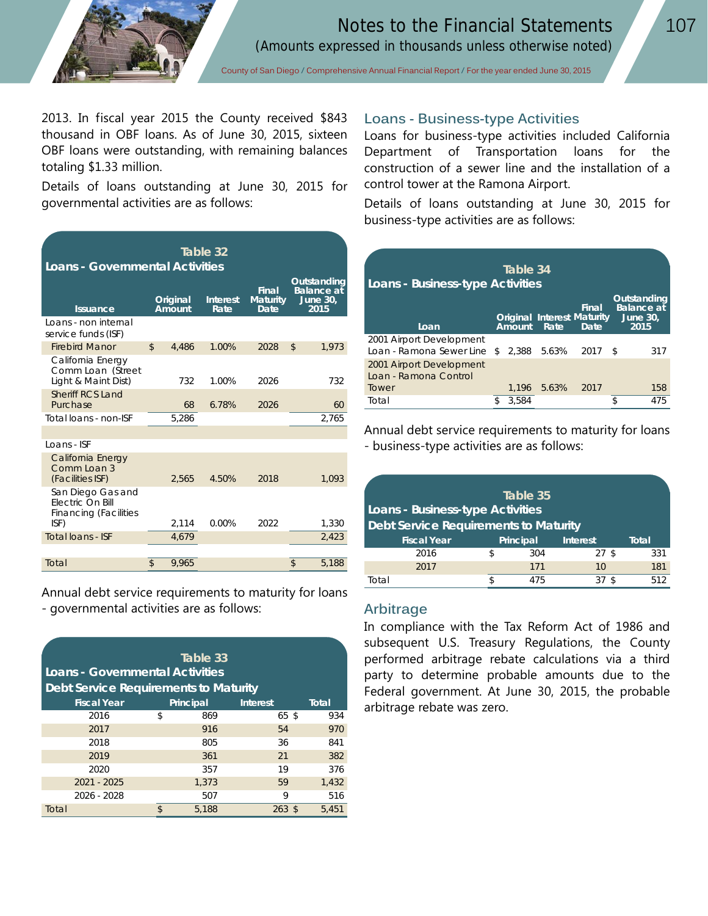2013. In fiscal year 2015 the County received $843 thousand in OBF loans. As of June 30, 2015, sixteen OBF loans were outstanding, with remaining balances totaling $1.33 million.

Details of loans outstanding at June 30, 2015 for governmental activities are as follows:

**Table 32**
**Loans - Governmental Activities**

| Issuance | Original Amount | Interest Rate | Final Maturity Date | Outstanding Balance at June 30, 2015 |
|---|---|---|---|---|
| Loans - non internal service funds (ISF) | | | | |
| Firebird Manor | $ 4,486 | 1.00% | 2028 | $ 1,973 |
| California Energy Comm Loan (Street Light & Maint Dist) | 732 | 1.00% | 2026 | 732 |
| Sheriff RCS Land Purchase | 68 | 6.78% | 2026 | 60 |
| Total loans - non-ISF | 5,286 | | | 2,765 |
| | | | | |
| Loans - ISF | | | | |
| California Energy Comm Loan 3 (Facilities ISF) | 2,565 | 4.50% | 2018 | 1,093 |
| San Diego Gas and Electric On Bill Financing (Facilities ISF) | 2,114 | 0.00% | 2022 | 1,330 |
| Total loans - ISF | 4,679 | | | 2,423 |
| | | | | |
| Total | $ 9,965 | | | $ 5,188 |

Annual debt service requirements to maturity for loans - governmental activities are as follows:

**Table 33**
**Loans - Governmental Activities**
**Debt Service Requirements to Maturity**

| Fiscal Year | Principal | Interest | Total |
|---|---|---|---|
| 2016 | $ 869 | 65 | $ 934 |
| 2017 | 916 | 54 | 970 |
| 2018 | 805 | 36 | 841 |
| 2019 | 361 | 21 | 382 |
| 2020 | 357 | 19 | 376 |
| 2021 - 2025 | 1,373 | 59 | 1,432 |
| 2026 - 2028 | 507 | 9 | 516 |
| Total | $ 5,188 | 263 | $ 5,451 |

## Loans - Business-type Activities

Loans for business-type activities included California Department of Transportation loans for the construction of a sewer line and the installation of a control tower at the Ramona Airport.

Details of loans outstanding at June 30, 2015 for business-type activities are as follows:

**Table 34**
**Loans - Business-type Activities**

| Loan | Original Amount | Interest Rate | Final Maturity Date | Outstanding Balance at June 30, 2015 |
|---|---|---|---|---|
| 2001 Airport Development Loan - Ramona Sewer Line | $ 2,388 | 5.63% | 2017 | $ 317 |
| 2001 Airport Development Loan - Ramona Control Tower | 1,196 | 5.63% | 2017 | 158 |
| Total | $ 3,584 | | | $ 475 |

Annual debt service requirements to maturity for loans - business-type activities are as follows:

**Table 35**
**Loans - Business-type Activities**
**Debt Service Requirements to Maturity**

| Fiscal Year | Principal | Interest | Total |
|---|---|---|---|
| 2016 | $ 304 | 27 | $ 331 |
| 2017 | 171 | 10 | 181 |
| Total | $ 475 | 37 | $ 512 |

## Arbitrage

In compliance with the Tax Reform Act of 1986 and subsequent U.S. Treasury Regulations, the County performed arbitrage rebate calculations via a third party to determine probable amounts due to the Federal government. At June 30, 2015, the probable arbitrage rebate was zero.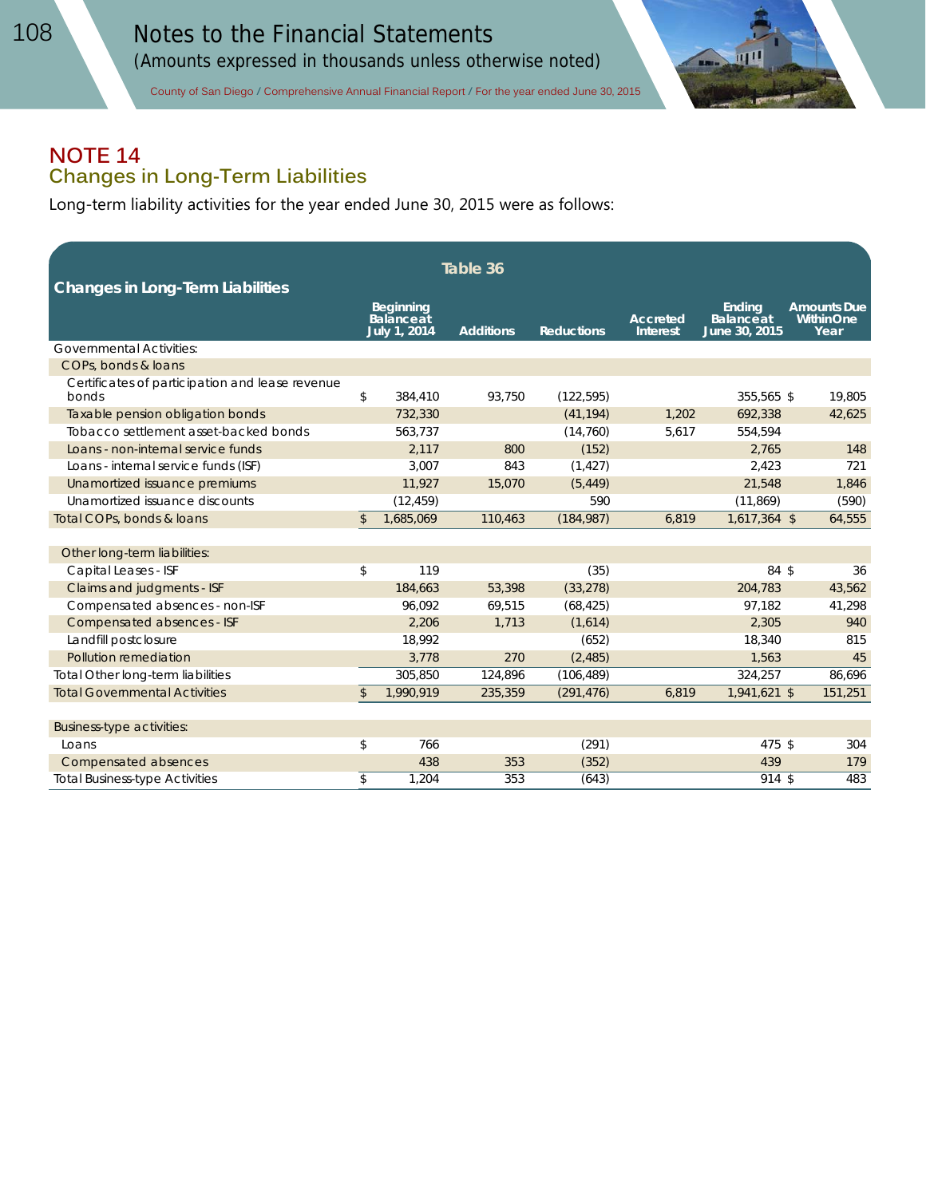## NOTE 14
### Changes in Long-Term Liabilities

Long-term liability activities for the year ended June 30, 2015 were as follows:

**Table 36**

| Changes in Long-Term Liabilities | | Beginning Balance at July 1, 2014 | Additions | Reductions | Accreted Interest | Ending Balance at June 30, 2015 | | Amounts Due Within One Year |
|---|---|---|---|---|---|---|---|---|
| Governmental Activities: | | | | | | | | |
| COPs, bonds & loans | | | | | | | | |
| Certificates of participation and lease revenue bonds | $ | 384,410 | 93,750 | (122,595) | | 355,565 | $ | 19,805 |
| Taxable pension obligation bonds | | 732,330 | | (41,194) | 1,202 | 692,338 | | 42,625 |
| Tobacco settlement asset-backed bonds | | 563,737 | | (14,760) | 5,617 | 554,594 | | |
| Loans - non-internal service funds | | 2,117 | 800 | (152) | | 2,765 | | 148 |
| Loans - internal service funds (ISF) | | 3,007 | 843 | (1,427) | | 2,423 | | 721 |
| Unamortized issuance premiums | | 11,927 | 15,070 | (5,449) | | 21,548 | | 1,846 |
| Unamortized issuance discounts | | (12,459) | | 590 | | (11,869) | | (590) |
| Total COPs, bonds & loans | $ | 1,685,069 | 110,463 | (184,987) | 6,819 | 1,617,364 | $ | 64,555 |
| | | | | | | | | |
| Other long-term liabilities: | | | | | | | | |
| Capital Leases - ISF | $ | 119 | | (35) | | 84 | $ | 36 |
| Claims and judgments - ISF | | 184,663 | 53,398 | (33,278) | | 204,783 | | 43,562 |
| Compensated absences - non-ISF | | 96,092 | 69,515 | (68,425) | | 97,182 | | 41,298 |
| Compensated absences - ISF | | 2,206 | 1,713 | (1,614) | | 2,305 | | 940 |
| Landfill postclosure | | 18,992 | | (652) | | 18,340 | | 815 |
| Pollution remediation | | 3,778 | 270 | (2,485) | | 1,563 | | 45 |
| Total Other long-term liabilities | | 305,850 | 124,896 | (106,489) | | 324,257 | | 86,696 |
| Total Governmental Activities | $ | 1,990,919 | 235,359 | (291,476) | 6,819 | 1,941,621 | $ | 151,251 |
| | | | | | | | | |
| Business-type activities: | | | | | | | | |
| Loans | $ | 766 | | (291) | | 475 | $ | 304 |
| Compensated absences | | 438 | 353 | (352) | | 439 | | 179 |
| Total Business-type Activities | $ | 1,204 | 353 | (643) | | 914 | $ | 483 |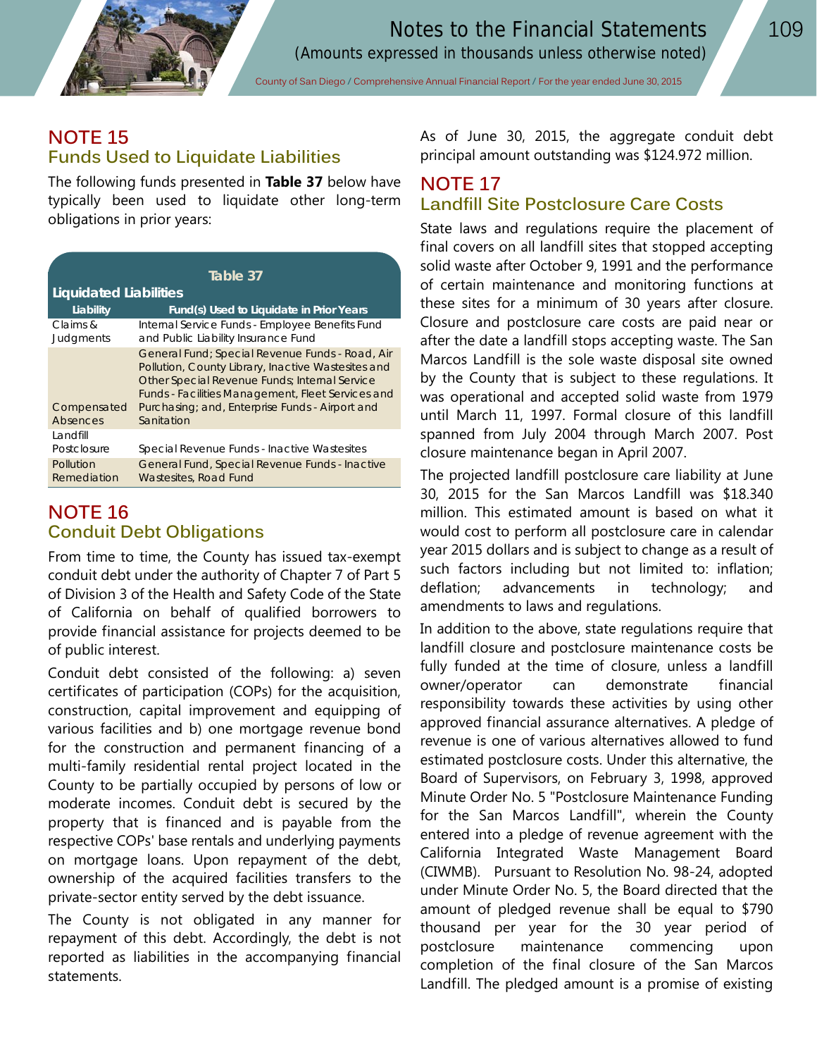## NOTE 15
### Funds Used to Liquidate Liabilities

The following funds presented in **Table 37** below have typically been used to liquidate other long-term obligations in prior years:

**Table 37**
**Liquidated Liabilities**

| Liability | Fund(s) Used to Liquidate in Prior Years |
|---|---|
| Claims & Judgments | Internal Service Funds - Employee Benefits Fund and Public Liability Insurance Fund |
| Compensated Absences | General Fund; Special Revenue Funds - Road, Air Pollution, County Library, Inactive Wastesites and Other Special Revenue Funds; Internal Service Funds - Facilities Management, Fleet Services and Purchasing; and, Enterprise Funds - Airport and Sanitation |
| Landfill Postclosure | Special Revenue Funds - Inactive Wastesites |
| Pollution Remediation | General Fund, Special Revenue Funds - Inactive Wastesites, Road Fund |

## NOTE 16
### Conduit Debt Obligations

From time to time, the County has issued tax-exempt conduit debt under the authority of Chapter 7 of Part 5 of Division 3 of the Health and Safety Code of the State of California on behalf of qualified borrowers to provide financial assistance for projects deemed to be of public interest.

Conduit debt consisted of the following: a) seven certificates of participation (COPs) for the acquisition, construction, capital improvement and equipping of various facilities and b) one mortgage revenue bond for the construction and permanent financing of a multi-family residential rental project located in the County to be partially occupied by persons of low or moderate incomes. Conduit debt is secured by the property that is financed and is payable from the respective COPs' base rentals and underlying payments on mortgage loans. Upon repayment of the debt, ownership of the acquired facilities transfers to the private-sector entity served by the debt issuance.

The County is not obligated in any manner for repayment of this debt. Accordingly, the debt is not reported as liabilities in the accompanying financial statements.

As of June 30, 2015, the aggregate conduit debt principal amount outstanding was $124.972 million.

## NOTE 17
### Landfill Site Postclosure Care Costs

State laws and regulations require the placement of final covers on all landfill sites that stopped accepting solid waste after October 9, 1991 and the performance of certain maintenance and monitoring functions at these sites for a minimum of 30 years after closure. Closure and postclosure care costs are paid near or after the date a landfill stops accepting waste. The San Marcos Landfill is the sole waste disposal site owned by the County that is subject to these regulations. It was operational and accepted solid waste from 1979 until March 11, 1997. Formal closure of this landfill spanned from July 2004 through March 2007. Post closure maintenance began in April 2007.

The projected landfill postclosure care liability at June 30, 2015 for the San Marcos Landfill was $18.340 million. This estimated amount is based on what it would cost to perform all postclosure care in calendar year 2015 dollars and is subject to change as a result of such factors including but not limited to: inflation; deflation; advancements in technology; and amendments to laws and regulations.

In addition to the above, state regulations require that landfill closure and postclosure maintenance costs be fully funded at the time of closure, unless a landfill owner/operator can demonstrate financial responsibility towards these activities by using other approved financial assurance alternatives. A pledge of revenue is one of various alternatives allowed to fund estimated postclosure costs. Under this alternative, the Board of Supervisors, on February 3, 1998, approved Minute Order No. 5 "Postclosure Maintenance Funding for the San Marcos Landfill", wherein the County entered into a pledge of revenue agreement with the California Integrated Waste Management Board (CIWMB). Pursuant to Resolution No. 98-24, adopted under Minute Order No. 5, the Board directed that the amount of pledged revenue shall be equal to $790 thousand per year for the 30 year period of postclosure maintenance commencing upon completion of the final closure of the San Marcos Landfill. The pledged amount is a promise of existing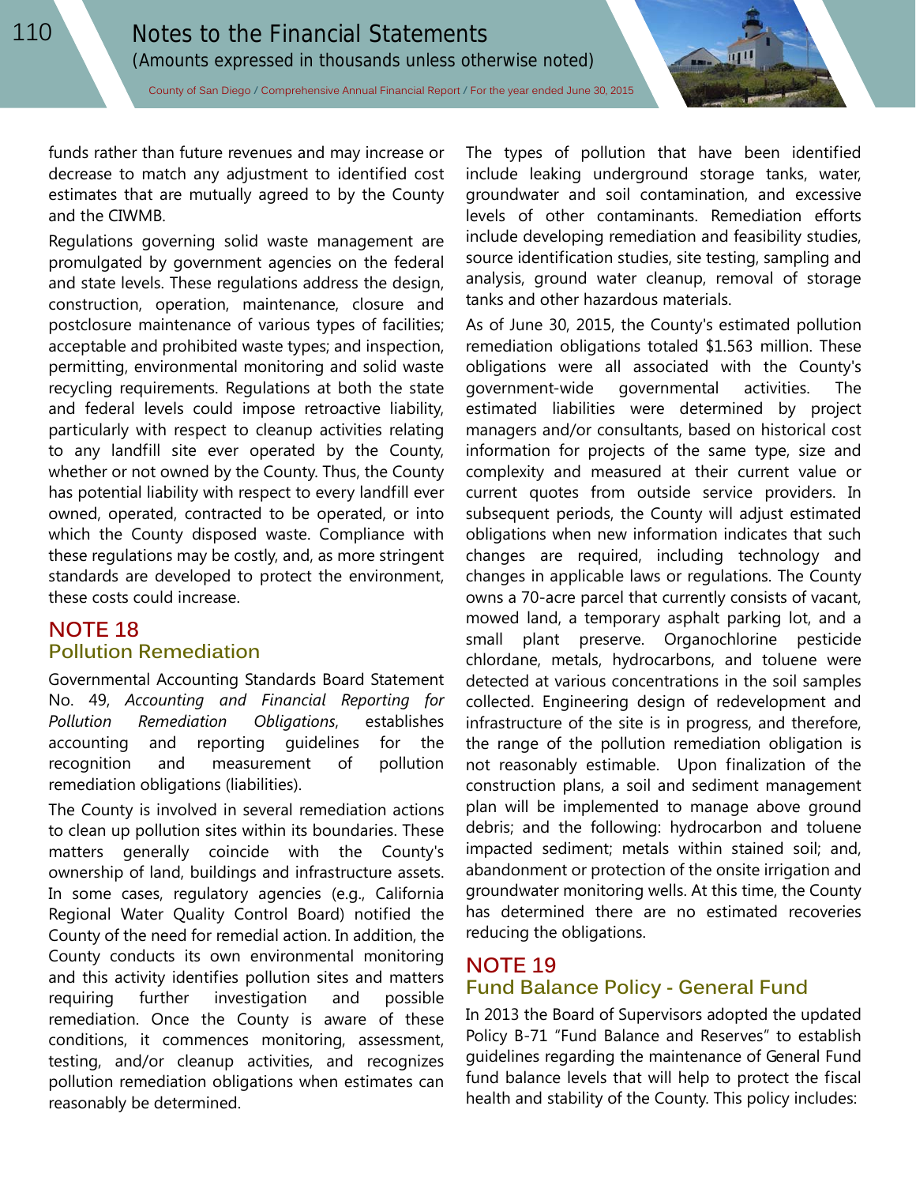funds rather than future revenues and may increase or decrease to match any adjustment to identified cost estimates that are mutually agreed to by the County and the CIWMB.

Regulations governing solid waste management are promulgated by government agencies on the federal and state levels. These regulations address the design, construction, operation, maintenance, closure and postclosure maintenance of various types of facilities; acceptable and prohibited waste types; and inspection, permitting, environmental monitoring and solid waste recycling requirements. Regulations at both the state and federal levels could impose retroactive liability, particularly with respect to cleanup activities relating to any landfill site ever operated by the County, whether or not owned by the County. Thus, the County has potential liability with respect to every landfill ever owned, operated, contracted to be operated, or into which the County disposed waste. Compliance with these regulations may be costly, and, as more stringent standards are developed to protect the environment, these costs could increase.

## NOTE 18
### Pollution Remediation

Governmental Accounting Standards Board Statement No. 49, *Accounting and Financial Reporting for Pollution Remediation Obligations*, establishes accounting and reporting guidelines for the recognition and measurement of pollution remediation obligations (liabilities).

The County is involved in several remediation actions to clean up pollution sites within its boundaries. These matters generally coincide with the County's ownership of land, buildings and infrastructure assets. In some cases, regulatory agencies (e.g., California Regional Water Quality Control Board) notified the County of the need for remedial action. In addition, the County conducts its own environmental monitoring and this activity identifies pollution sites and matters requiring further investigation and possible remediation. Once the County is aware of these conditions, it commences monitoring, assessment, testing, and/or cleanup activities, and recognizes pollution remediation obligations when estimates can reasonably be determined.

The types of pollution that have been identified include leaking underground storage tanks, water, groundwater and soil contamination, and excessive levels of other contaminants. Remediation efforts include developing remediation and feasibility studies, source identification studies, site testing, sampling and analysis, ground water cleanup, removal of storage tanks and other hazardous materials.

As of June 30, 2015, the County's estimated pollution remediation obligations totaled $1.563 million. These obligations were all associated with the County's government-wide governmental activities. The estimated liabilities were determined by project managers and/or consultants, based on historical cost information for projects of the same type, size and complexity and measured at their current value or current quotes from outside service providers. In subsequent periods, the County will adjust estimated obligations when new information indicates that such changes are required, including technology and changes in applicable laws or regulations. The County owns a 70-acre parcel that currently consists of vacant, mowed land, a temporary asphalt parking lot, and a small plant preserve. Organochlorine pesticide chlordane, metals, hydrocarbons, and toluene were detected at various concentrations in the soil samples collected. Engineering design of redevelopment and infrastructure of the site is in progress, and therefore, the range of the pollution remediation obligation is not reasonably estimable. Upon finalization of the construction plans, a soil and sediment management plan will be implemented to manage above ground debris; and the following: hydrocarbon and toluene impacted sediment; metals within stained soil; and, abandonment or protection of the onsite irrigation and groundwater monitoring wells. At this time, the County has determined there are no estimated recoveries reducing the obligations.

## NOTE 19
### Fund Balance Policy - General Fund

In 2013 the Board of Supervisors adopted the updated Policy B-71 "Fund Balance and Reserves" to establish guidelines regarding the maintenance of General Fund fund balance levels that will help to protect the fiscal health and stability of the County. This policy includes: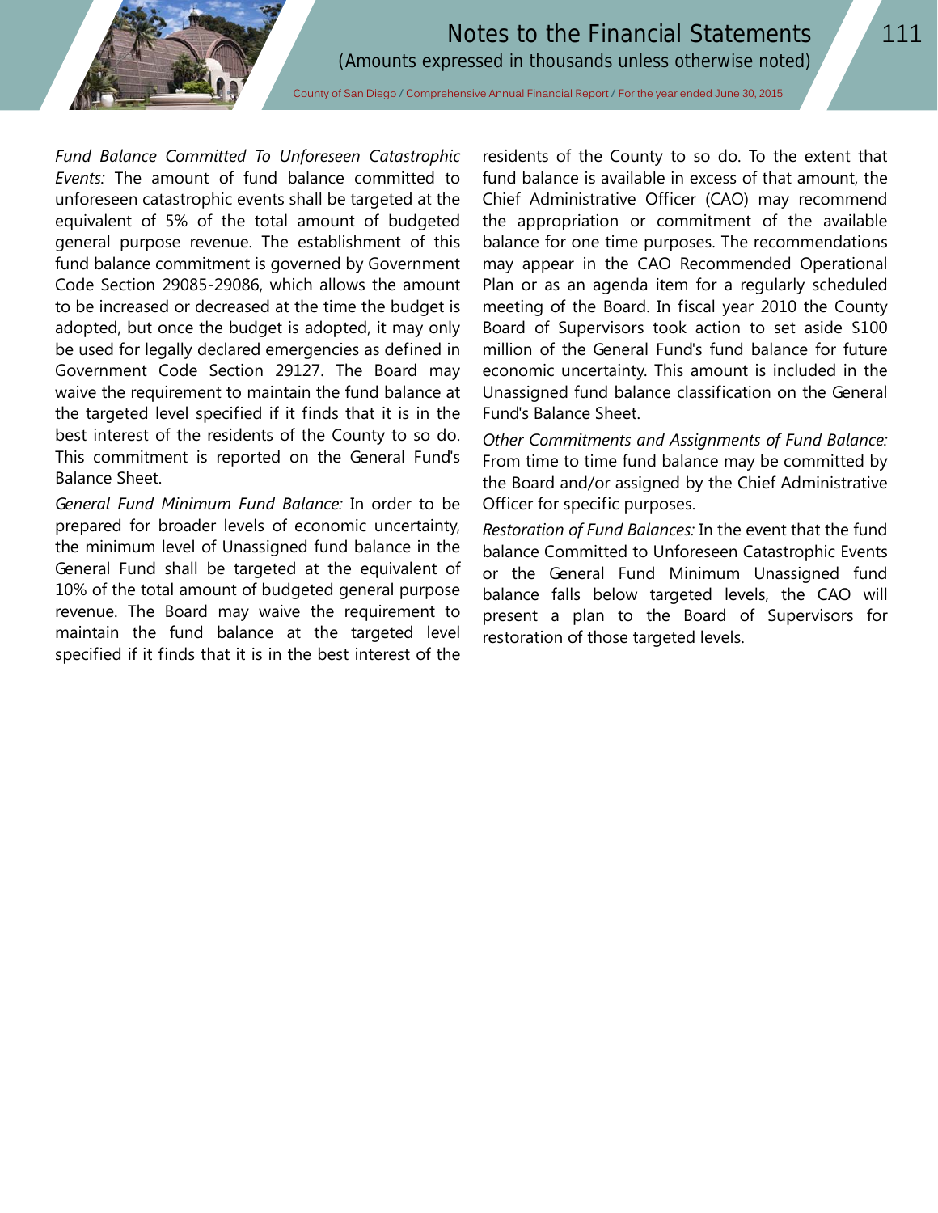*Fund Balance Committed To Unforeseen Catastrophic Events:* The amount of fund balance committed to unforeseen catastrophic events shall be targeted at the equivalent of 5% of the total amount of budgeted general purpose revenue. The establishment of this fund balance commitment is governed by Government Code Section 29085-29086, which allows the amount to be increased or decreased at the time the budget is adopted, but once the budget is adopted, it may only be used for legally declared emergencies as defined in Government Code Section 29127. The Board may waive the requirement to maintain the fund balance at the targeted level specified if it finds that it is in the best interest of the residents of the County to so do. This commitment is reported on the General Fund's Balance Sheet.

*General Fund Minimum Fund Balance:* In order to be prepared for broader levels of economic uncertainty, the minimum level of Unassigned fund balance in the General Fund shall be targeted at the equivalent of 10% of the total amount of budgeted general purpose revenue. The Board may waive the requirement to maintain the fund balance at the targeted level specified if it finds that it is in the best interest of the residents of the County to so do. To the extent that fund balance is available in excess of that amount, the Chief Administrative Officer (CAO) may recommend the appropriation or commitment of the available balance for one time purposes. The recommendations may appear in the CAO Recommended Operational Plan or as an agenda item for a regularly scheduled meeting of the Board. In fiscal year 2010 the County Board of Supervisors took action to set aside $100 million of the General Fund's fund balance for future economic uncertainty. This amount is included in the Unassigned fund balance classification on the General Fund's Balance Sheet.

*Other Commitments and Assignments of Fund Balance:* From time to time fund balance may be committed by the Board and/or assigned by the Chief Administrative Officer for specific purposes.

*Restoration of Fund Balances:* In the event that the fund balance Committed to Unforeseen Catastrophic Events or the General Fund Minimum Unassigned fund balance falls below targeted levels, the CAO will present a plan to the Board of Supervisors for restoration of those targeted levels.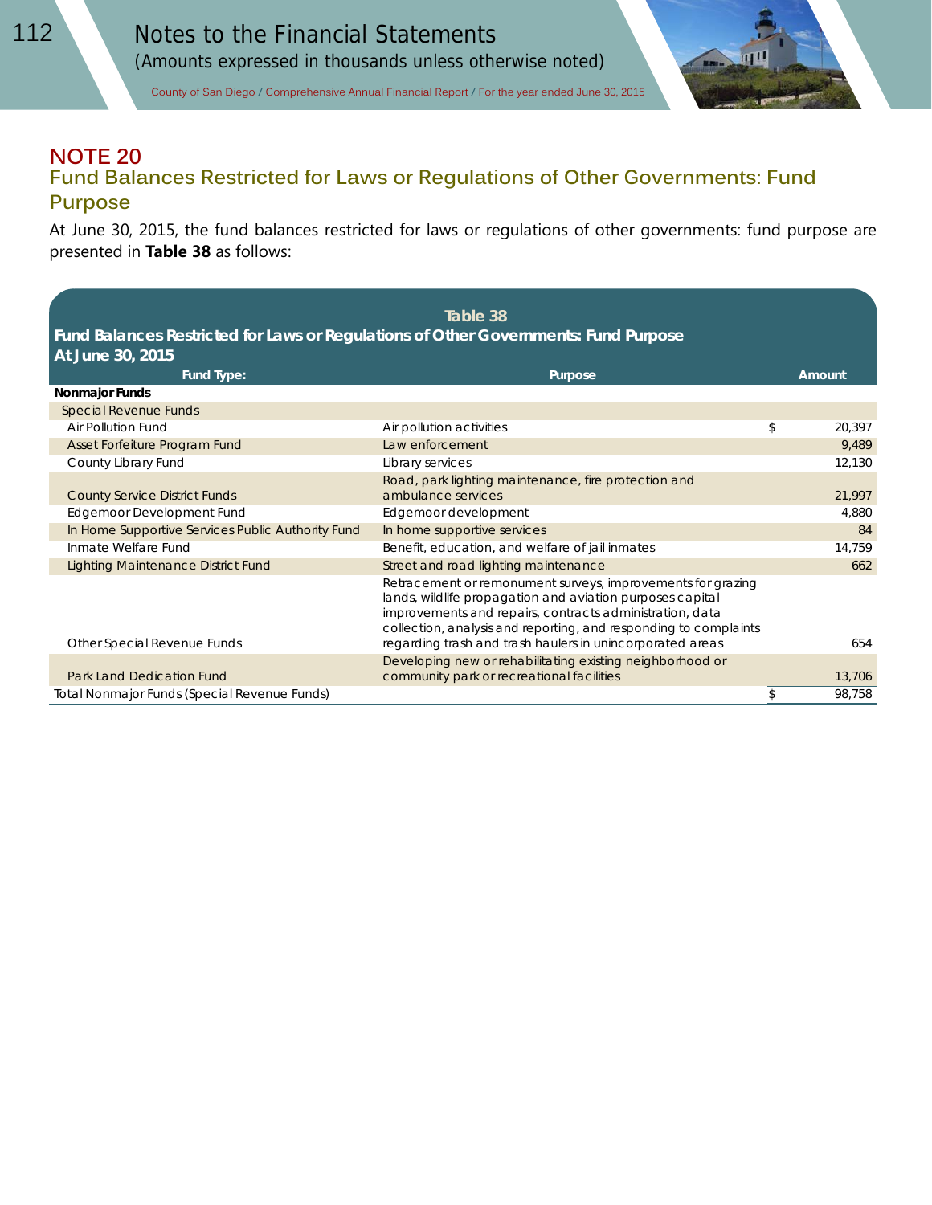# NOTE 20

## Fund Balances Restricted for Laws or Regulations of Other Governments: Fund Purpose

At June 30, 2015, the fund balances restricted for laws or regulations of other governments: fund purpose are presented in **Table 38** as follows:

**Table 38**

**Fund Balances Restricted for Laws or Regulations of Other Governments: Fund Purpose**
**At June 30, 2015**

| Fund Type: | Purpose | | Amount |
|---|---|---|---|
| **Nonmajor Funds** | | | |
| Special Revenue Funds | | | |
| Air Pollution Fund | Air pollution activities | $ | 20,397 |
| Asset Forfeiture Program Fund | Law enforcement | | 9,489 |
| County Library Fund | Library services | | 12,130 |
| County Service District Funds | Road, park lighting maintenance, fire protection and ambulance services | | 21,997 |
| Edgemoor Development Fund | Edgemoor development | | 4,880 |
| In Home Supportive Services Public Authority Fund | In home supportive services | | 84 |
| Inmate Welfare Fund | Benefit, education, and welfare of jail inmates | | 14,759 |
| Lighting Maintenance District Fund | Street and road lighting maintenance | | 662 |
| Other Special Revenue Funds | Retracement or remonument surveys, improvements for grazing lands, wildlife propagation and aviation purposes capital improvements and repairs, contracts administration, data collection, analysis and reporting, and responding to complaints regarding trash and trash haulers in unincorporated areas | | 654 |
| Park Land Dedication Fund | Developing new or rehabilitating existing neighborhood or community park or recreational facilities | | 13,706 |
| Total Nonmajor Funds (Special Revenue Funds) | | $ | 98,758 |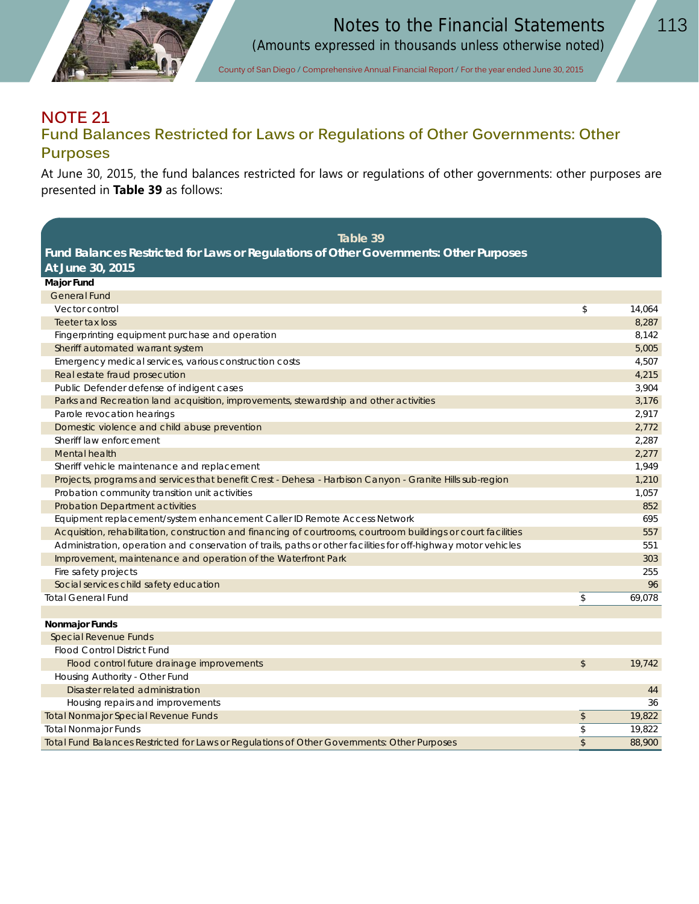# NOTE 21

## Fund Balances Restricted for Laws or Regulations of Other Governments: Other Purposes

At June 30, 2015, the fund balances restricted for laws or regulations of other governments: other purposes are presented in **Table 39** as follows:

**Table 39**

**Fund Balances Restricted for Laws or Regulations of Other Governments: Other Purposes At June 30, 2015**

| | | |
|---|---|---|
| **Major Fund** | | |
| General Fund | | |
| Vector control | $ | 14,064 |
| Teeter tax loss | | 8,287 |
| Fingerprinting equipment purchase and operation | | 8,142 |
| Sheriff automated warrant system | | 5,005 |
| Emergency medical services, various construction costs | | 4,507 |
| Real estate fraud prosecution | | 4,215 |
| Public Defender defense of indigent cases | | 3,904 |
| Parks and Recreation land acquisition, improvements, stewardship and other activities | | 3,176 |
| Parole revocation hearings | | 2,917 |
| Domestic violence and child abuse prevention | | 2,772 |
| Sheriff law enforcement | | 2,287 |
| Mental health | | 2,277 |
| Sheriff vehicle maintenance and replacement | | 1,949 |
| Projects, programs and services that benefit Crest - Dehesa - Harbison Canyon - Granite Hills sub-region | | 1,210 |
| Probation community transition unit activities | | 1,057 |
| Probation Department activities | | 852 |
| Equipment replacement/system enhancement Caller ID Remote Access Network | | 695 |
| Acquisition, rehabilitation, construction and financing of courtrooms, courtroom buildings or court facilities | | 557 |
| Administration, operation and conservation of trails, paths or other facilities for off-highway motor vehicles | | 551 |
| Improvement, maintenance and operation of the Waterfront Park | | 303 |
| Fire safety projects | | 255 |
| Social services child safety education | | 96 |
| Total General Fund | $ | 69,078 |
| | | |
| **Nonmajor Funds** | | |
| Special Revenue Funds | | |
| Flood Control District Fund | | |
| Flood control future drainage improvements | $ | 19,742 |
| Housing Authority - Other Fund | | |
| Disaster related administration | | 44 |
| Housing repairs and improvements | | 36 |
| Total Nonmajor Special Revenue Funds | $ | 19,822 |
| Total Nonmajor Funds | $ | 19,822 |
| Total Fund Balances Restricted for Laws or Regulations of Other Governments: Other Purposes | $ | 88,900 |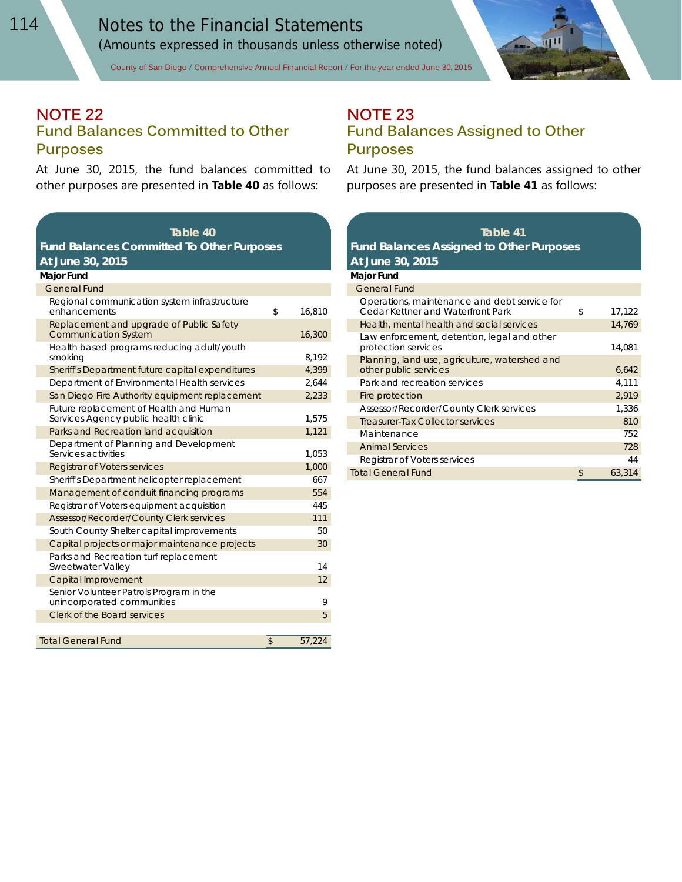# NOTE 22

## Fund Balances Committed to Other Purposes

At June 30, 2015, the fund balances committed to other purposes are presented in **Table 40** as follows:

| Table 40 Fund Balances Committed To Other Purposes At June 30, 2015 | | |
|---|---|---|
| **Major Fund** | | |
| General Fund | | |
| Regional communication system infrastructure enhancements | $ | 16,810 |
| Replacement and upgrade of Public Safety Communication System | | 16,300 |
| Health based programs reducing adult/youth smoking | | 8,192 |
| Sheriff's Department future capital expenditures | | 4,399 |
| Department of Environmental Health services | | 2,644 |
| San Diego Fire Authority equipment replacement | | 2,233 |
| Future replacement of Health and Human Services Agency public health clinic | | 1,575 |
| Parks and Recreation land acquisition | | 1,121 |
| Department of Planning and Development Services activities | | 1,053 |
| Registrar of Voters services | | 1,000 |
| Sheriff's Department helicopter replacement | | 667 |
| Management of conduit financing programs | | 554 |
| Registrar of Voters equipment acquisition | | 445 |
| Assessor/Recorder/County Clerk services | | 111 |
| South County Shelter capital improvements | | 50 |
| Capital projects or major maintenance projects | | 30 |
| Parks and Recreation turf replacement Sweetwater Valley | | 14 |
| Capital Improvement | | 12 |
| Senior Volunteer Patrols Program in the unincorporated communities | | 9 |
| Clerk of the Board services | | 5 |
| Total General Fund | $ | 57,224 |

# NOTE 23

## Fund Balances Assigned to Other Purposes

At June 30, 2015, the fund balances assigned to other purposes are presented in **Table 41** as follows:

| Table 41 Fund Balances Assigned to Other Purposes At June 30, 2015 | | |
|---|---|---|
| **Major Fund** | | |
| General Fund | | |
| Operations, maintenance and debt service for Cedar Kettner and Waterfront Park | $ | 17,122 |
| Health, mental health and social services | | 14,769 |
| Law enforcement, detention, legal and other protection services | | 14,081 |
| Planning, land use, agriculture, watershed and other public services | | 6,642 |
| Park and recreation services | | 4,111 |
| Fire protection | | 2,919 |
| Assessor/Recorder/County Clerk services | | 1,336 |
| Treasurer-Tax Collector services | | 810 |
| Maintenance | | 752 |
| Animal Services | | 728 |
| Registrar of Voters services | | 44 |
| Total General Fund | $ | 63,314 |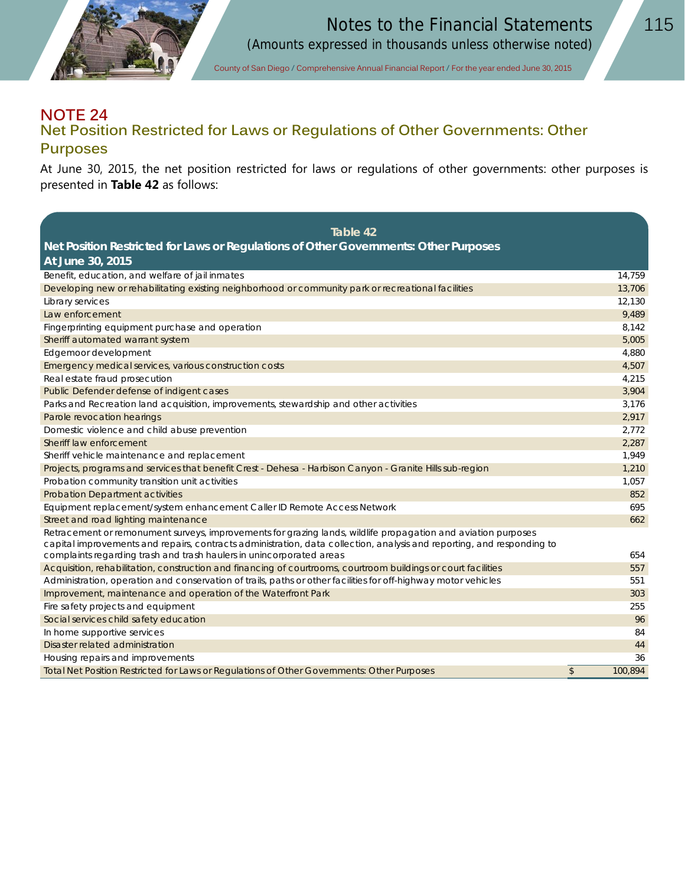# NOTE 24

## Net Position Restricted for Laws or Regulations of Other Governments: Other Purposes

At June 30, 2015, the net position restricted for laws or regulations of other governments: other purposes is presented in **Table 42** as follows:

**Table 42**
**Net Position Restricted for Laws or Regulations of Other Governments: Other Purposes**
**At June 30, 2015**

| Description | | Amount |
|---|---|---|
| Benefit, education, and welfare of jail inmates | | 14,759 |
| Developing new or rehabilitating existing neighborhood or community park or recreational facilities | | 13,706 |
| Library services | | 12,130 |
| Law enforcement | | 9,489 |
| Fingerprinting equipment purchase and operation | | 8,142 |
| Sheriff automated warrant system | | 5,005 |
| Edgemoor development | | 4,880 |
| Emergency medical services, various construction costs | | 4,507 |
| Real estate fraud prosecution | | 4,215 |
| Public Defender defense of indigent cases | | 3,904 |
| Parks and Recreation land acquisition, improvements, stewardship and other activities | | 3,176 |
| Parole revocation hearings | | 2,917 |
| Domestic violence and child abuse prevention | | 2,772 |
| Sheriff law enforcement | | 2,287 |
| Sheriff vehicle maintenance and replacement | | 1,949 |
| Projects, programs and services that benefit Crest - Dehesa - Harbison Canyon - Granite Hills sub-region | | 1,210 |
| Probation community transition unit activities | | 1,057 |
| Probation Department activities | | 852 |
| Equipment replacement/system enhancement Caller ID Remote Access Network | | 695 |
| Street and road lighting maintenance | | 662 |
| Retracement or remonument surveys, improvements for grazing lands, wildlife propagation and aviation purposes capital improvements and repairs, contracts administration, data collection, analysis and reporting, and responding to complaints regarding trash and trash haulers in unincorporated areas | | 654 |
| Acquisition, rehabilitation, construction and financing of courtrooms, courtroom buildings or court facilities | | 557 |
| Administration, operation and conservation of trails, paths or other facilities for off-highway motor vehicles | | 551 |
| Improvement, maintenance and operation of the Waterfront Park | | 303 |
| Fire safety projects and equipment | | 255 |
| Social services child safety education | | 96 |
| In home supportive services | | 84 |
| Disaster related administration | | 44 |
| Housing repairs and improvements | | 36 |
| Total Net Position Restricted for Laws or Regulations of Other Governments: Other Purposes | $ | 100,894 |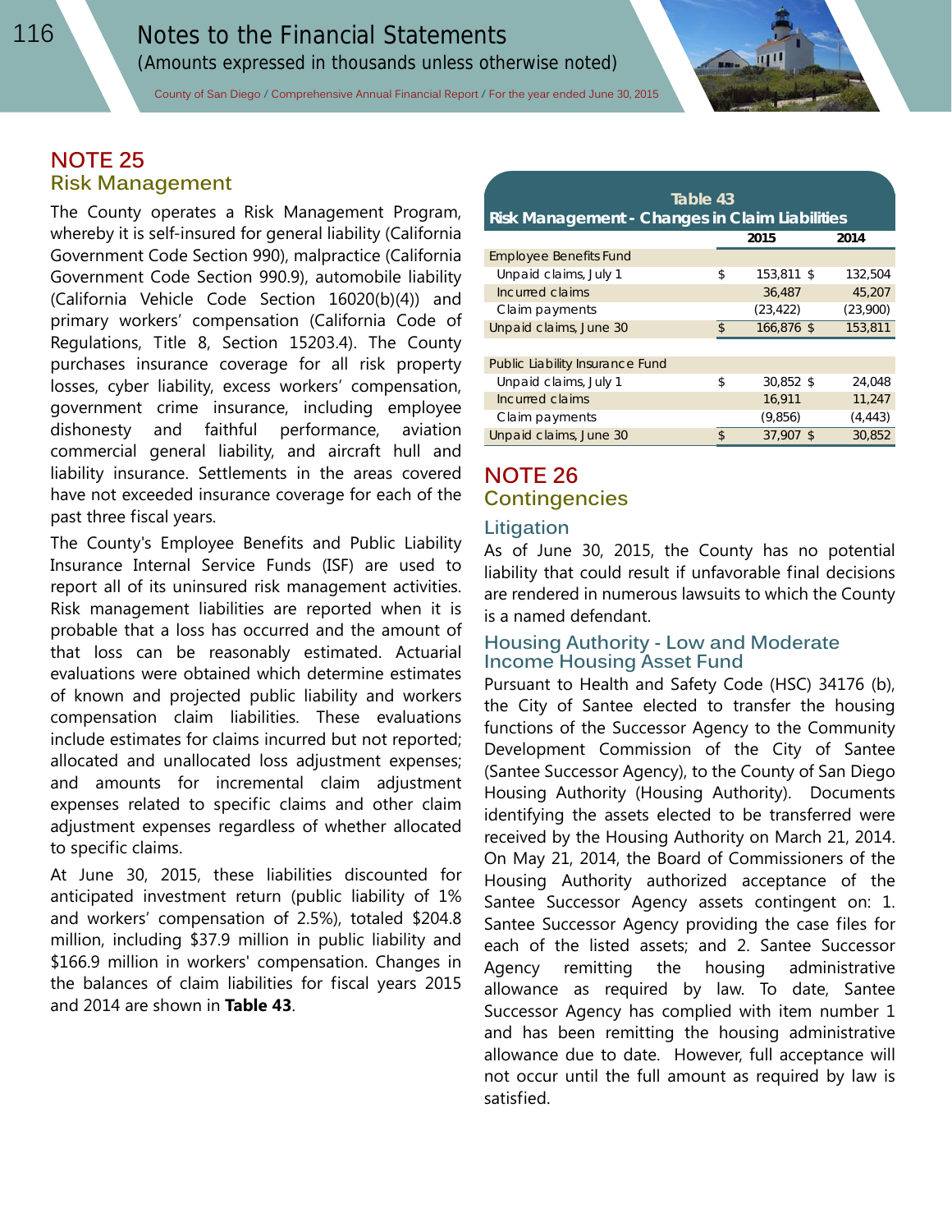## NOTE 25
### Risk Management

The County operates a Risk Management Program, whereby it is self-insured for general liability (California Government Code Section 990), malpractice (California Government Code Section 990.9), automobile liability (California Vehicle Code Section 16020(b)(4)) and primary workers' compensation (California Code of Regulations, Title 8, Section 15203.4). The County purchases insurance coverage for all risk property losses, cyber liability, excess workers' compensation, government crime insurance, including employee dishonesty and faithful performance, aviation commercial general liability, and aircraft hull and liability insurance. Settlements in the areas covered have not exceeded insurance coverage for each of the past three fiscal years.

The County's Employee Benefits and Public Liability Insurance Internal Service Funds (ISF) are used to report all of its uninsured risk management activities. Risk management liabilities are reported when it is probable that a loss has occurred and the amount of that loss can be reasonably estimated. Actuarial evaluations were obtained which determine estimates of known and projected public liability and workers compensation claim liabilities. These evaluations include estimates for claims incurred but not reported; allocated and unallocated loss adjustment expenses; and amounts for incremental claim adjustment expenses related to specific claims and other claim adjustment expenses regardless of whether allocated to specific claims.

At June 30, 2015, these liabilities discounted for anticipated investment return (public liability of 1% and workers' compensation of 2.5%), totaled $204.8 million, including $37.9 million in public liability and $166.9 million in workers' compensation. Changes in the balances of claim liabilities for fiscal years 2015 and 2014 are shown in **Table 43**.

**Table 43**
**Risk Management - Changes in Claim Liabilities**

| | 2015 | 2014 |
|---|---|---|
| Employee Benefits Fund | | |
| Unpaid claims, July 1 | $ 153,811 | $ 132,504 |
| Incurred claims | 36,487 | 45,207 |
| Claim payments | (23,422) | (23,900) |
| Unpaid claims, June 30 | $ 166,876 | $ 153,811 |
| | | |
| Public Liability Insurance Fund | | |
| Unpaid claims, July 1 | $ 30,852 | $ 24,048 |
| Incurred claims | 16,911 | 11,247 |
| Claim payments | (9,856) | (4,443) |
| Unpaid claims, June 30 | $ 37,907 | $ 30,852 |

## NOTE 26
### Contingencies

#### Litigation

As of June 30, 2015, the County has no potential liability that could result if unfavorable final decisions are rendered in numerous lawsuits to which the County is a named defendant.

#### Housing Authority - Low and Moderate Income Housing Asset Fund

Pursuant to Health and Safety Code (HSC) 34176 (b), the City of Santee elected to transfer the housing functions of the Successor Agency to the Community Development Commission of the City of Santee (Santee Successor Agency), to the County of San Diego Housing Authority (Housing Authority). Documents identifying the assets elected to be transferred were received by the Housing Authority on March 21, 2014. On May 21, 2014, the Board of Commissioners of the Housing Authority authorized acceptance of the Santee Successor Agency assets contingent on: 1. Santee Successor Agency providing the case files for each of the listed assets; and 2. Santee Successor Agency remitting the housing administrative allowance as required by law. To date, Santee Successor Agency has complied with item number 1 and has been remitting the housing administrative allowance due to date. However, full acceptance will not occur until the full amount as required by law is satisfied.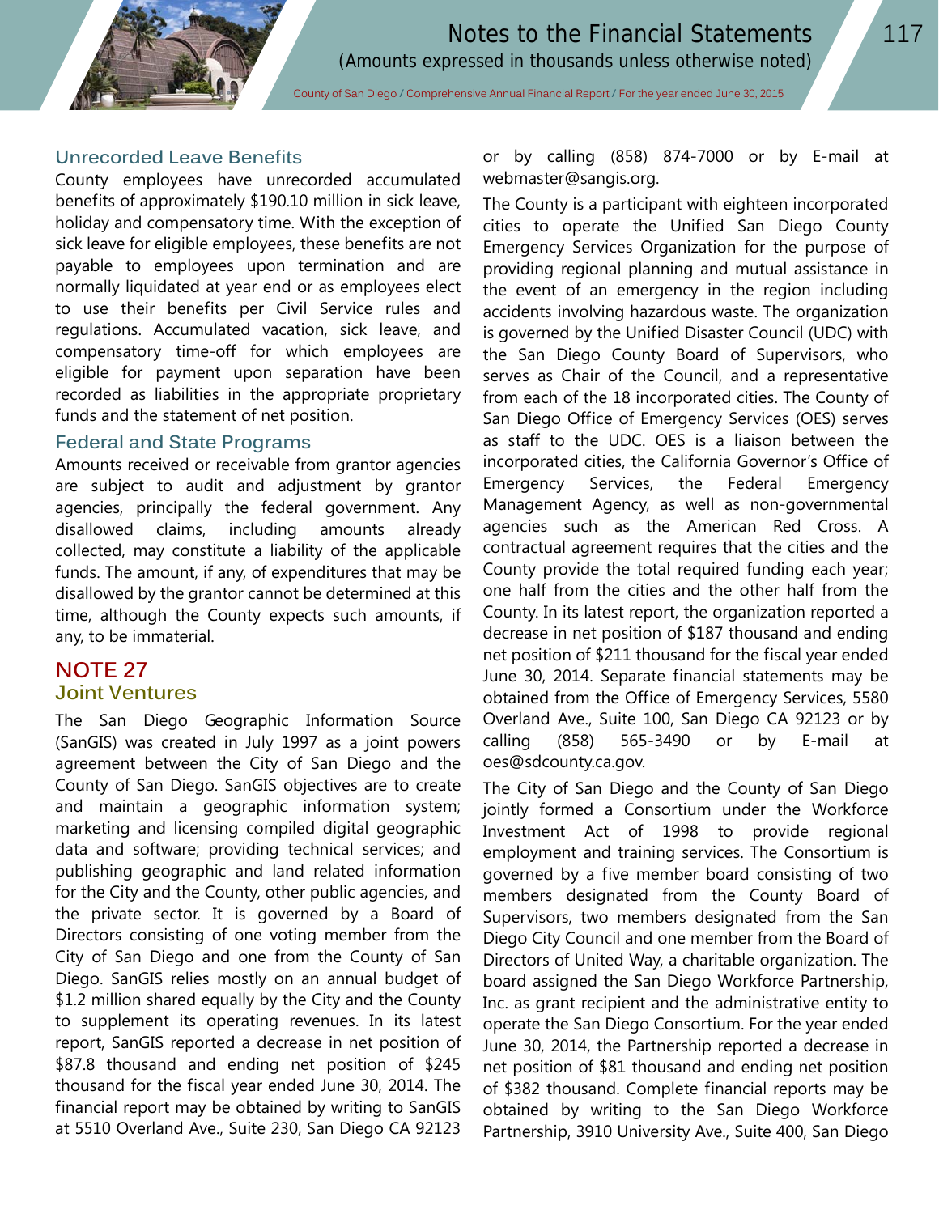### Unrecorded Leave Benefits

County employees have unrecorded accumulated benefits of approximately $190.10 million in sick leave, holiday and compensatory time. With the exception of sick leave for eligible employees, these benefits are not payable to employees upon termination and are normally liquidated at year end or as employees elect to use their benefits per Civil Service rules and regulations. Accumulated vacation, sick leave, and compensatory time-off for which employees are eligible for payment upon separation have been recorded as liabilities in the appropriate proprietary funds and the statement of net position.

### Federal and State Programs

Amounts received or receivable from grantor agencies are subject to audit and adjustment by grantor agencies, principally the federal government. Any disallowed claims, including amounts already collected, may constitute a liability of the applicable funds. The amount, if any, of expenditures that may be disallowed by the grantor cannot be determined at this time, although the County expects such amounts, if any, to be immaterial.

## NOTE 27

### Joint Ventures

The San Diego Geographic Information Source (SanGIS) was created in July 1997 as a joint powers agreement between the City of San Diego and the County of San Diego. SanGIS objectives are to create and maintain a geographic information system; marketing and licensing compiled digital geographic data and software; providing technical services; and publishing geographic and land related information for the City and the County, other public agencies, and the private sector. It is governed by a Board of Directors consisting of one voting member from the City of San Diego and one from the County of San Diego. SanGIS relies mostly on an annual budget of $1.2 million shared equally by the City and the County to supplement its operating revenues. In its latest report, SanGIS reported a decrease in net position of $87.8 thousand and ending net position of $245 thousand for the fiscal year ended June 30, 2014. The financial report may be obtained by writing to SanGIS at 5510 Overland Ave., Suite 230, San Diego CA 92123 or by calling (858) 874-7000 or by E-mail at webmaster@sangis.org.

The County is a participant with eighteen incorporated cities to operate the Unified San Diego County Emergency Services Organization for the purpose of providing regional planning and mutual assistance in the event of an emergency in the region including accidents involving hazardous waste. The organization is governed by the Unified Disaster Council (UDC) with the San Diego County Board of Supervisors, who serves as Chair of the Council, and a representative from each of the 18 incorporated cities. The County of San Diego Office of Emergency Services (OES) serves as staff to the UDC. OES is a liaison between the incorporated cities, the California Governor's Office of Emergency Services, the Federal Emergency Management Agency, as well as non-governmental agencies such as the American Red Cross. A contractual agreement requires that the cities and the County provide the total required funding each year; one half from the cities and the other half from the County. In its latest report, the organization reported a decrease in net position of $187 thousand and ending net position of $211 thousand for the fiscal year ended June 30, 2014. Separate financial statements may be obtained from the Office of Emergency Services, 5580 Overland Ave., Suite 100, San Diego CA 92123 or by calling (858) 565-3490 or by E-mail at oes@sdcounty.ca.gov.

The City of San Diego and the County of San Diego jointly formed a Consortium under the Workforce Investment Act of 1998 to provide regional employment and training services. The Consortium is governed by a five member board consisting of two members designated from the County Board of Supervisors, two members designated from the San Diego City Council and one member from the Board of Directors of United Way, a charitable organization. The board assigned the San Diego Workforce Partnership, Inc. as grant recipient and the administrative entity to operate the San Diego Consortium. For the year ended June 30, 2014, the Partnership reported a decrease in net position of $81 thousand and ending net position of $382 thousand. Complete financial reports may be obtained by writing to the San Diego Workforce Partnership, 3910 University Ave., Suite 400, San Diego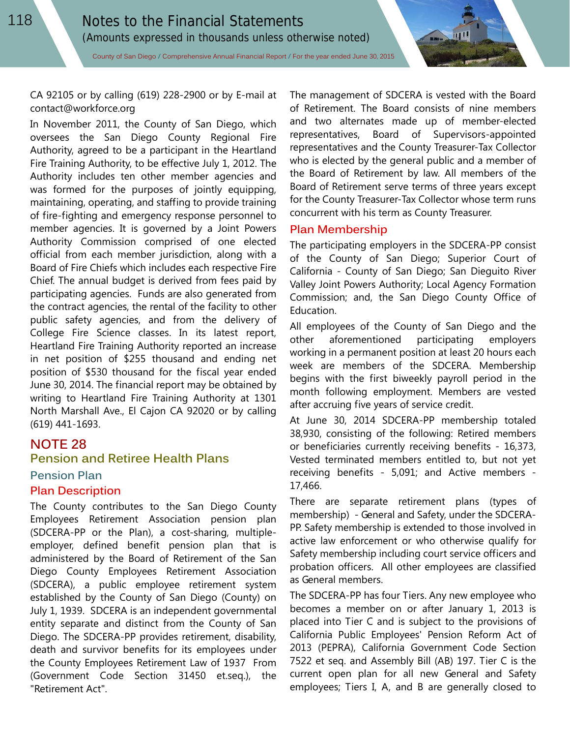CA 92105 or by calling (619) 228-2900 or by E-mail at contact@workforce.org

In November 2011, the County of San Diego, which oversees the San Diego County Regional Fire Authority, agreed to be a participant in the Heartland Fire Training Authority, to be effective July 1, 2012. The Authority includes ten other member agencies and was formed for the purposes of jointly equipping, maintaining, operating, and staffing to provide training of fire-fighting and emergency response personnel to member agencies. It is governed by a Joint Powers Authority Commission comprised of one elected official from each member jurisdiction, along with a Board of Fire Chiefs which includes each respective Fire Chief. The annual budget is derived from fees paid by participating agencies. Funds are also generated from the contract agencies, the rental of the facility to other public safety agencies, and from the delivery of College Fire Science classes. In its latest report, Heartland Fire Training Authority reported an increase in net position of $255 thousand and ending net position of $530 thousand for the fiscal year ended June 30, 2014. The financial report may be obtained by writing to Heartland Fire Training Authority at 1301 North Marshall Ave., El Cajon CA 92020 or by calling (619) 441-1693.

# NOTE 28

## Pension and Retiree Health Plans

### Pension Plan

#### Plan Description

The County contributes to the San Diego County Employees Retirement Association pension plan (SDCERA-PP or the Plan), a cost-sharing, multiple-employer, defined benefit pension plan that is administered by the Board of Retirement of the San Diego County Employees Retirement Association (SDCERA), a public employee retirement system established by the County of San Diego (County) on July 1, 1939. SDCERA is an independent governmental entity separate and distinct from the County of San Diego. The SDCERA-PP provides retirement, disability, death and survivor benefits for its employees under the County Employees Retirement Law of 1937 From (Government Code Section 31450 et.seq.), the "Retirement Act".

The management of SDCERA is vested with the Board of Retirement. The Board consists of nine members and two alternates made up of member-elected representatives, Board of Supervisors-appointed representatives and the County Treasurer-Tax Collector who is elected by the general public and a member of the Board of Retirement by law. All members of the Board of Retirement serve terms of three years except for the County Treasurer-Tax Collector whose term runs concurrent with his term as County Treasurer.

#### Plan Membership

The participating employers in the SDCERA-PP consist of the County of San Diego; Superior Court of California - County of San Diego; San Dieguito River Valley Joint Powers Authority; Local Agency Formation Commission; and, the San Diego County Office of Education.

All employees of the County of San Diego and the other aforementioned participating employers working in a permanent position at least 20 hours each week are members of the SDCERA. Membership begins with the first biweekly payroll period in the month following employment. Members are vested after accruing five years of service credit.

At June 30, 2014 SDCERA-PP membership totaled 38,930, consisting of the following: Retired members or beneficiaries currently receiving benefits - 16,373, Vested terminated members entitled to, but not yet receiving benefits - 5,091; and Active members - 17,466.

There are separate retirement plans (types of membership) - General and Safety, under the SDCERA-PP. Safety membership is extended to those involved in active law enforcement or who otherwise qualify for Safety membership including court service officers and probation officers. All other employees are classified as General members.

The SDCERA-PP has four Tiers. Any new employee who becomes a member on or after January 1, 2013 is placed into Tier C and is subject to the provisions of California Public Employees' Pension Reform Act of 2013 (PEPRA), California Government Code Section 7522 et seq. and Assembly Bill (AB) 197. Tier C is the current open plan for all new General and Safety employees; Tiers I, A, and B are generally closed to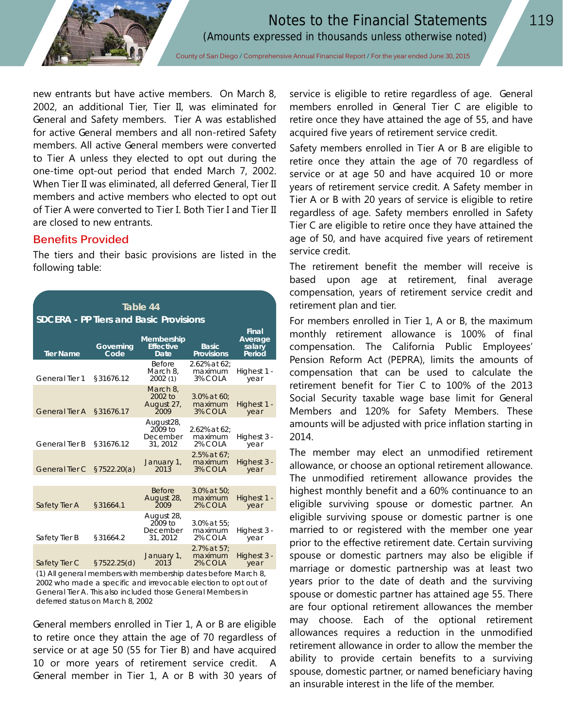new entrants but have active members. On March 8, 2002, an additional Tier, Tier II, was eliminated for General and Safety members. Tier A was established for active General members and all non-retired Safety members. All active General members were converted to Tier A unless they elected to opt out during the one-time opt-out period that ended March 7, 2002. When Tier II was eliminated, all deferred General, Tier II members and active members who elected to opt out of Tier A were converted to Tier I. Both Tier I and Tier II are closed to new entrants.

## Benefits Provided

The tiers and their basic provisions are listed in the following table:

**Table 44**
**SDCERA - PP Tiers and Basic Provisions**

| Tier Name | Governing Code | Membership Effective Date | Basic Provisions | Final Average salary Period |
|---|---|---|---|---|
| General Tier 1 | §31676.12 | Before March 8, 2002 (1) | 2.62% at 62; maximum 3% COLA | Highest 1 - year |
| General Tier A | §31676.17 | March 8, 2002 to August 27, 2009 | 3.0% at 60; maximum 3% COLA | Highest 1 - year |
| General Tier B | §31676.12 | August28, 2009 to December 31, 2012 | 2.62% at 62; maximum 2% COLA | Highest 3 - year |
| General Tier C | §7522.20(a) | January 1, 2013 | 2.5% at 67; maximum 3% COLA | Highest 3 - year |
| | | | | |
| Safety Tier A | §31664.1 | Before August 28, 2009 | 3.0% at 50; maximum 2% COLA | Highest 1 - year |
| Safety Tier B | §31664.2 | August 28, 2009 to December 31, 2012 | 3.0% at 55; maximum 2% COLA | Highest 3 - year |
| Safety Tier C | §7522.25(d) | January 1, 2013 | 2.7% at 57; maximum 2% COLA | Highest 3 - year |

(1) All general members with membership dates before March 8, 2002 who made a specific and irrevocable election to opt out of General Tier A. This also included those General Members in deferred status on March 8, 2002

General members enrolled in Tier 1, A or B are eligible to retire once they attain the age of 70 regardless of service or at age 50 (55 for Tier B) and have acquired 10 or more years of retirement service credit. A General member in Tier 1, A or B with 30 years of service is eligible to retire regardless of age. General members enrolled in General Tier C are eligible to retire once they have attained the age of 55, and have acquired five years of retirement service credit.

Safety members enrolled in Tier A or B are eligible to retire once they attain the age of 70 regardless of service or at age 50 and have acquired 10 or more years of retirement service credit. A Safety member in Tier A or B with 20 years of service is eligible to retire regardless of age. Safety members enrolled in Safety Tier C are eligible to retire once they have attained the age of 50, and have acquired five years of retirement service credit.

The retirement benefit the member will receive is based upon age at retirement, final average compensation, years of retirement service credit and retirement plan and tier.

For members enrolled in Tier 1, A or B, the maximum monthly retirement allowance is 100% of final compensation. The California Public Employees' Pension Reform Act (PEPRA), limits the amounts of compensation that can be used to calculate the retirement benefit for Tier C to 100% of the 2013 Social Security taxable wage base limit for General Members and 120% for Safety Members. These amounts will be adjusted with price inflation starting in 2014.

The member may elect an unmodified retirement allowance, or choose an optional retirement allowance. The unmodified retirement allowance provides the highest monthly benefit and a 60% continuance to an eligible surviving spouse or domestic partner. An eligible surviving spouse or domestic partner is one married to or registered with the member one year prior to the effective retirement date. Certain surviving spouse or domestic partners may also be eligible if marriage or domestic partnership was at least two years prior to the date of death and the surviving spouse or domestic partner has attained age 55. There are four optional retirement allowances the member may choose. Each of the optional retirement allowances requires a reduction in the unmodified retirement allowance in order to allow the member the ability to provide certain benefits to a surviving spouse, domestic partner, or named beneficiary having an insurable interest in the life of the member.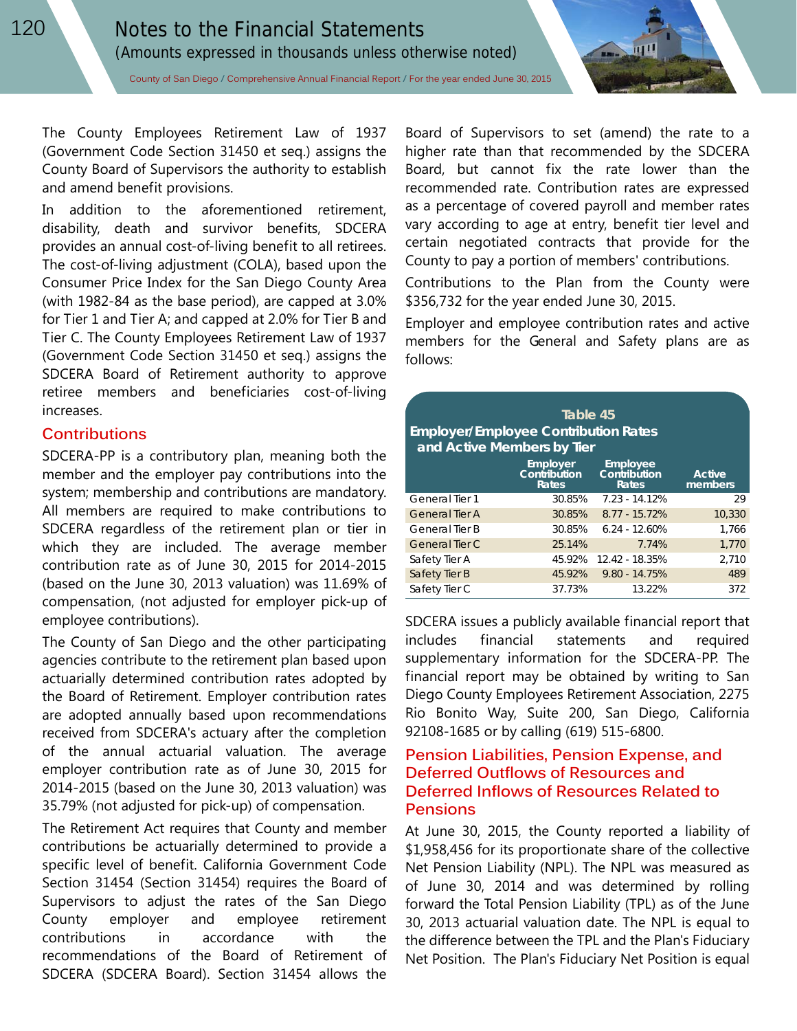The County Employees Retirement Law of 1937 (Government Code Section 31450 et seq.) assigns the County Board of Supervisors the authority to establish and amend benefit provisions.

In addition to the aforementioned retirement, disability, death and survivor benefits, SDCERA provides an annual cost-of-living benefit to all retirees. The cost-of-living adjustment (COLA), based upon the Consumer Price Index for the San Diego County Area (with 1982-84 as the base period), are capped at 3.0% for Tier 1 and Tier A; and capped at 2.0% for Tier B and Tier C. The County Employees Retirement Law of 1937 (Government Code Section 31450 et seq.) assigns the SDCERA Board of Retirement authority to approve retiree members and beneficiaries cost-of-living increases.

## Contributions

SDCERA-PP is a contributory plan, meaning both the member and the employer pay contributions into the system; membership and contributions are mandatory. All members are required to make contributions to SDCERA regardless of the retirement plan or tier in which they are included. The average member contribution rate as of June 30, 2015 for 2014-2015 (based on the June 30, 2013 valuation) was 11.69% of compensation, (not adjusted for employer pick-up of employee contributions).

The County of San Diego and the other participating agencies contribute to the retirement plan based upon actuarially determined contribution rates adopted by the Board of Retirement. Employer contribution rates are adopted annually based upon recommendations received from SDCERA's actuary after the completion of the annual actuarial valuation. The average employer contribution rate as of June 30, 2015 for 2014-2015 (based on the June 30, 2013 valuation) was 35.79% (not adjusted for pick-up) of compensation.

The Retirement Act requires that County and member contributions be actuarially determined to provide a specific level of benefit. California Government Code Section 31454 (Section 31454) requires the Board of Supervisors to adjust the rates of the San Diego County employer and employee retirement contributions in accordance with the recommendations of the Board of Retirement of SDCERA (SDCERA Board). Section 31454 allows the Board of Supervisors to set (amend) the rate to a higher rate than that recommended by the SDCERA Board, but cannot fix the rate lower than the recommended rate. Contribution rates are expressed as a percentage of covered payroll and member rates vary according to age at entry, benefit tier level and certain negotiated contracts that provide for the County to pay a portion of members' contributions.

Contributions to the Plan from the County were $356,732 for the year ended June 30, 2015.

Employer and employee contribution rates and active members for the General and Safety plans are as follows:

**Table 45**
**Employer/Employee Contribution Rates and Active Members by Tier**

| | Employer Contribution Rates | Employee Contribution Rates | Active members |
|---|---|---|---|
| General Tier 1 | 30.85% | 7.23 - 14.12% | 29 |
| General Tier A | 30.85% | 8.77 - 15.72% | 10,330 |
| General Tier B | 30.85% | 6.24 - 12.60% | 1,766 |
| General Tier C | 25.14% | 7.74% | 1,770 |
| Safety Tier A | 45.92% | 12.42 - 18.35% | 2,710 |
| Safety Tier B | 45.92% | 9.80 - 14.75% | 489 |
| Safety Tier C | 37.73% | 13.22% | 372 |

SDCERA issues a publicly available financial report that includes financial statements and required supplementary information for the SDCERA-PP. The financial report may be obtained by writing to San Diego County Employees Retirement Association, 2275 Rio Bonito Way, Suite 200, San Diego, California 92108-1685 or by calling (619) 515-6800.

## Pension Liabilities, Pension Expense, and Deferred Outflows of Resources and Deferred Inflows of Resources Related to Pensions

At June 30, 2015, the County reported a liability of $1,958,456 for its proportionate share of the collective Net Pension Liability (NPL). The NPL was measured as of June 30, 2014 and was determined by rolling forward the Total Pension Liability (TPL) as of the June 30, 2013 actuarial valuation date. The NPL is equal to the difference between the TPL and the Plan's Fiduciary Net Position. The Plan's Fiduciary Net Position is equal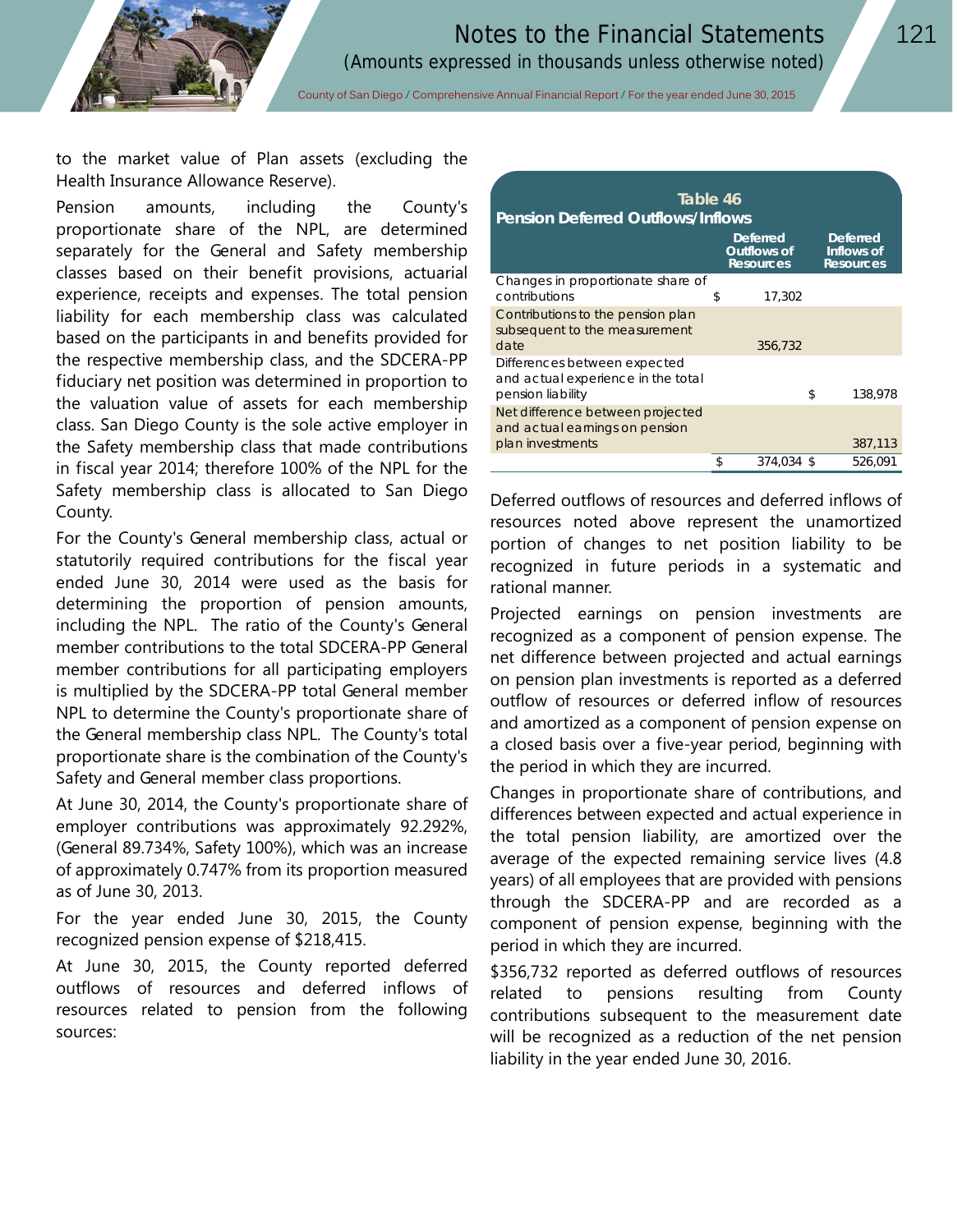to the market value of Plan assets (excluding the Health Insurance Allowance Reserve).

Pension amounts, including the County's proportionate share of the NPL, are determined separately for the General and Safety membership classes based on their benefit provisions, actuarial experience, receipts and expenses. The total pension liability for each membership class was calculated based on the participants in and benefits provided for the respective membership class, and the SDCERA-PP fiduciary net position was determined in proportion to the valuation value of assets for each membership class. San Diego County is the sole active employer in the Safety membership class that made contributions in fiscal year 2014; therefore 100% of the NPL for the Safety membership class is allocated to San Diego County.

For the County's General membership class, actual or statutorily required contributions for the fiscal year ended June 30, 2014 were used as the basis for determining the proportion of pension amounts, including the NPL. The ratio of the County's General member contributions to the total SDCERA-PP General member contributions for all participating employers is multiplied by the SDCERA-PP total General member NPL to determine the County's proportionate share of the General membership class NPL. The County's total proportionate share is the combination of the County's Safety and General member class proportions.

At June 30, 2014, the County's proportionate share of employer contributions was approximately 92.292%, (General 89.734%, Safety 100%), which was an increase of approximately 0.747% from its proportion measured as of June 30, 2013.

For the year ended June 30, 2015, the County recognized pension expense of $218,415.

At June 30, 2015, the County reported deferred outflows of resources and deferred inflows of resources related to pension from the following sources:

**Table 46**
**Pension Deferred Outflows/Inflows**

| | Deferred Outflows of Resources | Deferred Inflows of Resources |
|---|---|---|
| Changes in proportionate share of contributions | $ 17,302 | |
| Contributions to the pension plan subsequent to the measurement date | 356,732 | |
| Differences between expected and actual experience in the total pension liability | | $ 138,978 |
| Net difference between projected and actual earnings on pension plan investments | | 387,113 |
| | $ 374,034 | $ 526,091 |

Deferred outflows of resources and deferred inflows of resources noted above represent the unamortized portion of changes to net position liability to be recognized in future periods in a systematic and rational manner.

Projected earnings on pension investments are recognized as a component of pension expense. The net difference between projected and actual earnings on pension plan investments is reported as a deferred outflow of resources or deferred inflow of resources and amortized as a component of pension expense on a closed basis over a five-year period, beginning with the period in which they are incurred.

Changes in proportionate share of contributions, and differences between expected and actual experience in the total pension liability, are amortized over the average of the expected remaining service lives (4.8 years) of all employees that are provided with pensions through the SDCERA-PP and are recorded as a component of pension expense, beginning with the period in which they are incurred.

$356,732 reported as deferred outflows of resources related to pensions resulting from County contributions subsequent to the measurement date will be recognized as a reduction of the net pension liability in the year ended June 30, 2016.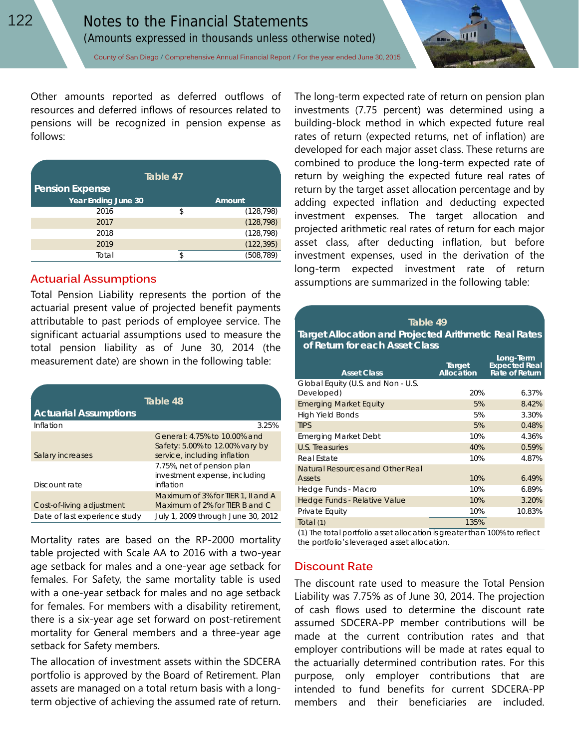Other amounts reported as deferred outflows of resources and deferred inflows of resources related to pensions will be recognized in pension expense as follows:

**Table 47**

**Pension Expense**

| Year Ending June 30 | | Amount |
|---|---|---|
| 2016 | $ | (128,798) |
| 2017 | | (128,798) |
| 2018 | | (128,798) |
| 2019 | | (122,395) |
| Total | $ | (508,789) |

## Actuarial Assumptions

Total Pension Liability represents the portion of the actuarial present value of projected benefit payments attributable to past periods of employee service. The significant actuarial assumptions used to measure the total pension liability as of June 30, 2014 (the measurement date) are shown in the following table:

**Table 48**

**Actuarial Assumptions**

| | |
|---|---|
| Inflation | 3.25% |
| Salary increases | General: 4.75% to 10.00% and Safety: 5.00% to 12.00% vary by service, including inflation |
| Discount rate | 7.75%, net of pension plan investment expense, including inflation |
| Cost-of-living adjustment | Maximum of 3% for TIER 1, II and A Maximum of 2% for TIER B and C |
| Date of last experience study | July 1, 2009 through June 30, 2012 |

Mortality rates are based on the RP-2000 mortality table projected with Scale AA to 2016 with a two-year age setback for males and a one-year age setback for females. For Safety, the same mortality table is used with a one-year setback for males and no age setback for females. For members with a disability retirement, there is a six-year age set forward on post-retirement mortality for General members and a three-year age setback for Safety members.

The allocation of investment assets within the SDCERA portfolio is approved by the Board of Retirement. Plan assets are managed on a total return basis with a long-term objective of achieving the assumed rate of return.

The long-term expected rate of return on pension plan investments (7.75 percent) was determined using a building-block method in which expected future real rates of return (expected returns, net of inflation) are developed for each major asset class. These returns are combined to produce the long-term expected rate of return by weighing the expected future real rates of return by the target asset allocation percentage and by adding expected inflation and deducting expected investment expenses. The target allocation and projected arithmetic real rates of return for each major asset class, after deducting inflation, but before investment expenses, used in the derivation of the long-term expected investment rate of return assumptions are summarized in the following table:

**Table 49**

**Target Allocation and Projected Arithmetic Real Rates of Return for each Asset Class**

| Asset Class | Target Allocation | Long-Term Expected Real Rate of Return |
|---|---|---|
| Global Equity (U.S. and Non - U.S. Developed) | 20% | 6.37% |
| Emerging Market Equity | 5% | 8.42% |
| High Yield Bonds | 5% | 3.30% |
| TIPS | 5% | 0.48% |
| Emerging Market Debt | 10% | 4.36% |
| U.S. Treasuries | 40% | 0.59% |
| Real Estate | 10% | 4.87% |
| Natural Resources and Other Real Assets | 10% | 6.49% |
| Hedge Funds - Macro | 10% | 6.89% |
| Hedge Funds - Relative Value | 10% | 3.20% |
| Private Equity | 10% | 10.83% |
| Total (1) | 135% | |

(1) The total portfolio asset allocation is greater than 100% to reflect the portfolio's leveraged asset allocation.

## Discount Rate

The discount rate used to measure the Total Pension Liability was 7.75% as of June 30, 2014. The projection of cash flows used to determine the discount rate assumed SDCERA-PP member contributions will be made at the current contribution rates and that employer contributions will be made at rates equal to the actuarially determined contribution rates. For this purpose, only employer contributions that are intended to fund benefits for current SDCERA-PP members and their beneficiaries are included.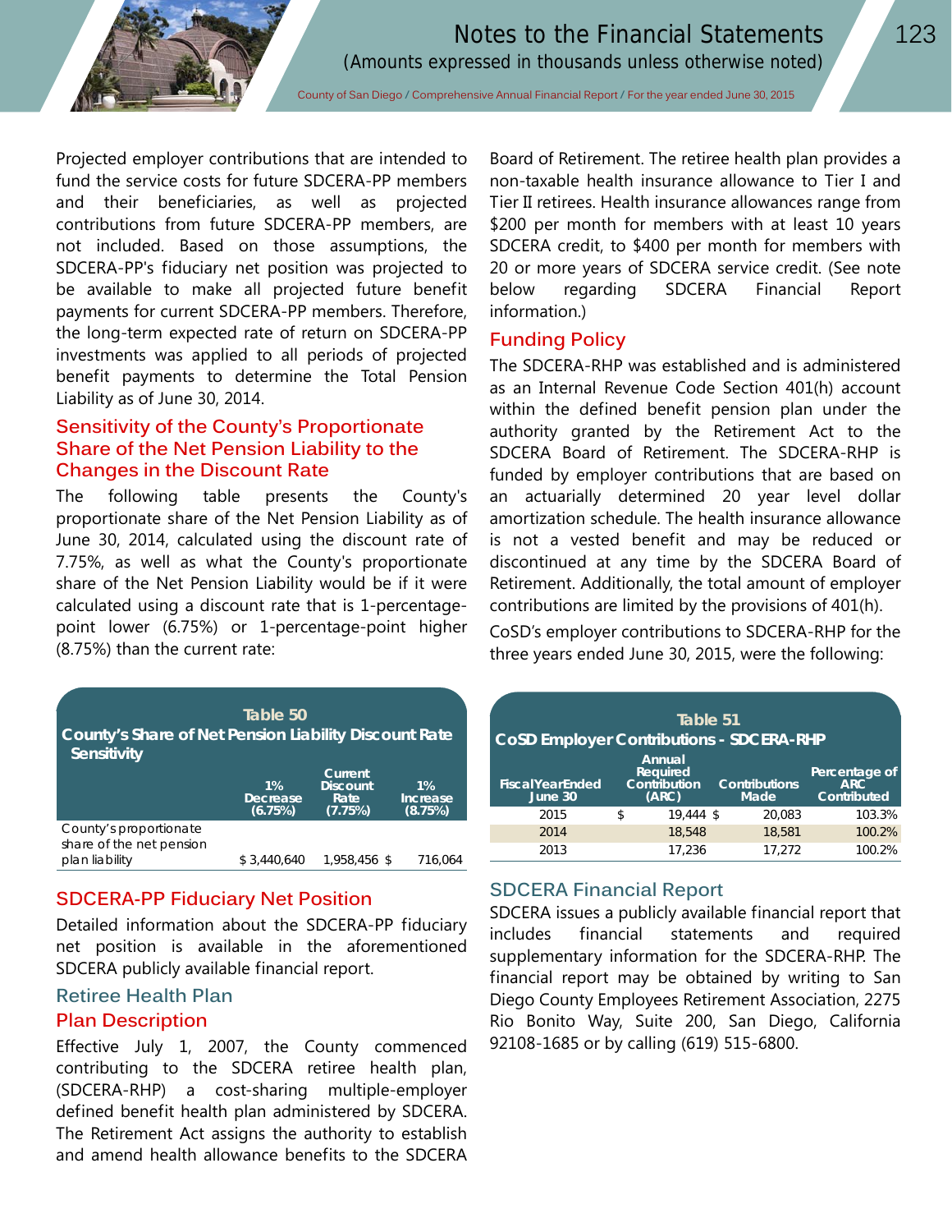Projected employer contributions that are intended to fund the service costs for future SDCERA-PP members and their beneficiaries, as well as projected contributions from future SDCERA-PP members, are not included. Based on those assumptions, the SDCERA-PP's fiduciary net position was projected to be available to make all projected future benefit payments for current SDCERA-PP members. Therefore, the long-term expected rate of return on SDCERA-PP investments was applied to all periods of projected benefit payments to determine the Total Pension Liability as of June 30, 2014.

## Sensitivity of the County's Proportionate Share of the Net Pension Liability to the Changes in the Discount Rate

The following table presents the County's proportionate share of the Net Pension Liability as of June 30, 2014, calculated using the discount rate of 7.75%, as well as what the County's proportionate share of the Net Pension Liability would be if it were calculated using a discount rate that is 1-percentage-point lower (6.75%) or 1-percentage-point higher (8.75%) than the current rate:

**Table 50**
**County's Share of Net Pension Liability Discount Rate Sensitivity**

| | 1% Decrease (6.75%) | Current Discount Rate (7.75%) | 1% Increase (8.75%) |
|---|---|---|---|
| County's proportionate share of the net pension plan liability | $ 3,440,640 | 1,958,456 $ | 716,064 |

## SDCERA-PP Fiduciary Net Position

Detailed information about the SDCERA-PP fiduciary net position is available in the aforementioned SDCERA publicly available financial report.

## Retiree Health Plan

## Plan Description

Effective July 1, 2007, the County commenced contributing to the SDCERA retiree health plan, (SDCERA-RHP) a cost-sharing multiple-employer defined benefit health plan administered by SDCERA. The Retirement Act assigns the authority to establish and amend health allowance benefits to the SDCERA Board of Retirement. The retiree health plan provides a non-taxable health insurance allowance to Tier I and Tier II retirees. Health insurance allowances range from $200 per month for members with at least 10 years SDCERA credit, to $400 per month for members with 20 or more years of SDCERA service credit. (See note below regarding SDCERA Financial Report information.)

## Funding Policy

The SDCERA-RHP was established and is administered as an Internal Revenue Code Section 401(h) account within the defined benefit pension plan under the authority granted by the Retirement Act to the SDCERA Board of Retirement. The SDCERA-RHP is funded by employer contributions that are based on an actuarially determined 20 year level dollar amortization schedule. The health insurance allowance is not a vested benefit and may be reduced or discontinued at any time by the SDCERA Board of Retirement. Additionally, the total amount of employer contributions are limited by the provisions of 401(h).

CoSD's employer contributions to SDCERA-RHP for the three years ended June 30, 2015, were the following:

**Table 51**
**CoSD Employer Contributions - SDCERA-RHP**

| Fiscal Year Ended June 30 | Annual Required Contribution (ARC) | Contributions Made | Percentage of ARC Contributed |
|---|---|---|---|
| 2015 | $ 19,444 $ | 20,083 | 103.3% |
| 2014 | 18,548 | 18,581 | 100.2% |
| 2013 | 17,236 | 17,272 | 100.2% |

## SDCERA Financial Report

SDCERA issues a publicly available financial report that includes financial statements and required supplementary information for the SDCERA-RHP. The financial report may be obtained by writing to San Diego County Employees Retirement Association, 2275 Rio Bonito Way, Suite 200, San Diego, California 92108-1685 or by calling (619) 515-6800.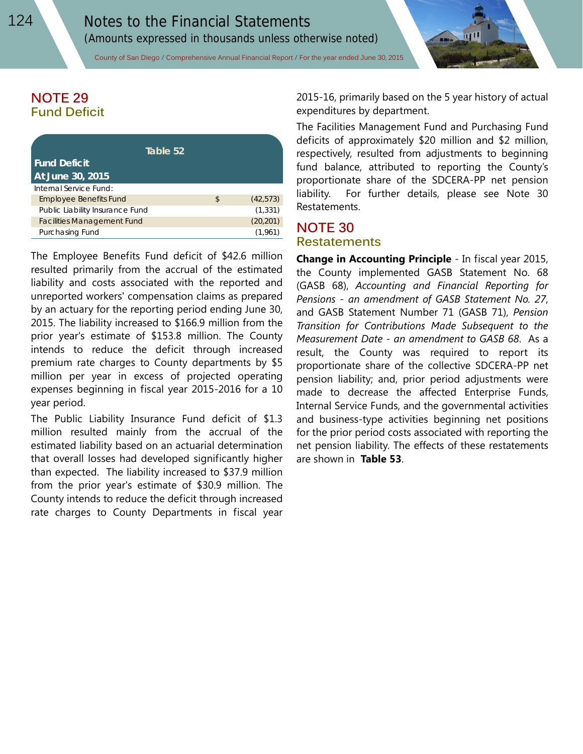## NOTE 29
### Fund Deficit

| Table 52<br>Fund Deficit<br>At June 30, 2015 | | |
|---|---|---|
| Internal Service Fund: | | |
| Employee Benefits Fund | $ | (42,573) |
| Public Liability Insurance Fund | | (1,331) |
| Facilities Management Fund | | (20,201) |
| Purchasing Fund | | (1,961) |

The Employee Benefits Fund deficit of $42.6 million resulted primarily from the accrual of the estimated liability and costs associated with the reported and unreported workers' compensation claims as prepared by an actuary for the reporting period ending June 30, 2015. The liability increased to $166.9 million from the prior year's estimate of $153.8 million. The County intends to reduce the deficit through increased premium rate charges to County departments by $5 million per year in excess of projected operating expenses beginning in fiscal year 2015-2016 for a 10 year period.

The Public Liability Insurance Fund deficit of $1.3 million resulted mainly from the accrual of the estimated liability based on an actuarial determination that overall losses had developed significantly higher than expected. The liability increased to $37.9 million from the prior year's estimate of $30.9 million. The County intends to reduce the deficit through increased rate charges to County Departments in fiscal year 2015-16, primarily based on the 5 year history of actual expenditures by department.

The Facilities Management Fund and Purchasing Fund deficits of approximately $20 million and $2 million, respectively, resulted from adjustments to beginning fund balance, attributed to reporting the County's proportionate share of the SDCERA-PP net pension liability. For further details, please see Note 30 Restatements.

## NOTE 30
### Restatements

**Change in Accounting Principle** - In fiscal year 2015, the County implemented GASB Statement No. 68 (GASB 68), *Accounting and Financial Reporting for Pensions - an amendment of GASB Statement No. 27*, and GASB Statement Number 71 (GASB 71), *Pension Transition for Contributions Made Subsequent to the Measurement Date - an amendment to GASB 68*. As a result, the County was required to report its proportionate share of the collective SDCERA-PP net pension liability; and, prior period adjustments were made to decrease the affected Enterprise Funds, Internal Service Funds, and the governmental activities and business-type activities beginning net positions for the prior period costs associated with reporting the net pension liability. The effects of these restatements are shown in **Table 53**.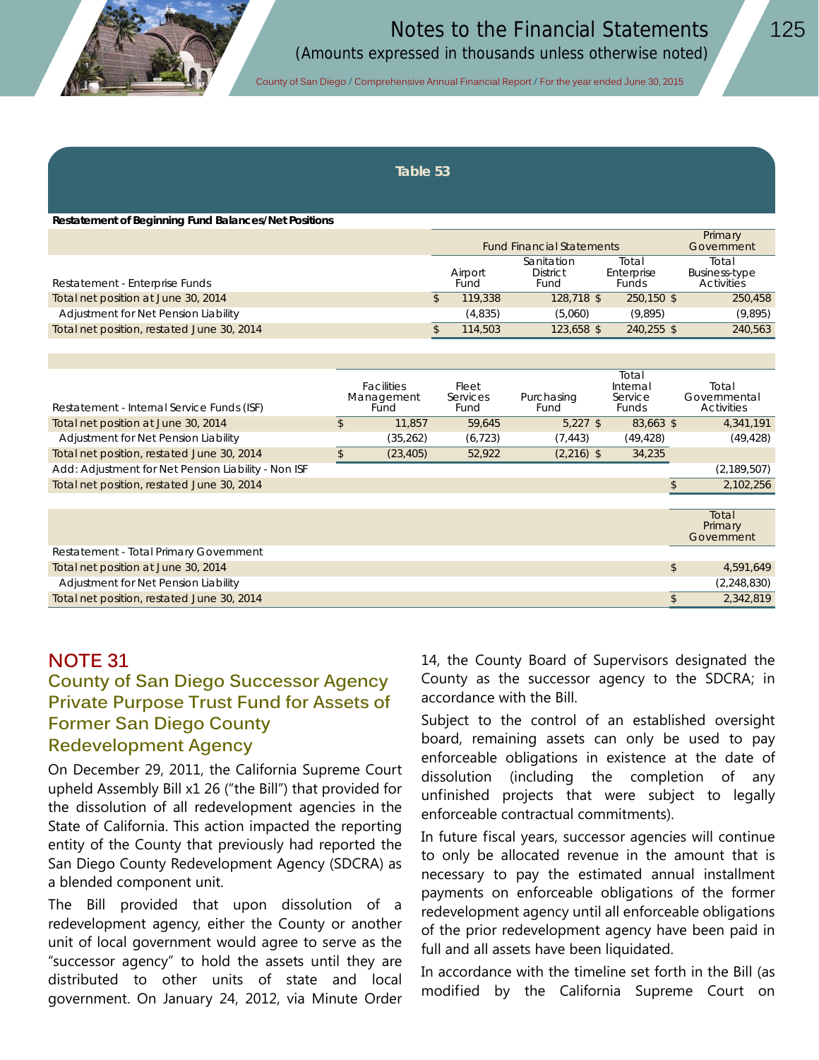**Table 53**

**Restatement of Beginning Fund Balances/Net Positions**

| Restatement - Enterprise Funds | Fund Financial Statements | | | Primary Government |
|---|---|---|---|---|
| | Airport Fund | Sanitation District Fund | Total Enterprise Funds | Total Business-type Activities |
| Total net position at June 30, 2014 | $ 119,338 | 128,718 $ | 250,150 $ | 250,458 |
| Adjustment for Net Pension Liability | (4,835) | (5,060) | (9,895) | (9,895) |
| Total net position, restated June 30, 2014 | $ 114,503 | 123,658 $ | 240,255 $ | 240,563 |

| Restatement - Internal Service Funds (ISF) | Facilities Management Fund | Fleet Services Fund | Purchasing Fund | Total Internal Service Funds | Total Governmental Activities |
|---|---|---|---|---|---|
| Total net position at June 30, 2014 | $ 11,857 | 59,645 | 5,227 $ | 83,663 $ | 4,341,191 |
| Adjustment for Net Pension Liability | (35,262) | (6,723) | (7,443) | (49,428) | (49,428) |
| Total net position, restated June 30, 2014 | $ (23,405) | 52,922 | (2,216) $ | 34,235 | |
| Add: Adjustment for Net Pension Liability - Non ISF | | | | | (2,189,507) |
| Total net position, restated June 30, 2014 | | | | | $ 2,102,256 |

| Restatement - Total Primary Government | Total Primary Government |
|---|---|
| Total net position at June 30, 2014 | $ 4,591,649 |
| Adjustment for Net Pension Liability | (2,248,830) |
| Total net position, restated June 30, 2014 | $ 2,342,819 |

## NOTE 31

### County of San Diego Successor Agency Private Purpose Trust Fund for Assets of Former San Diego County Redevelopment Agency

On December 29, 2011, the California Supreme Court upheld Assembly Bill x1 26 ("the Bill") that provided for the dissolution of all redevelopment agencies in the State of California. This action impacted the reporting entity of the County that previously had reported the San Diego County Redevelopment Agency (SDCRA) as a blended component unit.

The Bill provided that upon dissolution of a redevelopment agency, either the County or another unit of local government would agree to serve as the "successor agency" to hold the assets until they are distributed to other units of state and local government. On January 24, 2012, via Minute Order 14, the County Board of Supervisors designated the County as the successor agency to the SDCRA; in accordance with the Bill.

Subject to the control of an established oversight board, remaining assets can only be used to pay enforceable obligations in existence at the date of dissolution (including the completion of any unfinished projects that were subject to legally enforceable contractual commitments).

In future fiscal years, successor agencies will continue to only be allocated revenue in the amount that is necessary to pay the estimated annual installment payments on enforceable obligations of the former redevelopment agency until all enforceable obligations of the prior redevelopment agency have been paid in full and all assets have been liquidated.

In accordance with the timeline set forth in the Bill (as modified by the California Supreme Court on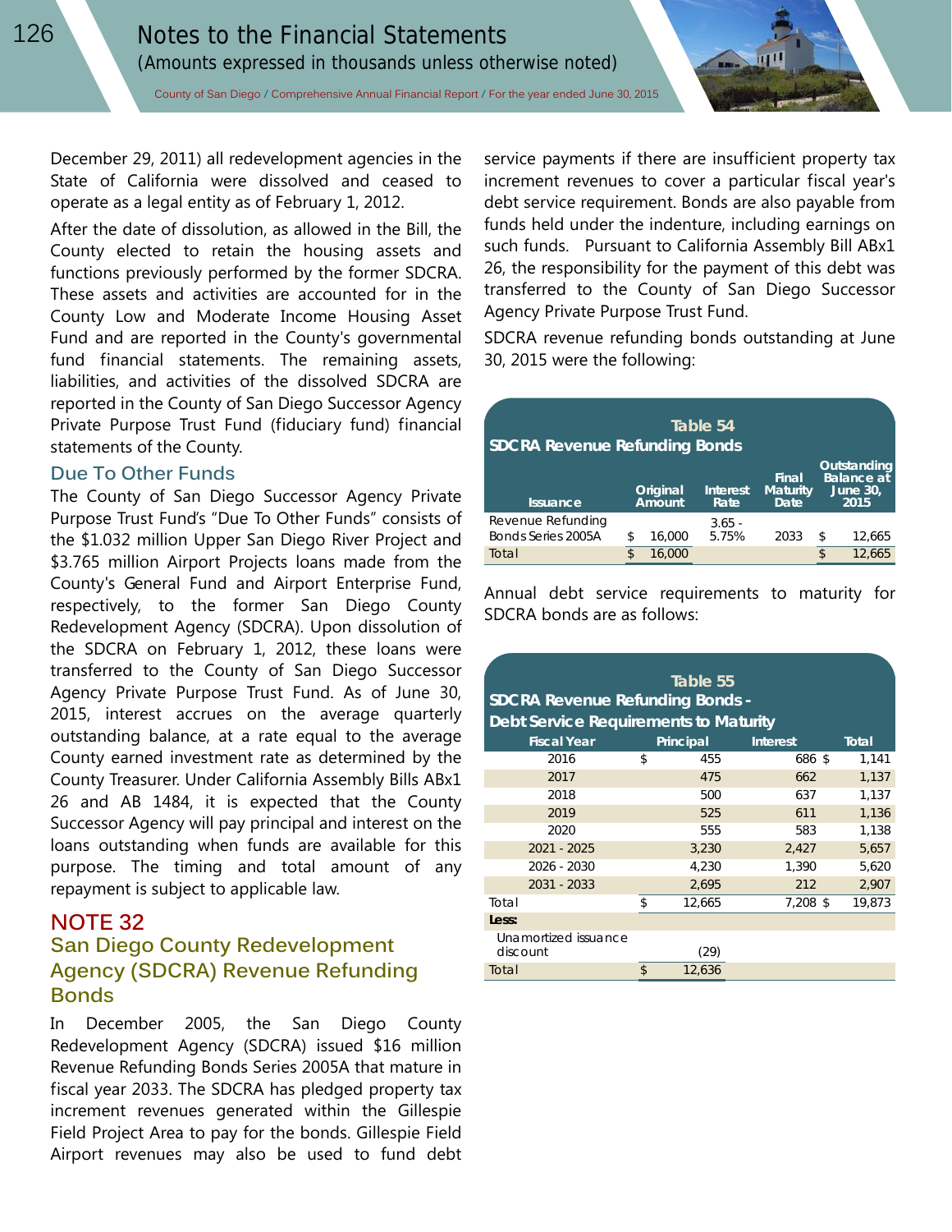December 29, 2011) all redevelopment agencies in the State of California were dissolved and ceased to operate as a legal entity as of February 1, 2012.

After the date of dissolution, as allowed in the Bill, the County elected to retain the housing assets and functions previously performed by the former SDCRA. These assets and activities are accounted for in the County Low and Moderate Income Housing Asset Fund and are reported in the County's governmental fund financial statements. The remaining assets, liabilities, and activities of the dissolved SDCRA are reported in the County of San Diego Successor Agency Private Purpose Trust Fund (fiduciary fund) financial statements of the County.

### Due To Other Funds

The County of San Diego Successor Agency Private Purpose Trust Fund's "Due To Other Funds" consists of the $1.032 million Upper San Diego River Project and $3.765 million Airport Projects loans made from the County's General Fund and Airport Enterprise Fund, respectively, to the former San Diego County Redevelopment Agency (SDCRA). Upon dissolution of the SDCRA on February 1, 2012, these loans were transferred to the County of San Diego Successor Agency Private Purpose Trust Fund. As of June 30, 2015, interest accrues on the average quarterly outstanding balance, at a rate equal to the average County earned investment rate as determined by the County Treasurer. Under California Assembly Bills ABx1 26 and AB 1484, it is expected that the County Successor Agency will pay principal and interest on the loans outstanding when funds are available for this purpose. The timing and total amount of any repayment is subject to applicable law.

## NOTE 32

## San Diego County Redevelopment Agency (SDCRA) Revenue Refunding Bonds

In December 2005, the San Diego County Redevelopment Agency (SDCRA) issued $16 million Revenue Refunding Bonds Series 2005A that mature in fiscal year 2033. The SDCRA has pledged property tax increment revenues generated within the Gillespie Field Project Area to pay for the bonds. Gillespie Field Airport revenues may also be used to fund debt service payments if there are insufficient property tax increment revenues to cover a particular fiscal year's debt service requirement. Bonds are also payable from funds held under the indenture, including earnings on such funds. Pursuant to California Assembly Bill ABx1 26, the responsibility for the payment of this debt was transferred to the County of San Diego Successor Agency Private Purpose Trust Fund.

SDCRA revenue refunding bonds outstanding at June 30, 2015 were the following:

**Table 54**
**SDCRA Revenue Refunding Bonds**

| Issuance | Original Amount | Interest Rate | Final Maturity Date | Outstanding Balance at June 30, 2015 |
|---|---|---|---|---|
| Revenue Refunding Bonds Series 2005A | $ 16,000 | 3.65 - 5.75% | 2033 | $ 12,665 |
| Total | $ 16,000 | | | $ 12,665 |

Annual debt service requirements to maturity for SDCRA bonds are as follows:

**Table 55**
**SDCRA Revenue Refunding Bonds - Debt Service Requirements to Maturity**

| Fiscal Year | Principal | Interest | Total |
|---|---|---|---|
| 2016 | $ 455 | 686 | $ 1,141 |
| 2017 | 475 | 662 | 1,137 |
| 2018 | 500 | 637 | 1,137 |
| 2019 | 525 | 611 | 1,136 |
| 2020 | 555 | 583 | 1,138 |
| 2021 - 2025 | 3,230 | 2,427 | 5,657 |
| 2026 - 2030 | 4,230 | 1,390 | 5,620 |
| 2031 - 2033 | 2,695 | 212 | 2,907 |
| Total | $ 12,665 | 7,208 | $ 19,873 |
| **Less:** | | | |
| Unamortized issuance discount | (29) | | |
| Total | $ 12,636 | | |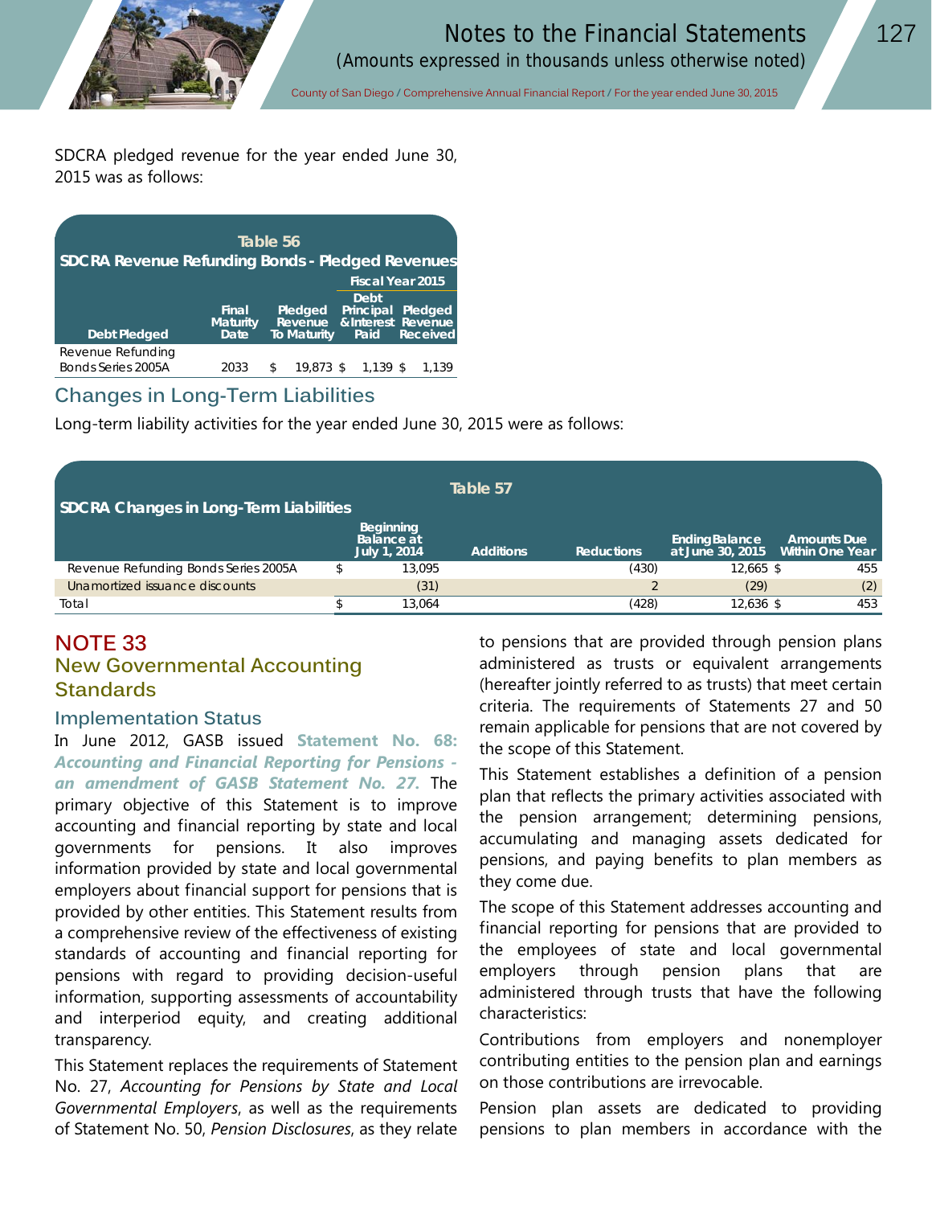SDCRA pledged revenue for the year ended June 30, 2015 was as follows:

**Table 56**
**SDCRA Revenue Refunding Bonds - Pledged Revenues**

| Debt Pledged | Final Maturity Date | Pledged Revenue To Maturity | Fiscal Year 2015 Debt Principal & Interest Paid | Fiscal Year 2015 Pledged Revenue Received |
|---|---|---|---|---|
| Revenue Refunding Bonds Series 2005A | 2033 | $ 19,873 | $ 1,139 | $ 1,139 |

## Changes in Long-Term Liabilities

Long-term liability activities for the year ended June 30, 2015 were as follows:

**Table 57**
**SDCRA Changes in Long-Term Liabilities**

| | Beginning Balance at July 1, 2014 | Additions | Reductions | Ending Balance at June 30, 2015 | Amounts Due Within One Year |
|---|---|---|---|---|---|
| Revenue Refunding Bonds Series 2005A | $ 13,095 | | (430) | 12,665 | $ 455 |
| Unamortized issuance discounts | (31) | | 2 | (29) | (2) |
| Total | $ 13,064 | | (428) | 12,636 | $ 453 |

# NOTE 33
## New Governmental Accounting Standards

### Implementation Status

In June 2012, GASB issued **Statement No. 68: *Accounting and Financial Reporting for Pensions - an amendment of GASB Statement No. 27*.** The primary objective of this Statement is to improve accounting and financial reporting by state and local governments for pensions. It also improves information provided by state and local governmental employers about financial support for pensions that is provided by other entities. This Statement results from a comprehensive review of the effectiveness of existing standards of accounting and financial reporting for pensions with regard to providing decision-useful information, supporting assessments of accountability and interperiod equity, and creating additional transparency.

This Statement replaces the requirements of Statement No. 27, *Accounting for Pensions by State and Local Governmental Employers*, as well as the requirements of Statement No. 50, *Pension Disclosures*, as they relate to pensions that are provided through pension plans administered as trusts or equivalent arrangements (hereafter jointly referred to as trusts) that meet certain criteria. The requirements of Statements 27 and 50 remain applicable for pensions that are not covered by the scope of this Statement.

This Statement establishes a definition of a pension plan that reflects the primary activities associated with the pension arrangement; determining pensions, accumulating and managing assets dedicated for pensions, and paying benefits to plan members as they come due.

The scope of this Statement addresses accounting and financial reporting for pensions that are provided to the employees of state and local governmental employers through pension plans that are administered through trusts that have the following characteristics:

Contributions from employers and nonemployer contributing entities to the pension plan and earnings on those contributions are irrevocable.

Pension plan assets are dedicated to providing pensions to plan members in accordance with the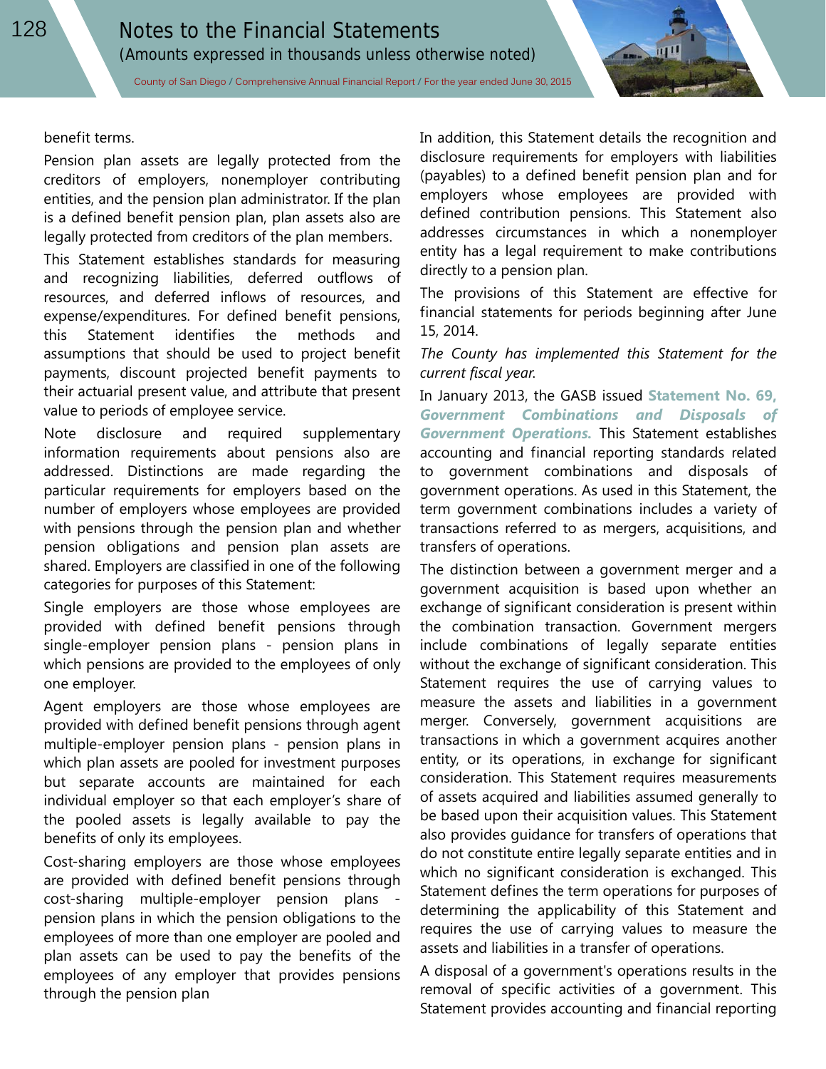benefit terms.

Pension plan assets are legally protected from the creditors of employers, nonemployer contributing entities, and the pension plan administrator. If the plan is a defined benefit pension plan, plan assets also are legally protected from creditors of the plan members.

This Statement establishes standards for measuring and recognizing liabilities, deferred outflows of resources, and deferred inflows of resources, and expense/expenditures. For defined benefit pensions, this Statement identifies the methods and assumptions that should be used to project benefit payments, discount projected benefit payments to their actuarial present value, and attribute that present value to periods of employee service.

Note disclosure and required supplementary information requirements about pensions also are addressed. Distinctions are made regarding the particular requirements for employers based on the number of employers whose employees are provided with pensions through the pension plan and whether pension obligations and pension plan assets are shared. Employers are classified in one of the following categories for purposes of this Statement:

Single employers are those whose employees are provided with defined benefit pensions through single-employer pension plans - pension plans in which pensions are provided to the employees of only one employer.

Agent employers are those whose employees are provided with defined benefit pensions through agent multiple-employer pension plans - pension plans in which plan assets are pooled for investment purposes but separate accounts are maintained for each individual employer so that each employer's share of the pooled assets is legally available to pay the benefits of only its employees.

Cost-sharing employers are those whose employees are provided with defined benefit pensions through cost-sharing multiple-employer pension plans - pension plans in which the pension obligations to the employees of more than one employer are pooled and plan assets can be used to pay the benefits of the employees of any employer that provides pensions through the pension plan

In addition, this Statement details the recognition and disclosure requirements for employers with liabilities (payables) to a defined benefit pension plan and for employers whose employees are provided with defined contribution pensions. This Statement also addresses circumstances in which a nonemployer entity has a legal requirement to make contributions directly to a pension plan.

The provisions of this Statement are effective for financial statements for periods beginning after June 15, 2014.

*The County has implemented this Statement for the current fiscal year.*

In January 2013, the GASB issued **Statement No. 69,** ***Government Combinations and Disposals of Government Operations.*** This Statement establishes accounting and financial reporting standards related to government combinations and disposals of government operations. As used in this Statement, the term government combinations includes a variety of transactions referred to as mergers, acquisitions, and transfers of operations.

The distinction between a government merger and a government acquisition is based upon whether an exchange of significant consideration is present within the combination transaction. Government mergers include combinations of legally separate entities without the exchange of significant consideration. This Statement requires the use of carrying values to measure the assets and liabilities in a government merger. Conversely, government acquisitions are transactions in which a government acquires another entity, or its operations, in exchange for significant consideration. This Statement requires measurements of assets acquired and liabilities assumed generally to be based upon their acquisition values. This Statement also provides guidance for transfers of operations that do not constitute entire legally separate entities and in which no significant consideration is exchanged. This Statement defines the term operations for purposes of determining the applicability of this Statement and requires the use of carrying values to measure the assets and liabilities in a transfer of operations.

A disposal of a government's operations results in the removal of specific activities of a government. This Statement provides accounting and financial reporting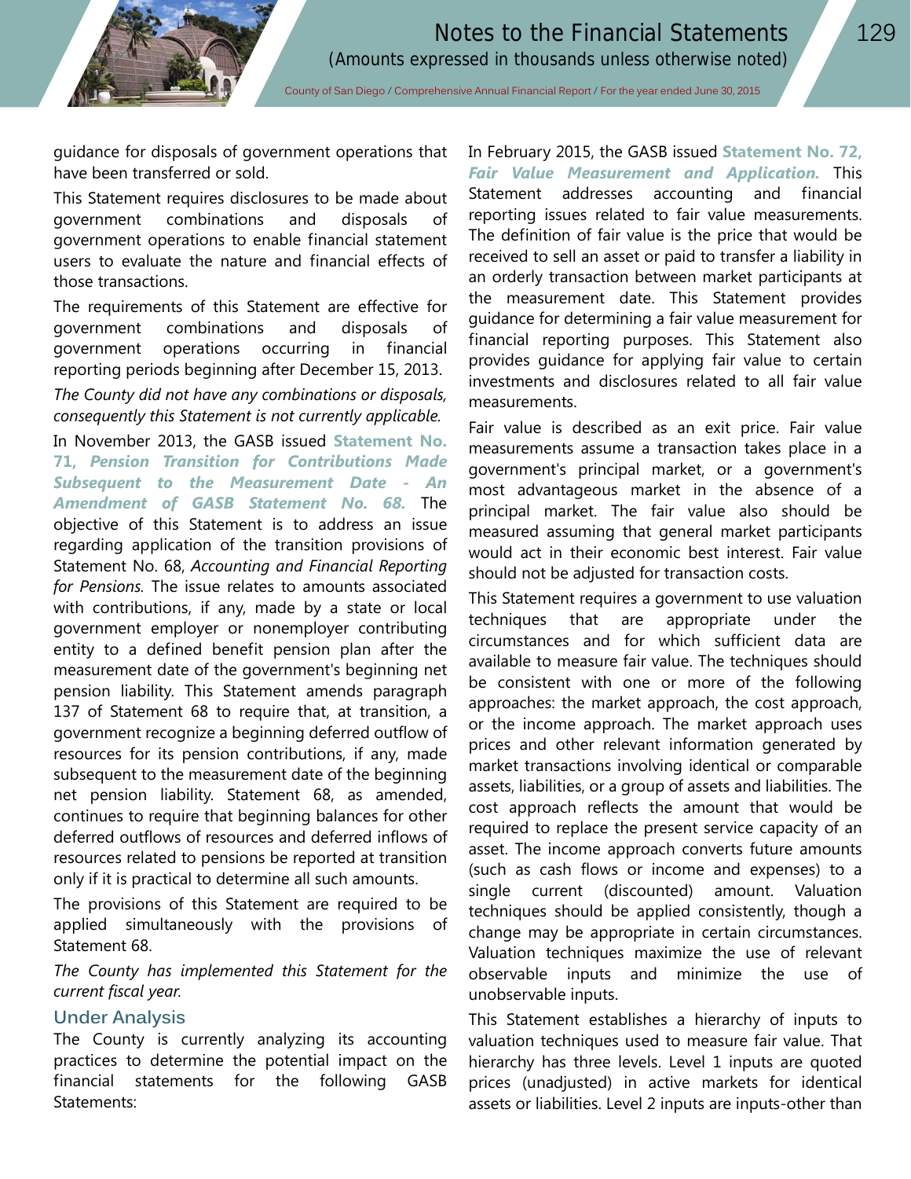guidance for disposals of government operations that have been transferred or sold.

This Statement requires disclosures to be made about government combinations and disposals of government operations to enable financial statement users to evaluate the nature and financial effects of those transactions.

The requirements of this Statement are effective for government combinations and disposals of government operations occurring in financial reporting periods beginning after December 15, 2013.

*The County did not have any combinations or disposals, consequently this Statement is not currently applicable.*

In November 2013, the GASB issued **Statement No. 71, *Pension Transition for Contributions Made Subsequent to the Measurement Date - An Amendment of GASB Statement No. 68.*** The objective of this Statement is to address an issue regarding application of the transition provisions of Statement No. 68, *Accounting and Financial Reporting for Pensions*. The issue relates to amounts associated with contributions, if any, made by a state or local government employer or nonemployer contributing entity to a defined benefit pension plan after the measurement date of the government's beginning net pension liability. This Statement amends paragraph 137 of Statement 68 to require that, at transition, a government recognize a beginning deferred outflow of resources for its pension contributions, if any, made subsequent to the measurement date of the beginning net pension liability. Statement 68, as amended, continues to require that beginning balances for other deferred outflows of resources and deferred inflows of resources related to pensions be reported at transition only if it is practical to determine all such amounts.

The provisions of this Statement are required to be applied simultaneously with the provisions of Statement 68.

*The County has implemented this Statement for the current fiscal year.*

### Under Analysis

The County is currently analyzing its accounting practices to determine the potential impact on the financial statements for the following GASB Statements:

In February 2015, the GASB issued **Statement No. 72, *Fair Value Measurement and Application.*** This Statement addresses accounting and financial reporting issues related to fair value measurements. The definition of fair value is the price that would be received to sell an asset or paid to transfer a liability in an orderly transaction between market participants at the measurement date. This Statement provides guidance for determining a fair value measurement for financial reporting purposes. This Statement also provides guidance for applying fair value to certain investments and disclosures related to all fair value measurements.

Fair value is described as an exit price. Fair value measurements assume a transaction takes place in a government's principal market, or a government's most advantageous market in the absence of a principal market. The fair value also should be measured assuming that general market participants would act in their economic best interest. Fair value should not be adjusted for transaction costs.

This Statement requires a government to use valuation techniques that are appropriate under the circumstances and for which sufficient data are available to measure fair value. The techniques should be consistent with one or more of the following approaches: the market approach, the cost approach, or the income approach. The market approach uses prices and other relevant information generated by market transactions involving identical or comparable assets, liabilities, or a group of assets and liabilities. The cost approach reflects the amount that would be required to replace the present service capacity of an asset. The income approach converts future amounts (such as cash flows or income and expenses) to a single current (discounted) amount. Valuation techniques should be applied consistently, though a change may be appropriate in certain circumstances. Valuation techniques maximize the use of relevant observable inputs and minimize the use of unobservable inputs.

This Statement establishes a hierarchy of inputs to valuation techniques used to measure fair value. That hierarchy has three levels. Level 1 inputs are quoted prices (unadjusted) in active markets for identical assets or liabilities. Level 2 inputs are inputs-other than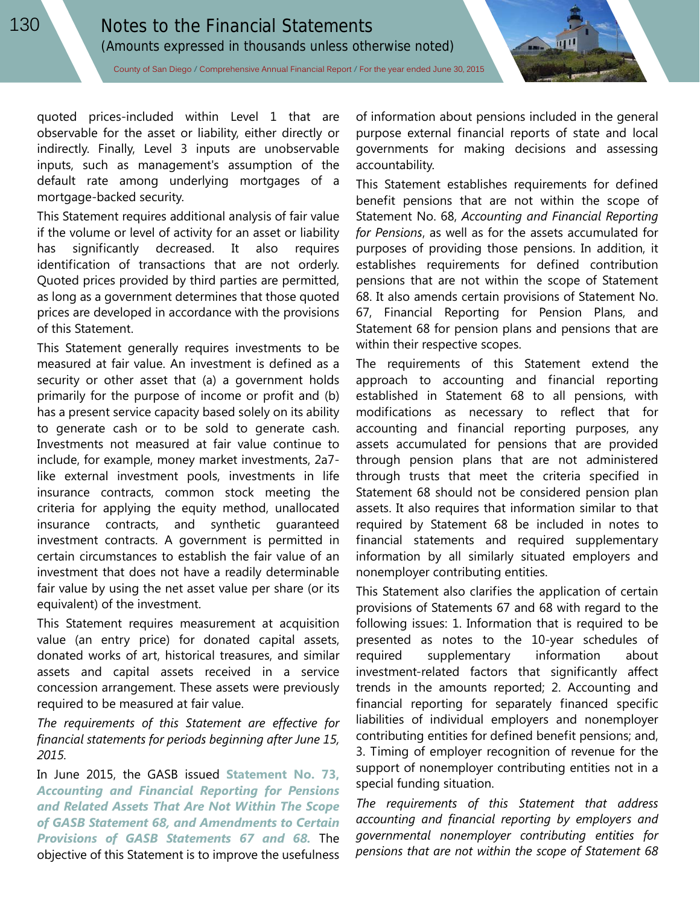quoted prices-included within Level 1 that are observable for the asset or liability, either directly or indirectly. Finally, Level 3 inputs are unobservable inputs, such as management's assumption of the default rate among underlying mortgages of a mortgage-backed security.

This Statement requires additional analysis of fair value if the volume or level of activity for an asset or liability has significantly decreased. It also requires identification of transactions that are not orderly. Quoted prices provided by third parties are permitted, as long as a government determines that those quoted prices are developed in accordance with the provisions of this Statement.

This Statement generally requires investments to be measured at fair value. An investment is defined as a security or other asset that (a) a government holds primarily for the purpose of income or profit and (b) has a present service capacity based solely on its ability to generate cash or to be sold to generate cash. Investments not measured at fair value continue to include, for example, money market investments, 2a7-like external investment pools, investments in life insurance contracts, common stock meeting the criteria for applying the equity method, unallocated insurance contracts, and synthetic guaranteed investment contracts. A government is permitted in certain circumstances to establish the fair value of an investment that does not have a readily determinable fair value by using the net asset value per share (or its equivalent) of the investment.

This Statement requires measurement at acquisition value (an entry price) for donated capital assets, donated works of art, historical treasures, and similar assets and capital assets received in a service concession arrangement. These assets were previously required to be measured at fair value.

*The requirements of this Statement are effective for financial statements for periods beginning after June 15, 2015.*

In June 2015, the GASB issued **Statement No. 73, *Accounting and Financial Reporting for Pensions and Related Assets That Are Not Within The Scope of GASB Statement 68, and Amendments to Certain Provisions of GASB Statements 67 and 68.*** The objective of this Statement is to improve the usefulness of information about pensions included in the general purpose external financial reports of state and local governments for making decisions and assessing accountability.

This Statement establishes requirements for defined benefit pensions that are not within the scope of Statement No. 68, *Accounting and Financial Reporting for Pensions*, as well as for the assets accumulated for purposes of providing those pensions. In addition, it establishes requirements for defined contribution pensions that are not within the scope of Statement 68. It also amends certain provisions of Statement No. 67, Financial Reporting for Pension Plans, and Statement 68 for pension plans and pensions that are within their respective scopes.

The requirements of this Statement extend the approach to accounting and financial reporting established in Statement 68 to all pensions, with modifications as necessary to reflect that for accounting and financial reporting purposes, any assets accumulated for pensions that are provided through pension plans that are not administered through trusts that meet the criteria specified in Statement 68 should not be considered pension plan assets. It also requires that information similar to that required by Statement 68 be included in notes to financial statements and required supplementary information by all similarly situated employers and nonemployer contributing entities.

This Statement also clarifies the application of certain provisions of Statements 67 and 68 with regard to the following issues: 1. Information that is required to be presented as notes to the 10-year schedules of required supplementary information about investment-related factors that significantly affect trends in the amounts reported; 2. Accounting and financial reporting for separately financed specific liabilities of individual employers and nonemployer contributing entities for defined benefit pensions; and, 3. Timing of employer recognition of revenue for the support of nonemployer contributing entities not in a special funding situation.

*The requirements of this Statement that address accounting and financial reporting by employers and governmental nonemployer contributing entities for pensions that are not within the scope of Statement 68*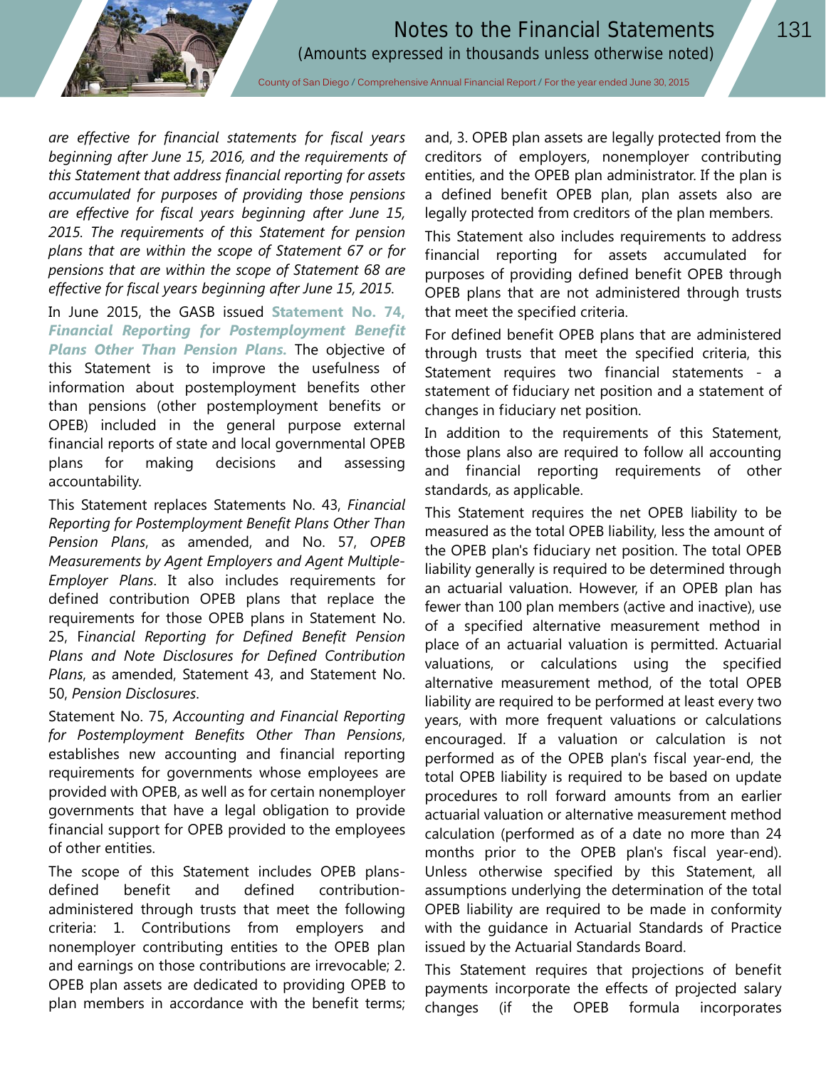*are effective for financial statements for fiscal years beginning after June 15, 2016, and the requirements of this Statement that address financial reporting for assets accumulated for purposes of providing those pensions are effective for fiscal years beginning after June 15, 2015. The requirements of this Statement for pension plans that are within the scope of Statement 67 or for pensions that are within the scope of Statement 68 are effective for fiscal years beginning after June 15, 2015.*

In June 2015, the GASB issued **Statement No. 74, *Financial Reporting for Postemployment Benefit Plans Other Than Pension Plans.*** The objective of this Statement is to improve the usefulness of information about postemployment benefits other than pensions (other postemployment benefits or OPEB) included in the general purpose external financial reports of state and local governmental OPEB plans for making decisions and assessing accountability.

This Statement replaces Statements No. 43, *Financial Reporting for Postemployment Benefit Plans Other Than Pension Plans*, as amended, and No. 57, *OPEB Measurements by Agent Employers and Agent Multiple-Employer Plans*. It also includes requirements for defined contribution OPEB plans that replace the requirements for those OPEB plans in Statement No. 25, F*inancial Reporting for Defined Benefit Pension Plans and Note Disclosures for Defined Contribution Plans*, as amended, Statement 43, and Statement No. 50, *Pension Disclosures*.

Statement No. 75, *Accounting and Financial Reporting for Postemployment Benefits Other Than Pensions*, establishes new accounting and financial reporting requirements for governments whose employees are provided with OPEB, as well as for certain nonemployer governments that have a legal obligation to provide financial support for OPEB provided to the employees of other entities.

The scope of this Statement includes OPEB plans-defined benefit and defined contribution-administered through trusts that meet the following criteria: 1. Contributions from employers and nonemployer contributing entities to the OPEB plan and earnings on those contributions are irrevocable; 2. OPEB plan assets are dedicated to providing OPEB to plan members in accordance with the benefit terms; and, 3. OPEB plan assets are legally protected from the creditors of employers, nonemployer contributing entities, and the OPEB plan administrator. If the plan is a defined benefit OPEB plan, plan assets also are legally protected from creditors of the plan members.

This Statement also includes requirements to address financial reporting for assets accumulated for purposes of providing defined benefit OPEB through OPEB plans that are not administered through trusts that meet the specified criteria.

For defined benefit OPEB plans that are administered through trusts that meet the specified criteria, this Statement requires two financial statements - a statement of fiduciary net position and a statement of changes in fiduciary net position.

In addition to the requirements of this Statement, those plans also are required to follow all accounting and financial reporting requirements of other standards, as applicable.

This Statement requires the net OPEB liability to be measured as the total OPEB liability, less the amount of the OPEB plan's fiduciary net position. The total OPEB liability generally is required to be determined through an actuarial valuation. However, if an OPEB plan has fewer than 100 plan members (active and inactive), use of a specified alternative measurement method in place of an actuarial valuation is permitted. Actuarial valuations, or calculations using the specified alternative measurement method, of the total OPEB liability are required to be performed at least every two years, with more frequent valuations or calculations encouraged. If a valuation or calculation is not performed as of the OPEB plan's fiscal year-end, the total OPEB liability is required to be based on update procedures to roll forward amounts from an earlier actuarial valuation or alternative measurement method calculation (performed as of a date no more than 24 months prior to the OPEB plan's fiscal year-end). Unless otherwise specified by this Statement, all assumptions underlying the determination of the total OPEB liability are required to be made in conformity with the guidance in Actuarial Standards of Practice issued by the Actuarial Standards Board.

This Statement requires that projections of benefit payments incorporate the effects of projected salary changes (if the OPEB formula incorporates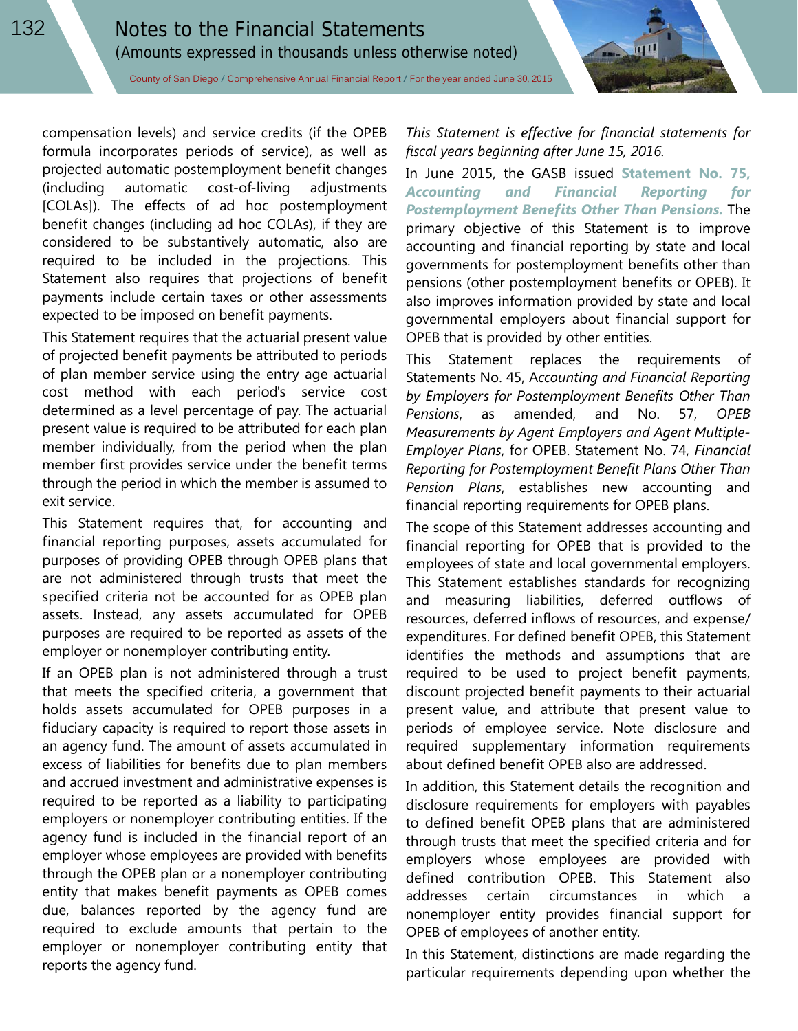compensation levels) and service credits (if the OPEB formula incorporates periods of service), as well as projected automatic postemployment benefit changes (including automatic cost-of-living adjustments [COLAs]). The effects of ad hoc postemployment benefit changes (including ad hoc COLAs), if they are considered to be substantively automatic, also are required to be included in the projections. This Statement also requires that projections of benefit payments include certain taxes or other assessments expected to be imposed on benefit payments.

This Statement requires that the actuarial present value of projected benefit payments be attributed to periods of plan member service using the entry age actuarial cost method with each period's service cost determined as a level percentage of pay. The actuarial present value is required to be attributed for each plan member individually, from the period when the plan member first provides service under the benefit terms through the period in which the member is assumed to exit service.

This Statement requires that, for accounting and financial reporting purposes, assets accumulated for purposes of providing OPEB through OPEB plans that are not administered through trusts that meet the specified criteria not be accounted for as OPEB plan assets. Instead, any assets accumulated for OPEB purposes are required to be reported as assets of the employer or nonemployer contributing entity.

If an OPEB plan is not administered through a trust that meets the specified criteria, a government that holds assets accumulated for OPEB purposes in a fiduciary capacity is required to report those assets in an agency fund. The amount of assets accumulated in excess of liabilities for benefits due to plan members and accrued investment and administrative expenses is required to be reported as a liability to participating employers or nonemployer contributing entities. If the agency fund is included in the financial report of an employer whose employees are provided with benefits through the OPEB plan or a nonemployer contributing entity that makes benefit payments as OPEB comes due, balances reported by the agency fund are required to exclude amounts that pertain to the employer or nonemployer contributing entity that reports the agency fund.

*This Statement is effective for financial statements for fiscal years beginning after June 15, 2016.*

In June 2015, the GASB issued **Statement No. 75, *Accounting and Financial Reporting for Postemployment Benefits Other Than Pensions.*** The primary objective of this Statement is to improve accounting and financial reporting by state and local governments for postemployment benefits other than pensions (other postemployment benefits or OPEB). It also improves information provided by state and local governmental employers about financial support for OPEB that is provided by other entities.

This Statement replaces the requirements of Statements No. 45, A*ccounting and Financial Reporting by Employers for Postemployment Benefits Other Than Pensions*, as amended, and No. 57, *OPEB Measurements by Agent Employers and Agent Multiple-Employer Plans*, for OPEB. Statement No. 74, *Financial Reporting for Postemployment Benefit Plans Other Than Pension Plans*, establishes new accounting and financial reporting requirements for OPEB plans.

The scope of this Statement addresses accounting and financial reporting for OPEB that is provided to the employees of state and local governmental employers. This Statement establishes standards for recognizing and measuring liabilities, deferred outflows of resources, deferred inflows of resources, and expense/expenditures. For defined benefit OPEB, this Statement identifies the methods and assumptions that are required to be used to project benefit payments, discount projected benefit payments to their actuarial present value, and attribute that present value to periods of employee service. Note disclosure and required supplementary information requirements about defined benefit OPEB also are addressed.

In addition, this Statement details the recognition and disclosure requirements for employers with payables to defined benefit OPEB plans that are administered through trusts that meet the specified criteria and for employers whose employees are provided with defined contribution OPEB. This Statement also addresses certain circumstances in which a nonemployer entity provides financial support for OPEB of employees of another entity.

In this Statement, distinctions are made regarding the particular requirements depending upon whether the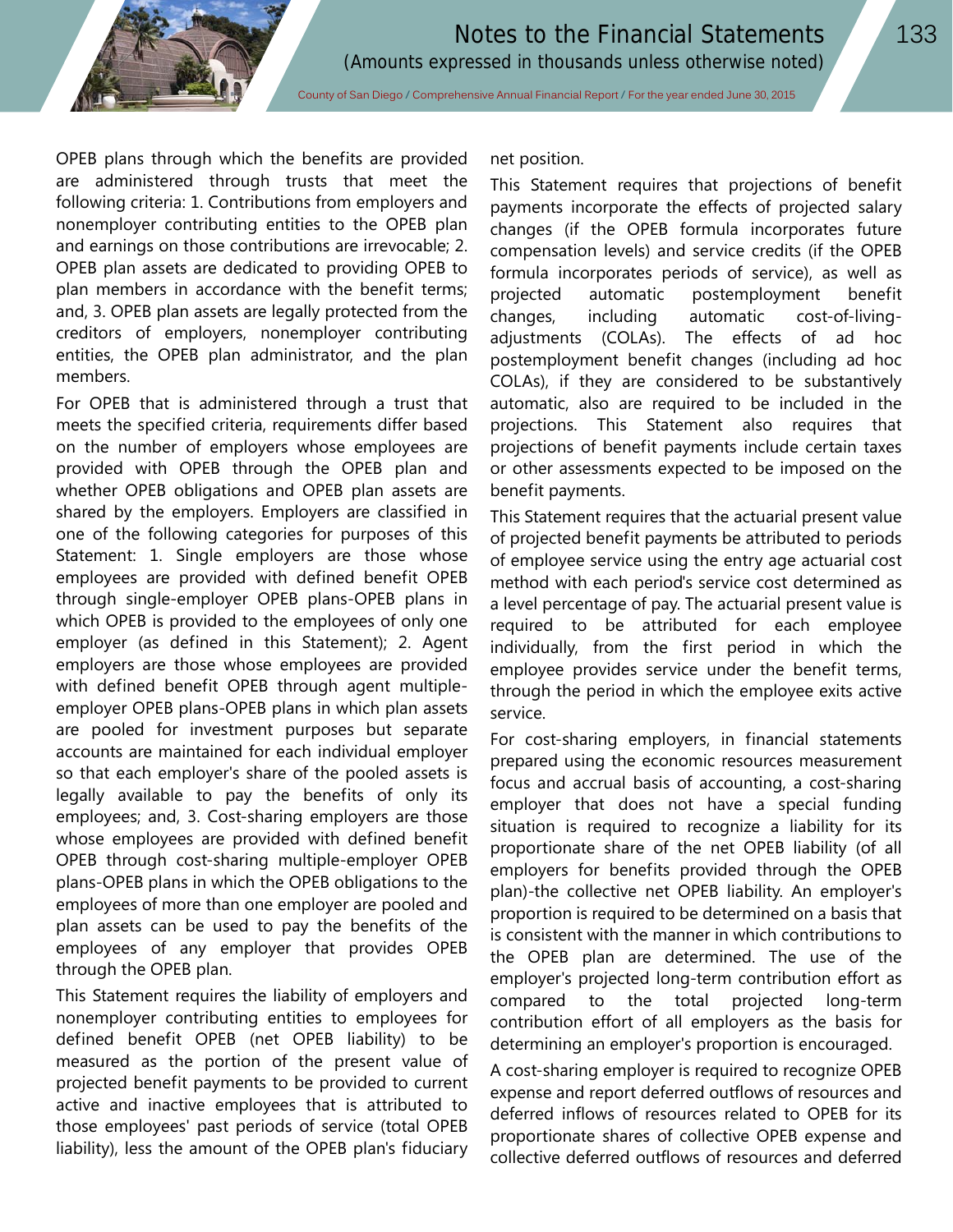OPEB plans through which the benefits are provided are administered through trusts that meet the following criteria: 1. Contributions from employers and nonemployer contributing entities to the OPEB plan and earnings on those contributions are irrevocable; 2. OPEB plan assets are dedicated to providing OPEB to plan members in accordance with the benefit terms; and, 3. OPEB plan assets are legally protected from the creditors of employers, nonemployer contributing entities, the OPEB plan administrator, and the plan members.

For OPEB that is administered through a trust that meets the specified criteria, requirements differ based on the number of employers whose employees are provided with OPEB through the OPEB plan and whether OPEB obligations and OPEB plan assets are shared by the employers. Employers are classified in one of the following categories for purposes of this Statement: 1. Single employers are those whose employees are provided with defined benefit OPEB through single-employer OPEB plans-OPEB plans in which OPEB is provided to the employees of only one employer (as defined in this Statement); 2. Agent employers are those whose employees are provided with defined benefit OPEB through agent multiple-employer OPEB plans-OPEB plans in which plan assets are pooled for investment purposes but separate accounts are maintained for each individual employer so that each employer's share of the pooled assets is legally available to pay the benefits of only its employees; and, 3. Cost-sharing employers are those whose employees are provided with defined benefit OPEB through cost-sharing multiple-employer OPEB plans-OPEB plans in which the OPEB obligations to the employees of more than one employer are pooled and plan assets can be used to pay the benefits of the employees of any employer that provides OPEB through the OPEB plan.

This Statement requires the liability of employers and nonemployer contributing entities to employees for defined benefit OPEB (net OPEB liability) to be measured as the portion of the present value of projected benefit payments to be provided to current active and inactive employees that is attributed to those employees' past periods of service (total OPEB liability), less the amount of the OPEB plan's fiduciary net position.

This Statement requires that projections of benefit payments incorporate the effects of projected salary changes (if the OPEB formula incorporates future compensation levels) and service credits (if the OPEB formula incorporates periods of service), as well as projected automatic postemployment benefit changes, including automatic cost-of-living-adjustments (COLAs). The effects of ad hoc postemployment benefit changes (including ad hoc COLAs), if they are considered to be substantively automatic, also are required to be included in the projections. This Statement also requires that projections of benefit payments include certain taxes or other assessments expected to be imposed on the benefit payments.

This Statement requires that the actuarial present value of projected benefit payments be attributed to periods of employee service using the entry age actuarial cost method with each period's service cost determined as a level percentage of pay. The actuarial present value is required to be attributed for each employee individually, from the first period in which the employee provides service under the benefit terms, through the period in which the employee exits active service.

For cost-sharing employers, in financial statements prepared using the economic resources measurement focus and accrual basis of accounting, a cost-sharing employer that does not have a special funding situation is required to recognize a liability for its proportionate share of the net OPEB liability (of all employers for benefits provided through the OPEB plan)-the collective net OPEB liability. An employer's proportion is required to be determined on a basis that is consistent with the manner in which contributions to the OPEB plan are determined. The use of the employer's projected long-term contribution effort as compared to the total projected long-term contribution effort of all employers as the basis for determining an employer's proportion is encouraged.

A cost-sharing employer is required to recognize OPEB expense and report deferred outflows of resources and deferred inflows of resources related to OPEB for its proportionate shares of collective OPEB expense and collective deferred outflows of resources and deferred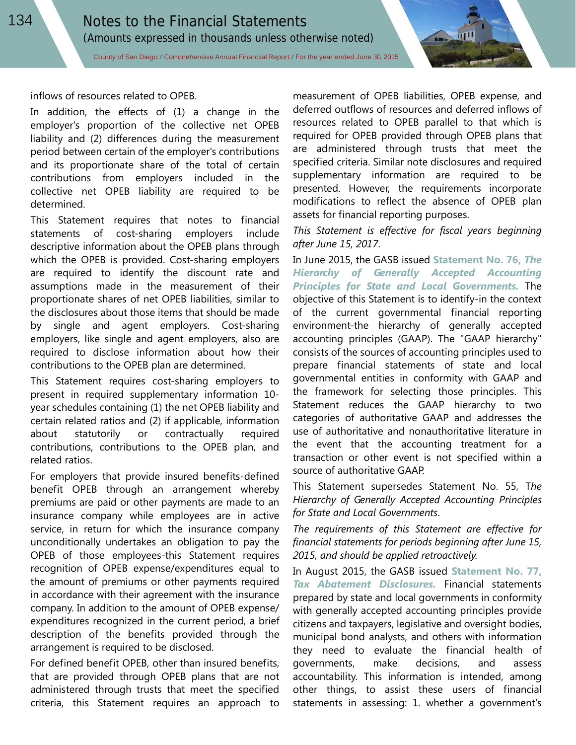inflows of resources related to OPEB.

In addition, the effects of (1) a change in the employer's proportion of the collective net OPEB liability and (2) differences during the measurement period between certain of the employer's contributions and its proportionate share of the total of certain contributions from employers included in the collective net OPEB liability are required to be determined.

This Statement requires that notes to financial statements of cost-sharing employers include descriptive information about the OPEB plans through which the OPEB is provided. Cost-sharing employers are required to identify the discount rate and assumptions made in the measurement of their proportionate shares of net OPEB liabilities, similar to the disclosures about those items that should be made by single and agent employers. Cost-sharing employers, like single and agent employers, also are required to disclose information about how their contributions to the OPEB plan are determined.

This Statement requires cost-sharing employers to present in required supplementary information 10-year schedules containing (1) the net OPEB liability and certain related ratios and (2) if applicable, information about statutorily or contractually required contributions, contributions to the OPEB plan, and related ratios.

For employers that provide insured benefits-defined benefit OPEB through an arrangement whereby premiums are paid or other payments are made to an insurance company while employees are in active service, in return for which the insurance company unconditionally undertakes an obligation to pay the OPEB of those employees-this Statement requires recognition of OPEB expense/expenditures equal to the amount of premiums or other payments required in accordance with their agreement with the insurance company. In addition to the amount of OPEB expense/expenditures recognized in the current period, a brief description of the benefits provided through the arrangement is required to be disclosed.

For defined benefit OPEB, other than insured benefits, that are provided through OPEB plans that are not administered through trusts that meet the specified criteria, this Statement requires an approach to measurement of OPEB liabilities, OPEB expense, and deferred outflows of resources and deferred inflows of resources related to OPEB parallel to that which is required for OPEB provided through OPEB plans that are administered through trusts that meet the specified criteria. Similar note disclosures and required supplementary information are required to be presented. However, the requirements incorporate modifications to reflect the absence of OPEB plan assets for financial reporting purposes.

*This Statement is effective for fiscal years beginning after June 15, 2017*.

In June 2015, the GASB issued **Statement No. 76, *The Hierarchy of Generally Accepted Accounting Principles for State and Local Governments*.** The objective of this Statement is to identify-in the context of the current governmental financial reporting environment-the hierarchy of generally accepted accounting principles (GAAP). The "GAAP hierarchy" consists of the sources of accounting principles used to prepare financial statements of state and local governmental entities in conformity with GAAP and the framework for selecting those principles. This Statement reduces the GAAP hierarchy to two categories of authoritative GAAP and addresses the use of authoritative and nonauthoritative literature in the event that the accounting treatment for a transaction or other event is not specified within a source of authoritative GAAP.

This Statement supersedes Statement No. 55, T*he Hierarchy of Generally Accepted Accounting Principles for State and Local Governments*.

*The requirements of this Statement are effective for financial statements for periods beginning after June 15, 2015, and should be applied retroactively.*

In August 2015, the GASB issued **Statement No. 77, *Tax Abatement Disclosures*.** Financial statements prepared by state and local governments in conformity with generally accepted accounting principles provide citizens and taxpayers, legislative and oversight bodies, municipal bond analysts, and others with information they need to evaluate the financial health of governments, make decisions, and assess accountability. This information is intended, among other things, to assist these users of financial statements in assessing: 1. whether a government's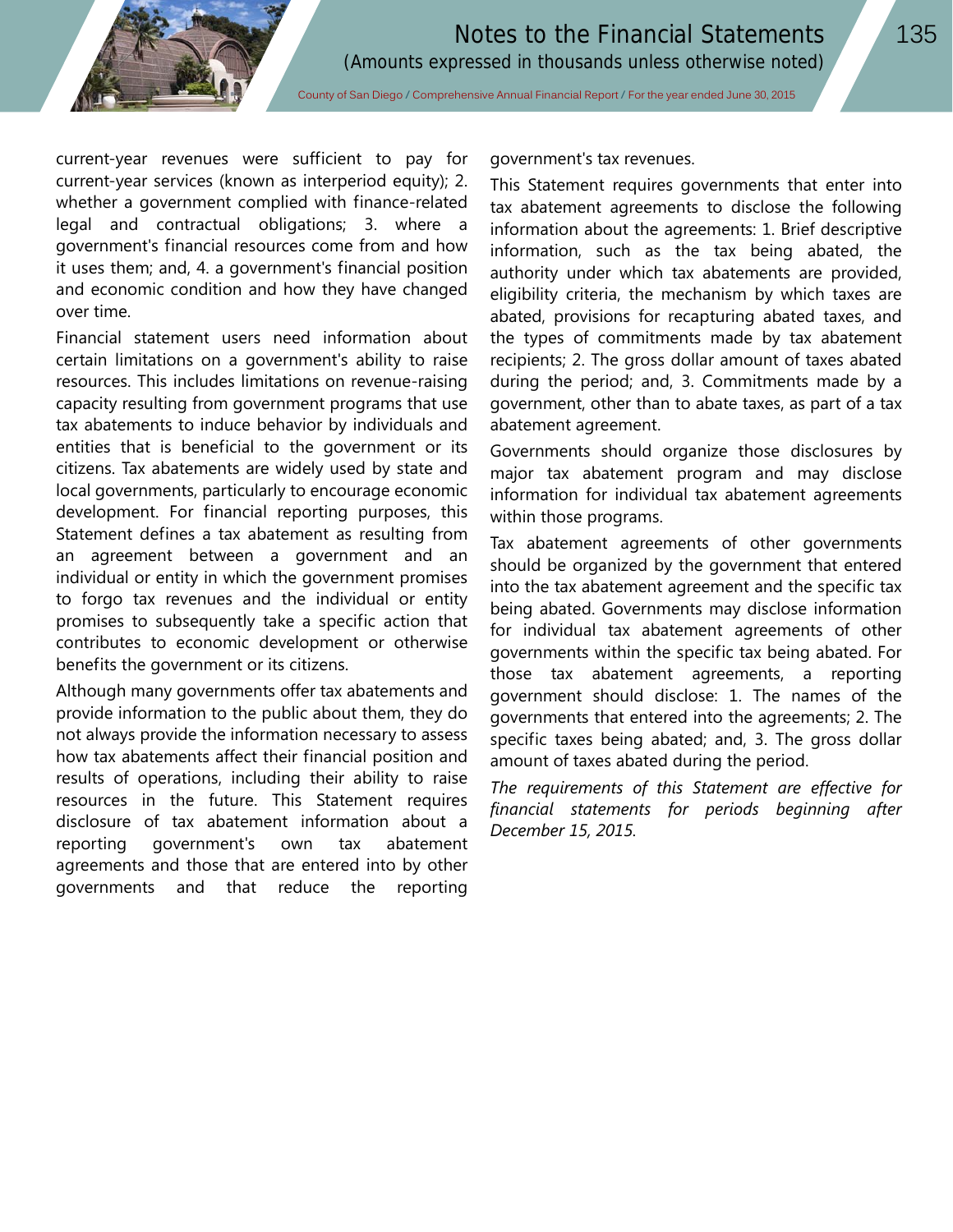current-year revenues were sufficient to pay for current-year services (known as interperiod equity); 2. whether a government complied with finance-related legal and contractual obligations; 3. where a government's financial resources come from and how it uses them; and, 4. a government's financial position and economic condition and how they have changed over time.

Financial statement users need information about certain limitations on a government's ability to raise resources. This includes limitations on revenue-raising capacity resulting from government programs that use tax abatements to induce behavior by individuals and entities that is beneficial to the government or its citizens. Tax abatements are widely used by state and local governments, particularly to encourage economic development. For financial reporting purposes, this Statement defines a tax abatement as resulting from an agreement between a government and an individual or entity in which the government promises to forgo tax revenues and the individual or entity promises to subsequently take a specific action that contributes to economic development or otherwise benefits the government or its citizens.

Although many governments offer tax abatements and provide information to the public about them, they do not always provide the information necessary to assess how tax abatements affect their financial position and results of operations, including their ability to raise resources in the future. This Statement requires disclosure of tax abatement information about a reporting government's own tax abatement agreements and those that are entered into by other governments and that reduce the reporting government's tax revenues.

This Statement requires governments that enter into tax abatement agreements to disclose the following information about the agreements: 1. Brief descriptive information, such as the tax being abated, the authority under which tax abatements are provided, eligibility criteria, the mechanism by which taxes are abated, provisions for recapturing abated taxes, and the types of commitments made by tax abatement recipients; 2. The gross dollar amount of taxes abated during the period; and, 3. Commitments made by a government, other than to abate taxes, as part of a tax abatement agreement.

Governments should organize those disclosures by major tax abatement program and may disclose information for individual tax abatement agreements within those programs.

Tax abatement agreements of other governments should be organized by the government that entered into the tax abatement agreement and the specific tax being abated. Governments may disclose information for individual tax abatement agreements of other governments within the specific tax being abated. For those tax abatement agreements, a reporting government should disclose: 1. The names of the governments that entered into the agreements; 2. The specific taxes being abated; and, 3. The gross dollar amount of taxes abated during the period.

*The requirements of this Statement are effective for financial statements for periods beginning after December 15, 2015.*